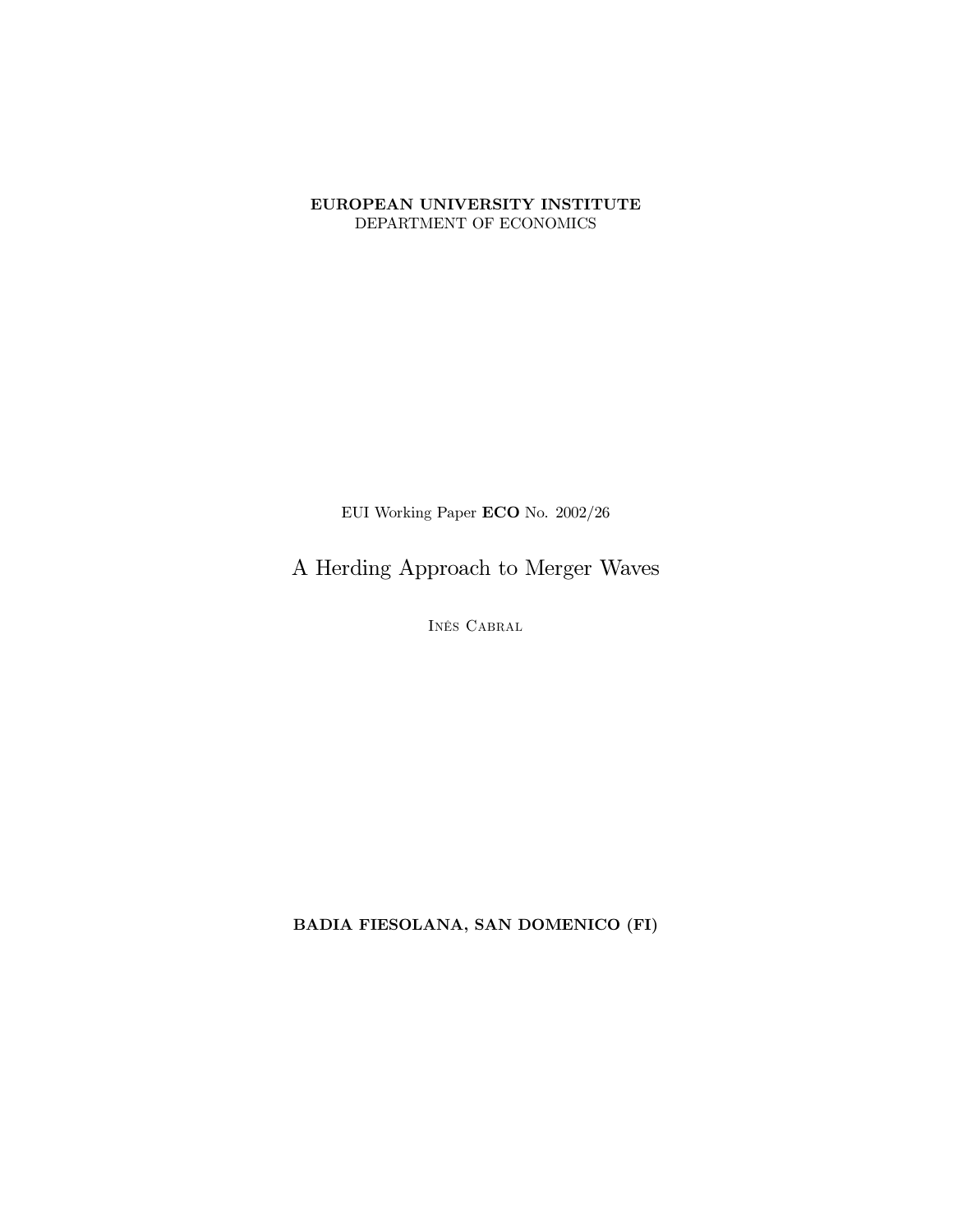**EUROPEAN UNIVERSITY INSTITUTE**
DEPARTMENT OF ECONOMICS

EUI Working Paper **ECO** No. 2002/26

# A Herding Approach to Merger Waves

Inês Cabral

**BADIA FIESOLANA, SAN DOMENICO (FI)**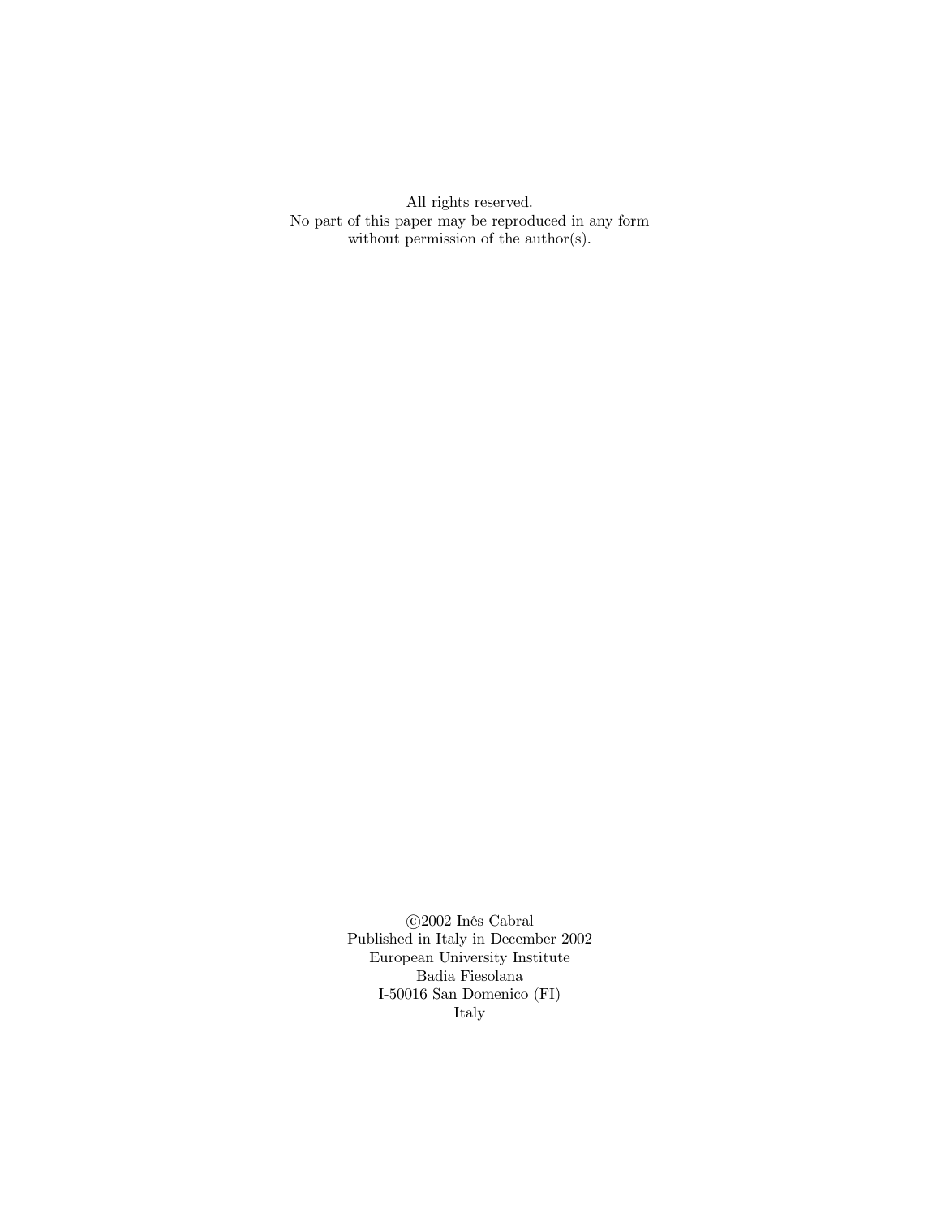All rights reserved.
No part of this paper may be reproduced in any form
without permission of the author(s).

©2002 Inês Cabral
Published in Italy in December 2002
European University Institute
Badia Fiesolana
I-50016 San Domenico (FI)
Italy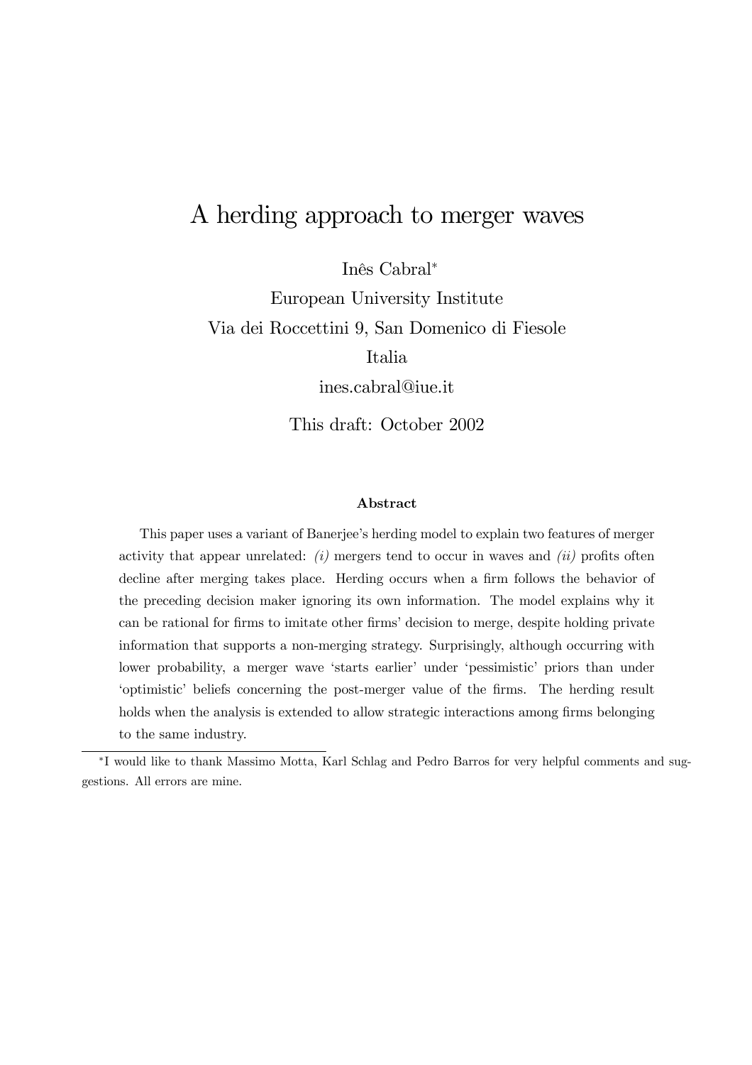# A herding approach to merger waves

Inês Cabral*

European University Institute

Via dei Roccettini 9, San Domenico di Fiesole

Italia

ines.cabral@iue.it

This draft: October 2002

### Abstract

This paper uses a variant of Banerjee's herding model to explain two features of merger activity that appear unrelated: *(i)* mergers tend to occur in waves and *(ii)* profits often decline after merging takes place. Herding occurs when a firm follows the behavior of the preceding decision maker ignoring its own information. The model explains why it can be rational for firms to imitate other firms' decision to merge, despite holding private information that supports a non-merging strategy. Surprisingly, although occurring with lower probability, a merger wave 'starts earlier' under 'pessimistic' priors than under 'optimistic' beliefs concerning the post-merger value of the firms. The herding result holds when the analysis is extended to allow strategic interactions among firms belonging to the same industry.

---

*I would like to thank Massimo Motta, Karl Schlag and Pedro Barros for very helpful comments and suggestions. All errors are mine.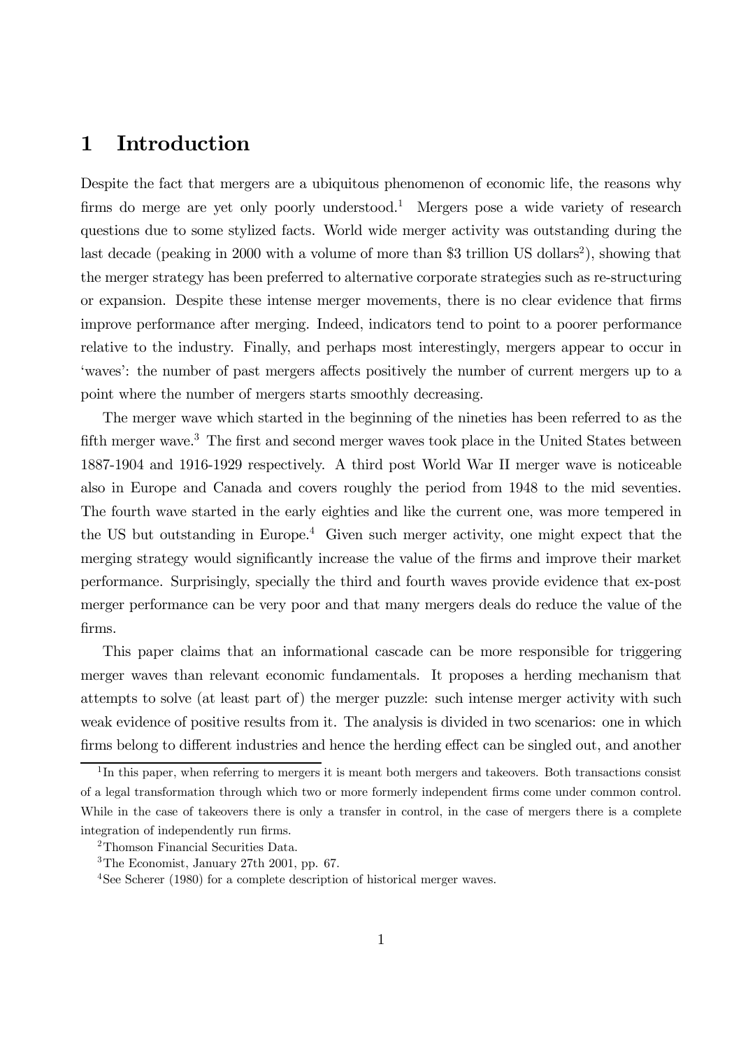# 1 Introduction

Despite the fact that mergers are a ubiquitous phenomenon of economic life, the reasons why firms do merge are yet only poorly understood.[1] Mergers pose a wide variety of research questions due to some stylized facts. World wide merger activity was outstanding during the last decade (peaking in 2000 with a volume of more than $3 trillion US dollars[2]), showing that the merger strategy has been preferred to alternative corporate strategies such as re-structuring or expansion. Despite these intense merger movements, there is no clear evidence that firms improve performance after merging. Indeed, indicators tend to point to a poorer performance relative to the industry. Finally, and perhaps most interestingly, mergers appear to occur in 'waves': the number of past mergers affects positively the number of current mergers up to a point where the number of mergers starts smoothly decreasing.

The merger wave which started in the beginning of the nineties has been referred to as the fifth merger wave.[3] The first and second merger waves took place in the United States between 1887-1904 and 1916-1929 respectively. A third post World War II merger wave is noticeable also in Europe and Canada and covers roughly the period from 1948 to the mid seventies. The fourth wave started in the early eighties and like the current one, was more tempered in the US but outstanding in Europe.[4] Given such merger activity, one might expect that the merging strategy would significantly increase the value of the firms and improve their market performance. Surprisingly, specially the third and fourth waves provide evidence that ex-post merger performance can be very poor and that many mergers deals do reduce the value of the firms.

This paper claims that an informational cascade can be more responsible for triggering merger waves than relevant economic fundamentals. It proposes a herding mechanism that attempts to solve (at least part of) the merger puzzle: such intense merger activity with such weak evidence of positive results from it. The analysis is divided in two scenarios: one in which firms belong to different industries and hence the herding effect can be singled out, and another

---

[1] In this paper, when referring to mergers it is meant both mergers and takeovers. Both transactions consist of a legal transformation through which two or more formerly independent firms come under common control. While in the case of takeovers there is only a transfer in control, in the case of mergers there is a complete integration of independently run firms.

[2] Thomson Financial Securities Data.

[3] The Economist, January 27th 2001, pp. 67.

[4] See Scherer (1980) for a complete description of historical merger waves.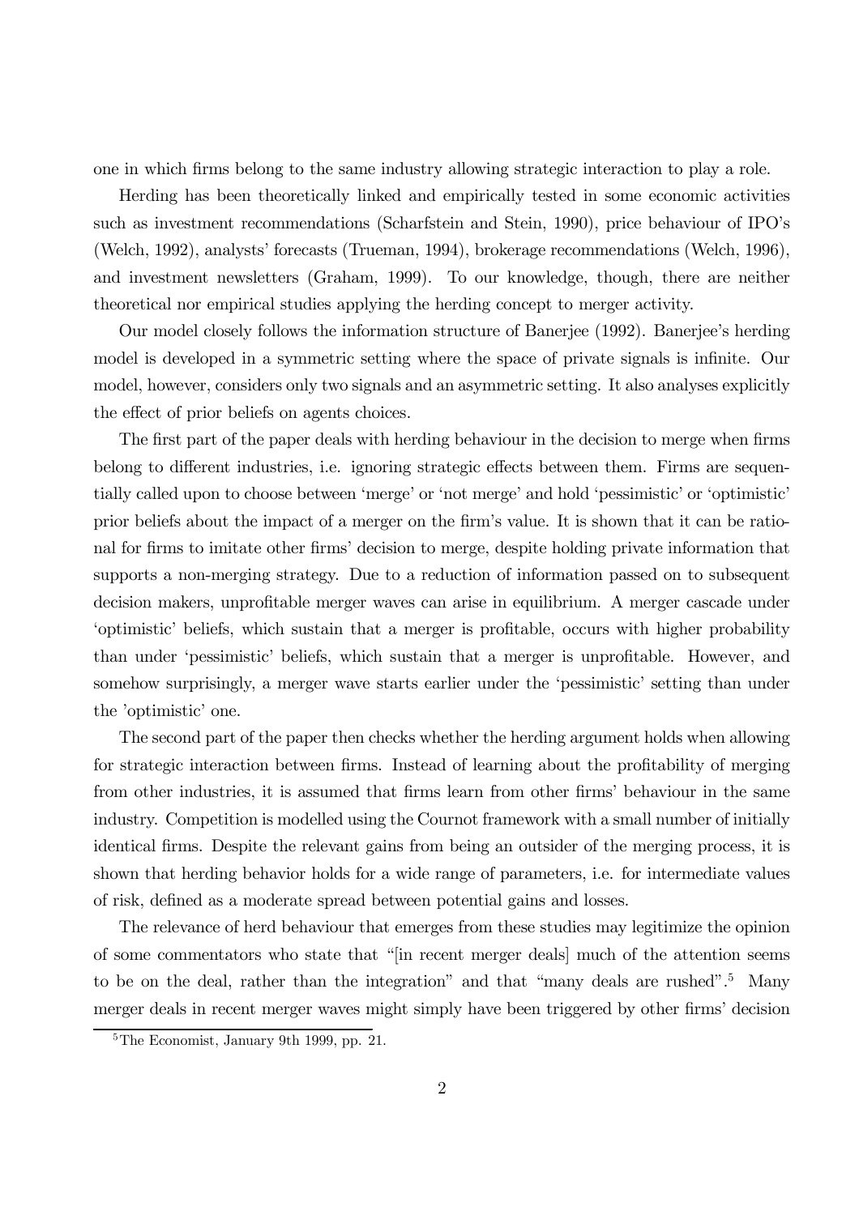one in which firms belong to the same industry allowing strategic interaction to play a role.

Herding has been theoretically linked and empirically tested in some economic activities such as investment recommendations (Scharfstein and Stein, 1990), price behaviour of IPO's (Welch, 1992), analysts' forecasts (Trueman, 1994), brokerage recommendations (Welch, 1996), and investment newsletters (Graham, 1999). To our knowledge, though, there are neither theoretical nor empirical studies applying the herding concept to merger activity.

Our model closely follows the information structure of Banerjee (1992). Banerjee's herding model is developed in a symmetric setting where the space of private signals is infinite. Our model, however, considers only two signals and an asymmetric setting. It also analyses explicitly the effect of prior beliefs on agents choices.

The first part of the paper deals with herding behaviour in the decision to merge when firms belong to different industries, i.e. ignoring strategic effects between them. Firms are sequentially called upon to choose between 'merge' or 'not merge' and hold 'pessimistic' or 'optimistic' prior beliefs about the impact of a merger on the firm's value. It is shown that it can be rational for firms to imitate other firms' decision to merge, despite holding private information that supports a non-merging strategy. Due to a reduction of information passed on to subsequent decision makers, unprofitable merger waves can arise in equilibrium. A merger cascade under 'optimistic' beliefs, which sustain that a merger is profitable, occurs with higher probability than under 'pessimistic' beliefs, which sustain that a merger is unprofitable. However, and somehow surprisingly, a merger wave starts earlier under the 'pessimistic' setting than under the 'optimistic' one.

The second part of the paper then checks whether the herding argument holds when allowing for strategic interaction between firms. Instead of learning about the profitability of merging from other industries, it is assumed that firms learn from other firms' behaviour in the same industry. Competition is modelled using the Cournot framework with a small number of initially identical firms. Despite the relevant gains from being an outsider of the merging process, it is shown that herding behavior holds for a wide range of parameters, i.e. for intermediate values of risk, defined as a moderate spread between potential gains and losses.

The relevance of herd behaviour that emerges from these studies may legitimize the opinion of some commentators who state that "[in recent merger deals] much of the attention seems to be on the deal, rather than the integration" and that "many deals are rushed".[5] Many merger deals in recent merger waves might simply have been triggered by other firms' decision

[5]The Economist, January 9th 1999, pp. 21.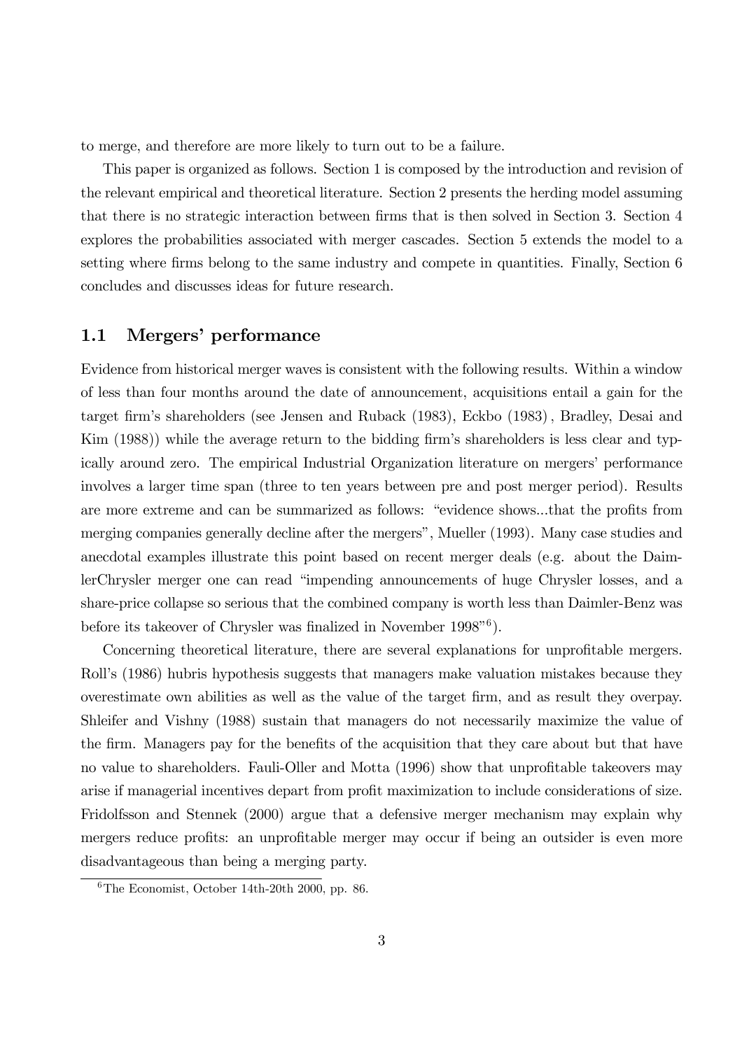to merge, and therefore are more likely to turn out to be a failure.

This paper is organized as follows. Section 1 is composed by the introduction and revision of the relevant empirical and theoretical literature. Section 2 presents the herding model assuming that there is no strategic interaction between firms that is then solved in Section 3. Section 4 explores the probabilities associated with merger cascades. Section 5 extends the model to a setting where firms belong to the same industry and compete in quantities. Finally, Section 6 concludes and discusses ideas for future research.

## 1.1 Mergers' performance

Evidence from historical merger waves is consistent with the following results. Within a window of less than four months around the date of announcement, acquisitions entail a gain for the target firm's shareholders (see Jensen and Ruback (1983), Eckbo (1983), Bradley, Desai and Kim (1988)) while the average return to the bidding firm's shareholders is less clear and typically around zero. The empirical Industrial Organization literature on mergers' performance involves a larger time span (three to ten years between pre and post merger period). Results are more extreme and can be summarized as follows: "evidence shows...that the profits from merging companies generally decline after the mergers", Mueller (1993). Many case studies and anecdotal examples illustrate this point based on recent merger deals (e.g. about the DaimlerChrysler merger one can read "impending announcements of huge Chrysler losses, and a share-price collapse so serious that the combined company is worth less than Daimler-Benz was before its takeover of Chrysler was finalized in November 1998"[6]).

Concerning theoretical literature, there are several explanations for unprofitable mergers. Roll's (1986) hubris hypothesis suggests that managers make valuation mistakes because they overestimate own abilities as well as the value of the target firm, and as result they overpay. Shleifer and Vishny (1988) sustain that managers do not necessarily maximize the value of the firm. Managers pay for the benefits of the acquisition that they care about but that have no value to shareholders. Fauli-Oller and Motta (1996) show that unprofitable takeovers may arise if managerial incentives depart from profit maximization to include considerations of size. Fridolfsson and Stennek (2000) argue that a defensive merger mechanism may explain why mergers reduce profits: an unprofitable merger may occur if being an outsider is even more disadvantageous than being a merging party.

[6] The Economist, October 14th-20th 2000, pp. 86.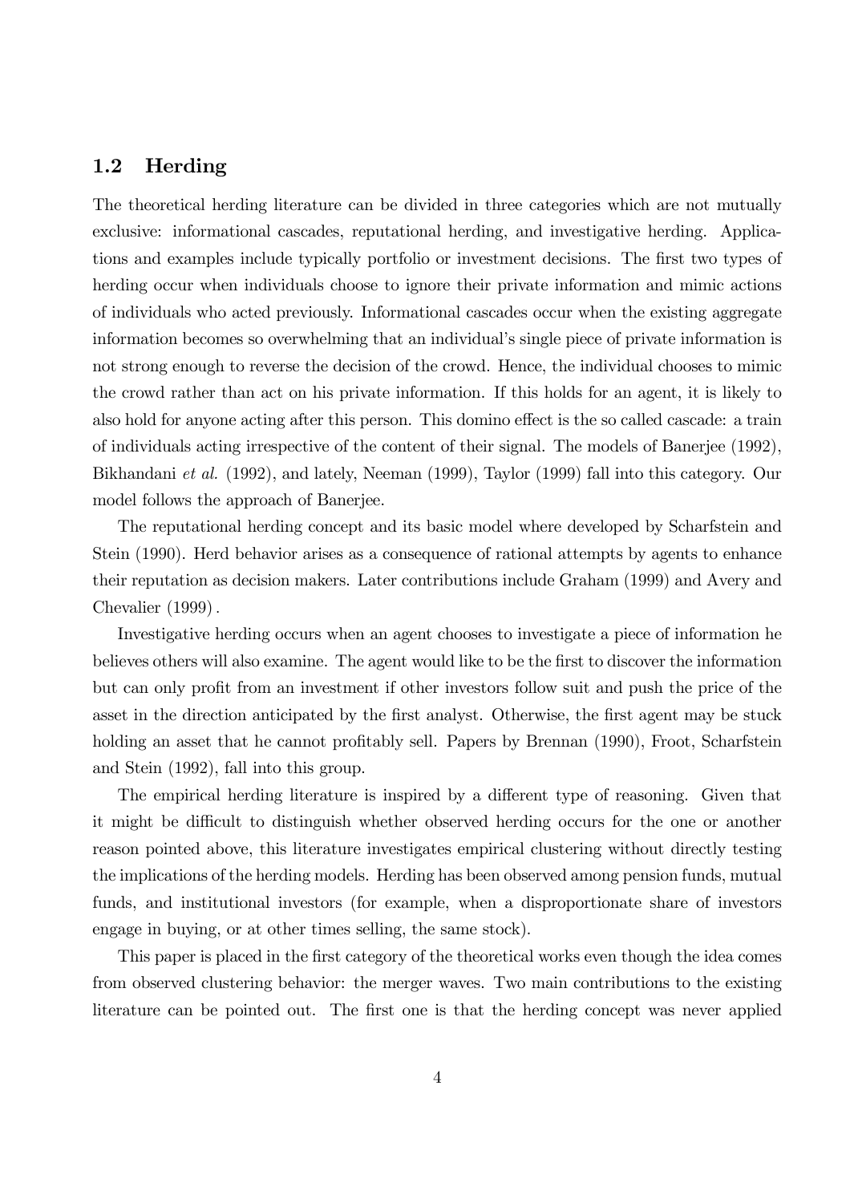## 1.2 Herding

The theoretical herding literature can be divided in three categories which are not mutually exclusive: informational cascades, reputational herding, and investigative herding. Applications and examples include typically portfolio or investment decisions. The first two types of herding occur when individuals choose to ignore their private information and mimic actions of individuals who acted previously. Informational cascades occur when the existing aggregate information becomes so overwhelming that an individual's single piece of private information is not strong enough to reverse the decision of the crowd. Hence, the individual chooses to mimic the crowd rather than act on his private information. If this holds for an agent, it is likely to also hold for anyone acting after this person. This domino effect is the so called cascade: a train of individuals acting irrespective of the content of their signal. The models of Banerjee (1992), Bikhandani *et al.* (1992), and lately, Neeman (1999), Taylor (1999) fall into this category. Our model follows the approach of Banerjee.

The reputational herding concept and its basic model where developed by Scharfstein and Stein (1990). Herd behavior arises as a consequence of rational attempts by agents to enhance their reputation as decision makers. Later contributions include Graham (1999) and Avery and Chevalier (1999).

Investigative herding occurs when an agent chooses to investigate a piece of information he believes others will also examine. The agent would like to be the first to discover the information but can only profit from an investment if other investors follow suit and push the price of the asset in the direction anticipated by the first analyst. Otherwise, the first agent may be stuck holding an asset that he cannot profitably sell. Papers by Brennan (1990), Froot, Scharfstein and Stein (1992), fall into this group.

The empirical herding literature is inspired by a different type of reasoning. Given that it might be difficult to distinguish whether observed herding occurs for the one or another reason pointed above, this literature investigates empirical clustering without directly testing the implications of the herding models. Herding has been observed among pension funds, mutual funds, and institutional investors (for example, when a disproportionate share of investors engage in buying, or at other times selling, the same stock).

This paper is placed in the first category of the theoretical works even though the idea comes from observed clustering behavior: the merger waves. Two main contributions to the existing literature can be pointed out. The first one is that the herding concept was never applied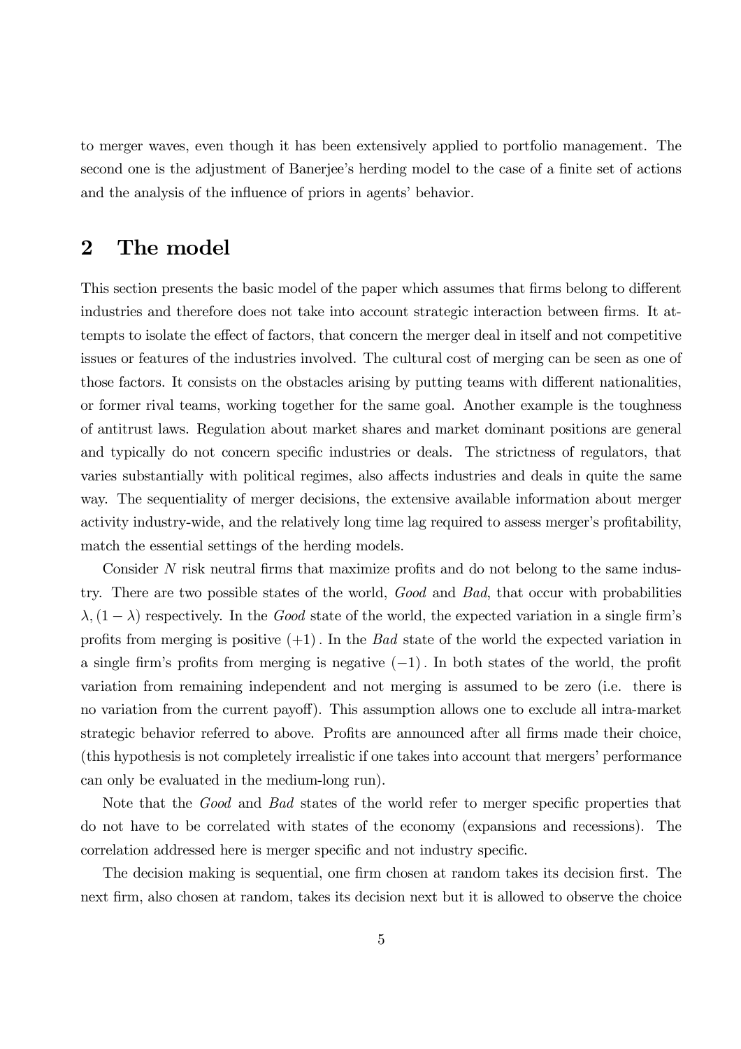to merger waves, even though it has been extensively applied to portfolio management. The second one is the adjustment of Banerjee's herding model to the case of a finite set of actions and the analysis of the influence of priors in agents' behavior.

## 2 The model

This section presents the basic model of the paper which assumes that firms belong to different industries and therefore does not take into account strategic interaction between firms. It attempts to isolate the effect of factors, that concern the merger deal in itself and not competitive issues or features of the industries involved. The cultural cost of merging can be seen as one of those factors. It consists on the obstacles arising by putting teams with different nationalities, or former rival teams, working together for the same goal. Another example is the toughness of antitrust laws. Regulation about market shares and market dominant positions are general and typically do not concern specific industries or deals. The strictness of regulators, that varies substantially with political regimes, also affects industries and deals in quite the same way. The sequentiality of merger decisions, the extensive available information about merger activity industry-wide, and the relatively long time lag required to assess merger's profitability, match the essential settings of the herding models.

Consider $N$ risk neutral firms that maximize profits and do not belong to the same industry. There are two possible states of the world, *Good* and *Bad*, that occur with probabilities $\lambda, (1-\lambda)$ respectively. In the *Good* state of the world, the expected variation in a single firm's profits from merging is positive $(+1)$. In the *Bad* state of the world the expected variation in a single firm's profits from merging is negative $(-1)$. In both states of the world, the profit variation from remaining independent and not merging is assumed to be zero (i.e. there is no variation from the current payoff). This assumption allows one to exclude all intra-market strategic behavior referred to above. Profits are announced after all firms made their choice, (this hypothesis is not completely irrealistic if one takes into account that mergers' performance can only be evaluated in the medium-long run).

Note that the *Good* and *Bad* states of the world refer to merger specific properties that do not have to be correlated with states of the economy (expansions and recessions). The correlation addressed here is merger specific and not industry specific.

The decision making is sequential, one firm chosen at random takes its decision first. The next firm, also chosen at random, takes its decision next but it is allowed to observe the choice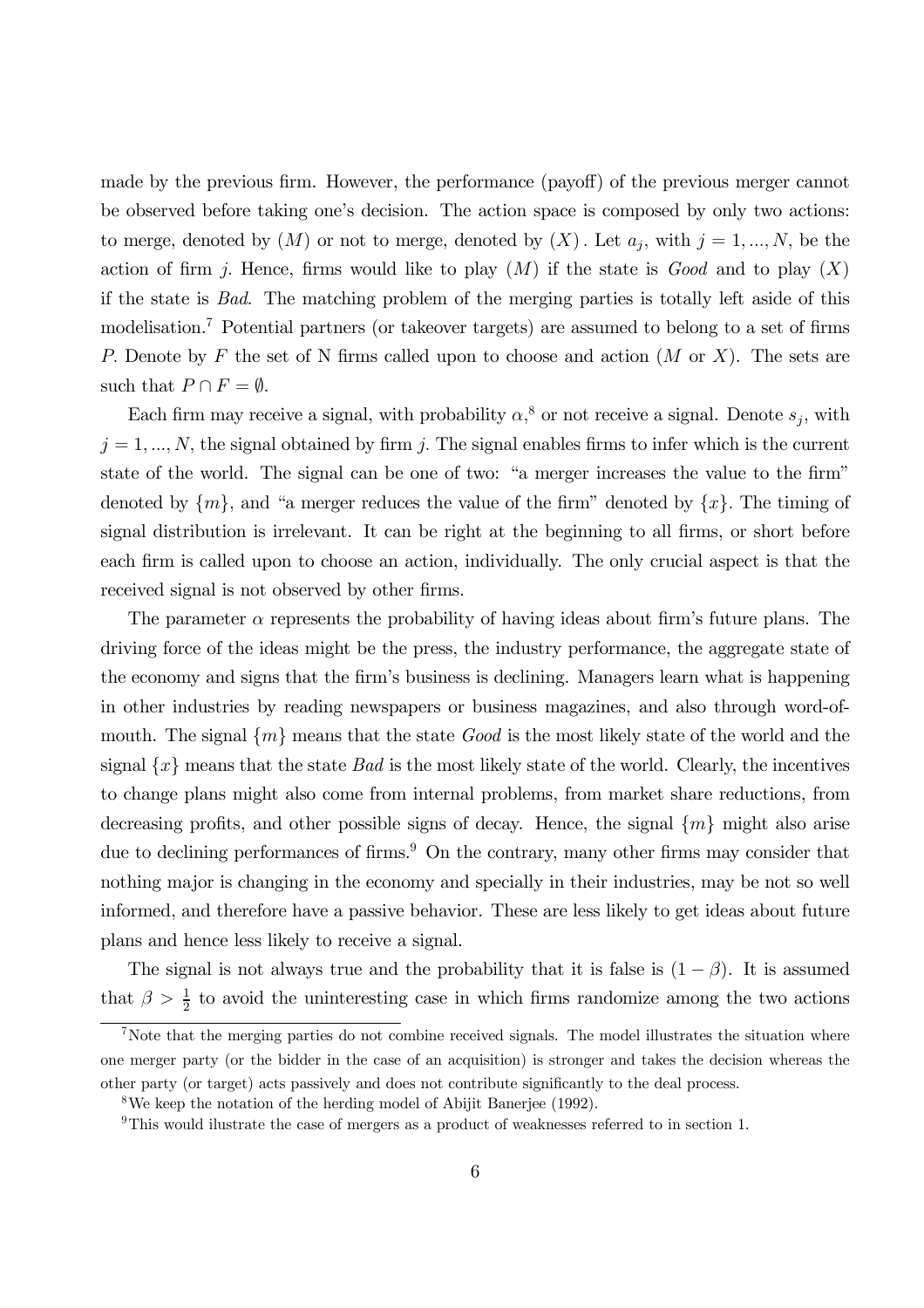made by the previous firm. However, the performance (payoff) of the previous merger cannot be observed before taking one's decision. The action space is composed by only two actions: to merge, denoted by $(M)$ or not to merge, denoted by $(X)$. Let $a_j$, with $j = 1, ..., N$, be the action of firm $j$. Hence, firms would like to play $(M)$ if the state is *Good* and to play $(X)$ if the state is *Bad*. The matching problem of the merging parties is totally left aside of this modelisation.[7] Potential partners (or takeover targets) are assumed to belong to a set of firms $P$. Denote by $F$ the set of N firms called upon to choose and action ($M$ or $X$). The sets are such that $P \cap F = \emptyset$.

Each firm may receive a signal, with probability $\alpha$,[8] or not receive a signal. Denote $s_j$, with $j = 1, ..., N$, the signal obtained by firm $j$. The signal enables firms to infer which is the current state of the world. The signal can be one of two: "a merger increases the value to the firm" denoted by $\{m\}$, and "a merger reduces the value of the firm" denoted by $\{x\}$. The timing of signal distribution is irrelevant. It can be right at the beginning to all firms, or short before each firm is called upon to choose an action, individually. The only crucial aspect is that the received signal is not observed by other firms.

The parameter $\alpha$ represents the probability of having ideas about firm's future plans. The driving force of the ideas might be the press, the industry performance, the aggregate state of the economy and signs that the firm's business is declining. Managers learn what is happening in other industries by reading newspapers or business magazines, and also through word-of-mouth. The signal $\{m\}$ means that the state *Good* is the most likely state of the world and the signal $\{x\}$ means that the state *Bad* is the most likely state of the world. Clearly, the incentives to change plans might also come from internal problems, from market share reductions, from decreasing profits, and other possible signs of decay. Hence, the signal $\{m\}$ might also arise due to declining performances of firms.[9] On the contrary, many other firms may consider that nothing major is changing in the economy and specially in their industries, may be not so well informed, and therefore have a passive behavior. These are less likely to get ideas about future plans and hence less likely to receive a signal.

The signal is not always true and the probability that it is false is $(1 - \beta)$. It is assumed that $\beta > \frac{1}{2}$ to avoid the uninteresting case in which firms randomize among the two actions

[7] Note that the merging parties do not combine received signals. The model illustrates the situation where one merger party (or the bidder in the case of an acquisition) is stronger and takes the decision whereas the other party (or target) acts passively and does not contribute significantly to the deal process.

[8] We keep the notation of the herding model of Abijit Banerjee (1992).

[9] This would ilustrate the case of mergers as a product of weaknesses referred to in section 1.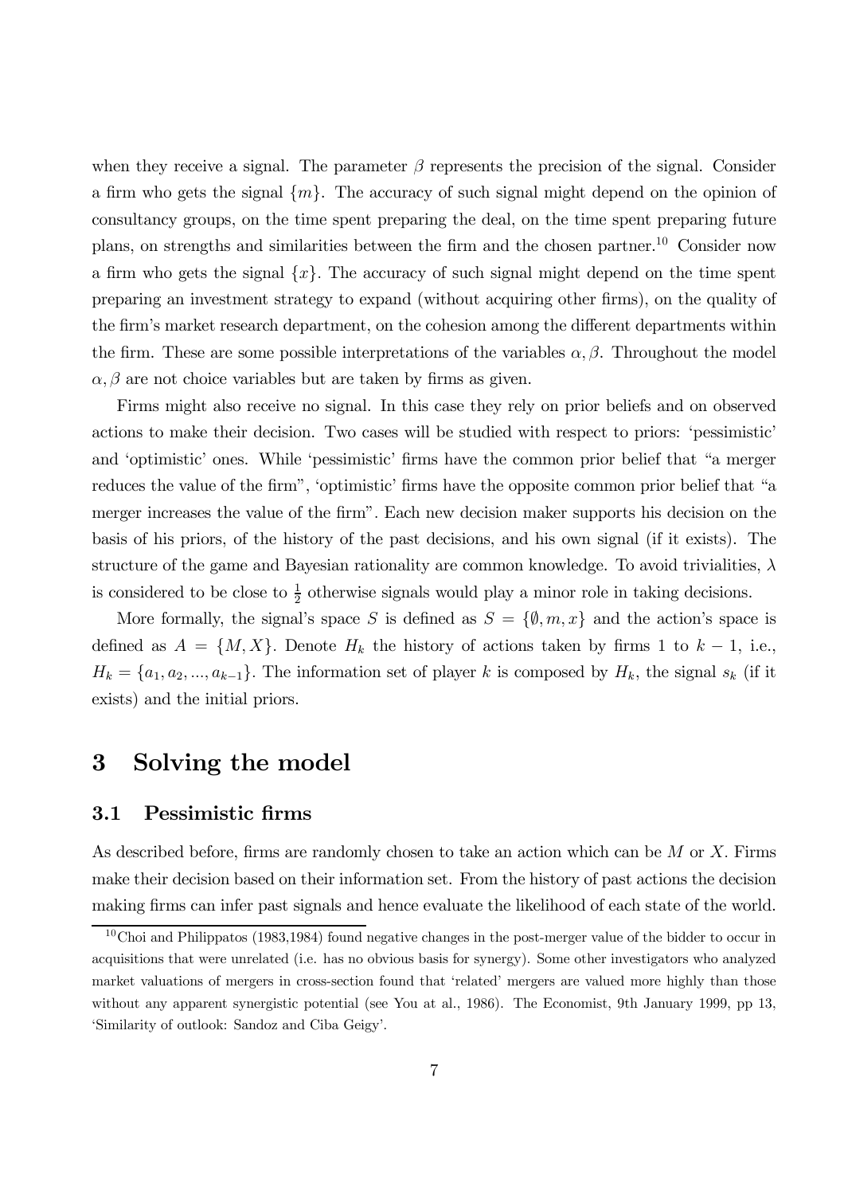when they receive a signal. The parameter $\beta$ represents the precision of the signal. Consider a firm who gets the signal $\{m\}$. The accuracy of such signal might depend on the opinion of consultancy groups, on the time spent preparing the deal, on the time spent preparing future plans, on strengths and similarities between the firm and the chosen partner.[10] Consider now a firm who gets the signal $\{x\}$. The accuracy of such signal might depend on the time spent preparing an investment strategy to expand (without acquiring other firms), on the quality of the firm's market research department, on the cohesion among the different departments within the firm. These are some possible interpretations of the variables $\alpha, \beta$. Throughout the model $\alpha, \beta$ are not choice variables but are taken by firms as given.

Firms might also receive no signal. In this case they rely on prior beliefs and on observed actions to make their decision. Two cases will be studied with respect to priors: 'pessimistic' and 'optimistic' ones. While 'pessimistic' firms have the common prior belief that "a merger reduces the value of the firm", 'optimistic' firms have the opposite common prior belief that "a merger increases the value of the firm". Each new decision maker supports his decision on the basis of his priors, of the history of the past decisions, and his own signal (if it exists). The structure of the game and Bayesian rationality are common knowledge. To avoid trivialities, $\lambda$ is considered to be close to $\frac{1}{2}$ otherwise signals would play a minor role in taking decisions.

More formally, the signal's space $S$ is defined as $S = \{\emptyset, m, x\}$ and the action's space is defined as $A = \{M, X\}$. Denote $H_k$ the history of actions taken by firms 1 to $k-1$, i.e., $H_k = \{a_1, a_2, ..., a_{k-1}\}$. The information set of player $k$ is composed by $H_k$, the signal $s_k$ (if it exists) and the initial priors.

# 3 Solving the model

## 3.1 Pessimistic firms

As described before, firms are randomly chosen to take an action which can be $M$ or $X$. Firms make their decision based on their information set. From the history of past actions the decision making firms can infer past signals and hence evaluate the likelihood of each state of the world.

[10] Choi and Philippatos (1983,1984) found negative changes in the post-merger value of the bidder to occur in acquisitions that were unrelated (i.e. has no obvious basis for synergy). Some other investigators who analyzed market valuations of mergers in cross-section found that 'related' mergers are valued more highly than those without any apparent synergistic potential (see You at al., 1986). The Economist, 9th January 1999, pp 13, 'Similarity of outlook: Sandoz and Ciba Geigy'.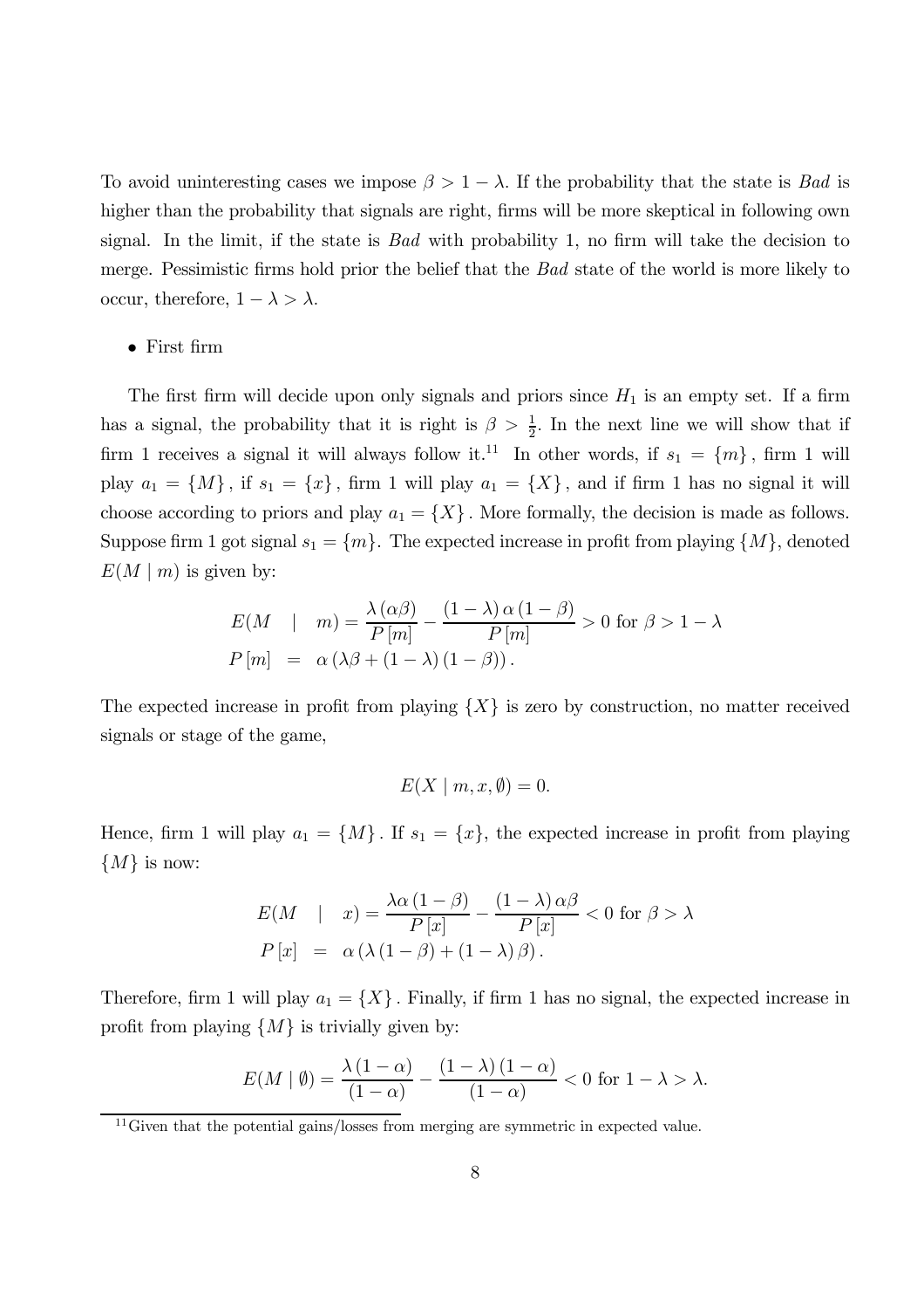To avoid uninteresting cases we impose $\beta > 1 - \lambda$. If the probability that the state is *Bad* is higher than the probability that signals are right, firms will be more skeptical in following own signal. In the limit, if the state is *Bad* with probability 1, no firm will take the decision to merge. Pessimistic firms hold prior the belief that the *Bad* state of the world is more likely to occur, therefore, $1 - \lambda > \lambda$.

- First firm

The first firm will decide upon only signals and priors since $H_1$ is an empty set. If a firm has a signal, the probability that it is right is $\beta > \frac{1}{2}$. In the next line we will show that if firm 1 receives a signal it will always follow it.[11] In other words, if $s_1 = \{m\}$, firm 1 will play $a_1 = \{M\}$, if $s_1 = \{x\}$, firm 1 will play $a_1 = \{X\}$, and if firm 1 has no signal it will choose according to priors and play $a_1 = \{X\}$. More formally, the decision is made as follows. Suppose firm 1 got signal $s_1 = \{m\}$. The expected increase in profit from playing $\{M\}$, denoted $E(M \mid m)$ is given by:

$$
\begin{aligned}
E(M \mid m) &= \frac{\lambda(\alpha\beta)}{P[m]} - \frac{(1-\lambda)\alpha(1-\beta)}{P[m]} > 0 \text{ for } \beta > 1 - \lambda \\
P[m] &= \alpha(\lambda\beta + (1-\lambda)(1-\beta)).
\end{aligned}
$$

The expected increase in profit from playing $\{X\}$ is zero by construction, no matter received signals or stage of the game,

$$
E(X \mid m, x, \emptyset) = 0.
$$

Hence, firm 1 will play $a_1 = \{M\}$. If $s_1 = \{x\}$, the expected increase in profit from playing $\{M\}$ is now:

$$
\begin{aligned}
E(M \mid x) &= \frac{\lambda\alpha(1-\beta)}{P[x]} - \frac{(1-\lambda)\alpha\beta}{P[x]} < 0 \text{ for } \beta > \lambda \\
P[x] &= \alpha(\lambda(1-\beta) + (1-\lambda)\beta).
\end{aligned}
$$

Therefore, firm 1 will play $a_1 = \{X\}$. Finally, if firm 1 has no signal, the expected increase in profit from playing $\{M\}$ is trivially given by:

$$
E(M \mid \emptyset) = \frac{\lambda(1-\alpha)}{(1-\alpha)} - \frac{(1-\lambda)(1-\alpha)}{(1-\alpha)} < 0 \text{ for } 1 - \lambda > \lambda.
$$

[11] Given that the potential gains/losses from merging are symmetric in expected value.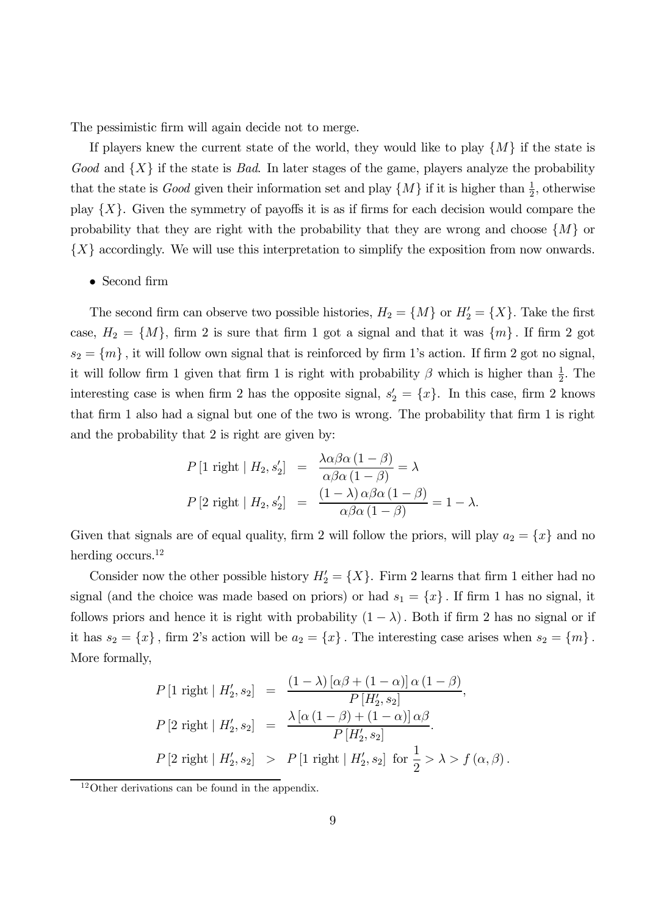The pessimistic firm will again decide not to merge.

If players knew the current state of the world, they would like to play $\{M\}$ if the state is *Good* and $\{X\}$ if the state is *Bad*. In later stages of the game, players analyze the probability that the state is *Good* given their information set and play $\{M\}$ if it is higher than $\frac{1}{2}$, otherwise play $\{X\}$. Given the symmetry of payoffs it is as if firms for each decision would compare the probability that they are right with the probability that they are wrong and choose $\{M\}$ or $\{X\}$ accordingly. We will use this interpretation to simplify the exposition from now onwards.

- Second firm

The second firm can observe two possible histories, $H_2 = \{M\}$ or $H_2' = \{X\}$. Take the first case, $H_2 = \{M\}$, firm 2 is sure that firm 1 got a signal and that it was $\{m\}$. If firm 2 got $s_2 = \{m\}$, it will follow own signal that is reinforced by firm 1's action. If firm 2 got no signal, it will follow firm 1 given that firm 1 is right with probability $\beta$ which is higher than $\frac{1}{2}$. The interesting case is when firm 2 has the opposite signal, $s_2' = \{x\}$. In this case, firm 2 knows that firm 1 also had a signal but one of the two is wrong. The probability that firm 1 is right and the probability that 2 is right are given by:

$$
\begin{aligned}
P\left[1 \text{ right} \mid H_2, s_2'\right] &= \frac{\lambda\alpha\beta\alpha\left(1-\beta\right)}{\alpha\beta\alpha\left(1-\beta\right)} = \lambda \\
P\left[2 \text{ right} \mid H_2, s_2'\right] &= \frac{\left(1-\lambda\right)\alpha\beta\alpha\left(1-\beta\right)}{\alpha\beta\alpha\left(1-\beta\right)} = 1-\lambda.
\end{aligned}
$$

Given that signals are of equal quality, firm 2 will follow the priors, will play $a_2 = \{x\}$ and no herding occurs.[12]

Consider now the other possible history $H_2' = \{X\}$. Firm 2 learns that firm 1 either had no signal (and the choice was made based on priors) or had $s_1 = \{x\}$. If firm 1 has no signal, it follows priors and hence it is right with probability $(1-\lambda)$. Both if firm 2 has no signal or if it has $s_2 = \{x\}$, firm 2's action will be $a_2 = \{x\}$. The interesting case arises when $s_2 = \{m\}$. More formally,

$$
\begin{aligned}
P\left[1 \text{ right} \mid H_2', s_2\right] &= \frac{\left(1-\lambda\right)\left[\alpha\beta + \left(1-\alpha\right)\right]\alpha\left(1-\beta\right)}{P\left[H_2', s_2\right]}, \\
P\left[2 \text{ right} \mid H_2', s_2\right] &= \frac{\lambda\left[\alpha\left(1-\beta\right) + \left(1-\alpha\right)\right]\alpha\beta}{P\left[H_2', s_2\right]}. \\
P\left[2 \text{ right} \mid H_2', s_2\right] &> P\left[1 \text{ right} \mid H_2', s_2\right] \text{ for } \frac{1}{2} > \lambda > f\left(\alpha, \beta\right).
\end{aligned}
$$

[12] Other derivations can be found in the appendix.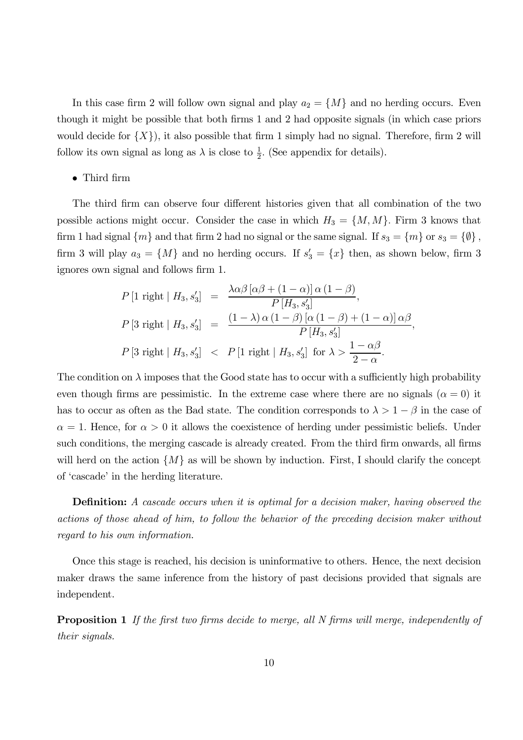In this case firm 2 will follow own signal and play $a_2 = \{M\}$ and no herding occurs. Even though it might be possible that both firms 1 and 2 had opposite signals (in which case priors would decide for $\{X\}$), it also possible that firm 1 simply had no signal. Therefore, firm 2 will follow its own signal as long as $\lambda$ is close to $\frac{1}{2}$. (See appendix for details).

- Third firm

The third firm can observe four different histories given that all combination of the two possible actions might occur. Consider the case in which $H_3 = \{M, M\}$. Firm 3 knows that firm 1 had signal $\{m\}$ and that firm 2 had no signal or the same signal. If $s_3 = \{m\}$ or $s_3 = \{\emptyset\}$, firm 3 will play $a_3 = \{M\}$ and no herding occurs. If $s_3' = \{x\}$ then, as shown below, firm 3 ignores own signal and follows firm 1.

$$
\begin{aligned}
P\left[1 \text{ right} \mid H_3, s_3'\right] &= \frac{\lambda\alpha\beta\left[\alpha\beta + (1-\alpha)\right]\alpha(1-\beta)}{P\left[H_3, s_3'\right]}, \\
P\left[3 \text{ right} \mid H_3, s_3'\right] &= \frac{(1-\lambda)\,\alpha(1-\beta)\left[\alpha(1-\beta) + (1-\alpha)\right]\alpha\beta}{P\left[H_3, s_3'\right]}, \\
P\left[3 \text{ right} \mid H_3, s_3'\right] &< P\left[1 \text{ right} \mid H_3, s_3'\right] \text{ for } \lambda > \frac{1-\alpha\beta}{2-\alpha}.
\end{aligned}
$$

The condition on $\lambda$ imposes that the Good state has to occur with a sufficiently high probability even though firms are pessimistic. In the extreme case where there are no signals ($\alpha = 0$) it has to occur as often as the Bad state. The condition corresponds to $\lambda > 1 - \beta$ in the case of $\alpha = 1$. Hence, for $\alpha > 0$ it allows the coexistence of herding under pessimistic beliefs. Under such conditions, the merging cascade is already created. From the third firm onwards, all firms will herd on the action $\{M\}$ as will be shown by induction. First, I should clarify the concept of 'cascade' in the herding literature.

**Definition:** *A cascade occurs when it is optimal for a decision maker, having observed the actions of those ahead of him, to follow the behavior of the preceding decision maker without regard to his own information.*

Once this stage is reached, his decision is uninformative to others. Hence, the next decision maker draws the same inference from the history of past decisions provided that signals are independent.

**Proposition 1** *If the first two firms decide to merge, all N firms will merge, independently of their signals.*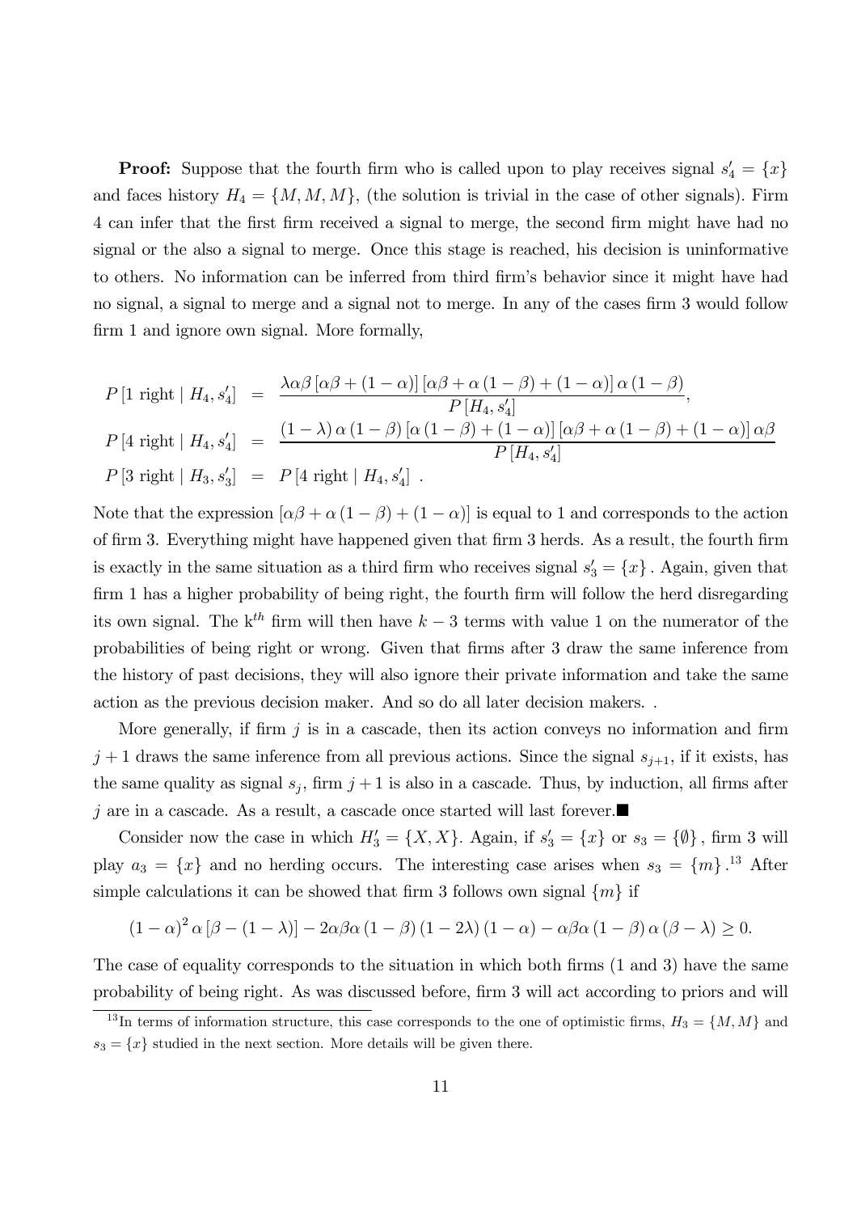**Proof:** Suppose that the fourth firm who is called upon to play receives signal $s_4' = \{x\}$ and faces history $H_4 = \{M, M, M\}$, (the solution is trivial in the case of other signals). Firm 4 can infer that the first firm received a signal to merge, the second firm might have had no signal or the also a signal to merge. Once this stage is reached, his decision is uninformative to others. No information can be inferred from third firm's behavior since it might have had no signal, a signal to merge and a signal not to merge. In any of the cases firm 3 would follow firm 1 and ignore own signal. More formally,

$$
\begin{aligned}
P[1 \text{ right} \mid H_4, s_4'] &= \frac{\lambda\alpha\beta\left[\alpha\beta+(1-\alpha)\right]\left[\alpha\beta+\alpha(1-\beta)+(1-\alpha)\right]\alpha(1-\beta)}{P[H_4, s_4']}, \\
P[4 \text{ right} \mid H_4, s_4'] &= \frac{(1-\lambda)\alpha(1-\beta)\left[\alpha(1-\beta)+(1-\alpha)\right]\left[\alpha\beta+\alpha(1-\beta)+(1-\alpha)\right]\alpha\beta}{P[H_4, s_4']} \\
P[3 \text{ right} \mid H_3, s_3'] &= P[4 \text{ right} \mid H_4, s_4'] \; .
\end{aligned}
$$

Note that the expression $\left[\alpha\beta+\alpha(1-\beta)+(1-\alpha)\right]$ is equal to 1 and corresponds to the action of firm 3. Everything might have happened given that firm 3 herds. As a result, the fourth firm is exactly in the same situation as a third firm who receives signal $s_3' = \{x\}$. Again, given that firm 1 has a higher probability of being right, the fourth firm will follow the herd disregarding its own signal. The k$^{th}$ firm will then have $k-3$ terms with value 1 on the numerator of the probabilities of being right or wrong. Given that firms after 3 draw the same inference from the history of past decisions, they will also ignore their private information and take the same action as the previous decision maker. And so do all later decision makers. .

More generally, if firm $j$ is in a cascade, then its action conveys no information and firm $j+1$ draws the same inference from all previous actions. Since the signal $s_{j+1}$, if it exists, has the same quality as signal $s_j$, firm $j+1$ is also in a cascade. Thus, by induction, all firms after $j$ are in a cascade. As a result, a cascade once started will last forever.■

Consider now the case in which $H_3' = \{X, X\}$. Again, if $s_3' = \{x\}$ or $s_3 = \{\emptyset\}$, firm 3 will play $a_3 = \{x\}$ and no herding occurs. The interesting case arises when $s_3 = \{m\}$.[13] After simple calculations it can be showed that firm 3 follows own signal $\{m\}$ if

$$
(1-\alpha)^2\alpha\left[\beta-(1-\lambda)\right]-2\alpha\beta\alpha(1-\beta)(1-2\lambda)(1-\alpha)-\alpha\beta\alpha(1-\beta)\alpha(\beta-\lambda)\geq 0.
$$

The case of equality corresponds to the situation in which both firms (1 and 3) have the same probability of being right. As was discussed before, firm 3 will act according to priors and will

[13] In terms of information structure, this case corresponds to the one of optimistic firms, $H_3 = \{M, M\}$ and $s_3 = \{x\}$ studied in the next section. More details will be given there.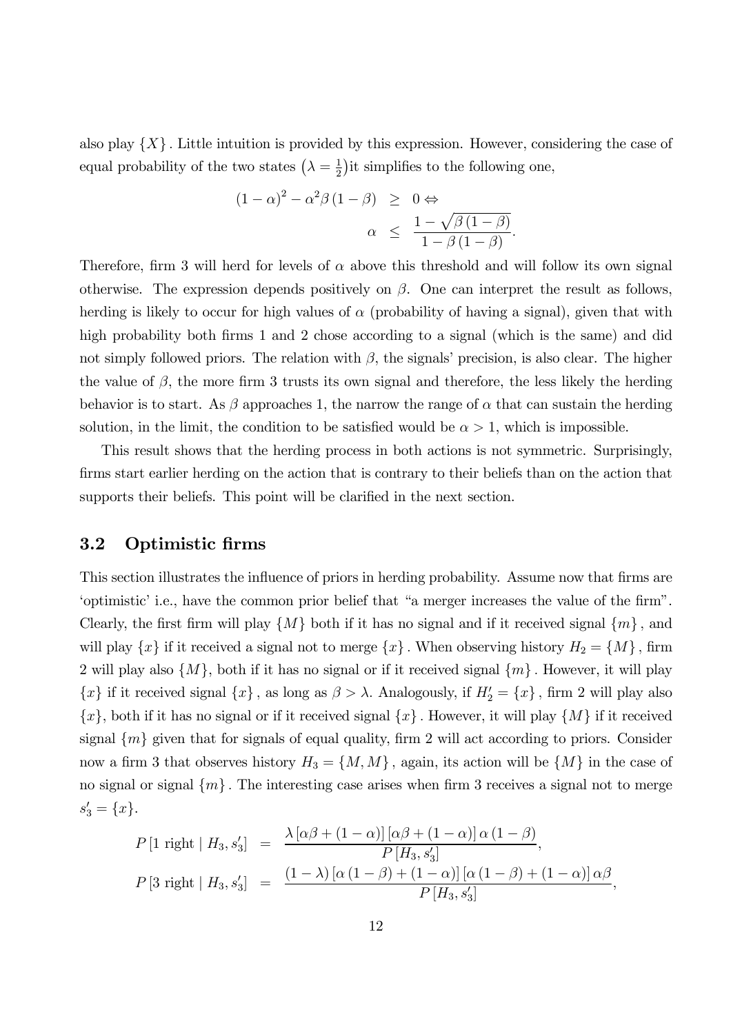also play $\{X\}$. Little intuition is provided by this expression. However, considering the case of equal probability of the two states $\left(\lambda = \frac{1}{2}\right)$it simplifies to the following one,

$$
\begin{aligned}
(1-\alpha)^2 - \alpha^2 \beta (1-\beta) &\geq 0 \Leftrightarrow \\
\alpha &\leq \frac{1-\sqrt{\beta(1-\beta)}}{1-\beta(1-\beta)}.
\end{aligned}
$$

Therefore, firm 3 will herd for levels of $\alpha$ above this threshold and will follow its own signal otherwise. The expression depends positively on $\beta$. One can interpret the result as follows, herding is likely to occur for high values of $\alpha$ (probability of having a signal), given that with high probability both firms 1 and 2 chose according to a signal (which is the same) and did not simply followed priors. The relation with $\beta$, the signals' precision, is also clear. The higher the value of $\beta$, the more firm 3 trusts its own signal and therefore, the less likely the herding behavior is to start. As $\beta$ approaches 1, the narrow the range of $\alpha$ that can sustain the herding solution, in the limit, the condition to be satisfied would be $\alpha > 1$, which is impossible.

This result shows that the herding process in both actions is not symmetric. Surprisingly, firms start earlier herding on the action that is contrary to their beliefs than on the action that supports their beliefs. This point will be clarified in the next section.

## 3.2 Optimistic firms

This section illustrates the influence of priors in herding probability. Assume now that firms are 'optimistic' i.e., have the common prior belief that "a merger increases the value of the firm". Clearly, the first firm will play $\{M\}$ both if it has no signal and if it received signal $\{m\}$, and will play $\{x\}$ if it received a signal not to merge $\{x\}$. When observing history $H_2 = \{M\}$, firm 2 will play also $\{M\}$, both if it has no signal or if it received signal $\{m\}$. However, it will play $\{x\}$ if it received signal $\{x\}$, as long as $\beta > \lambda$. Analogously, if $H_2' = \{x\}$, firm 2 will play also $\{x\}$, both if it has no signal or if it received signal $\{x\}$. However, it will play $\{M\}$ if it received signal $\{m\}$ given that for signals of equal quality, firm 2 will act according to priors. Consider now a firm 3 that observes history $H_3 = \{M, M\}$, again, its action will be $\{M\}$ in the case of no signal or signal $\{m\}$. The interesting case arises when firm 3 receives a signal not to merge $s_3' = \{x\}$.

$$
\begin{aligned}
P\left[1 \text{ right} \mid H_3, s_3'\right] &= \frac{\lambda\left[\alpha\beta + (1-\alpha)\right]\left[\alpha\beta + (1-\alpha)\right]\alpha(1-\beta)}{P\left[H_3, s_3'\right]}, \\
P\left[3 \text{ right} \mid H_3, s_3'\right] &= \frac{(1-\lambda)\left[\alpha(1-\beta) + (1-\alpha)\right]\left[\alpha(1-\beta) + (1-\alpha)\right]\alpha\beta}{P\left[H_3, s_3'\right]},
\end{aligned}
$$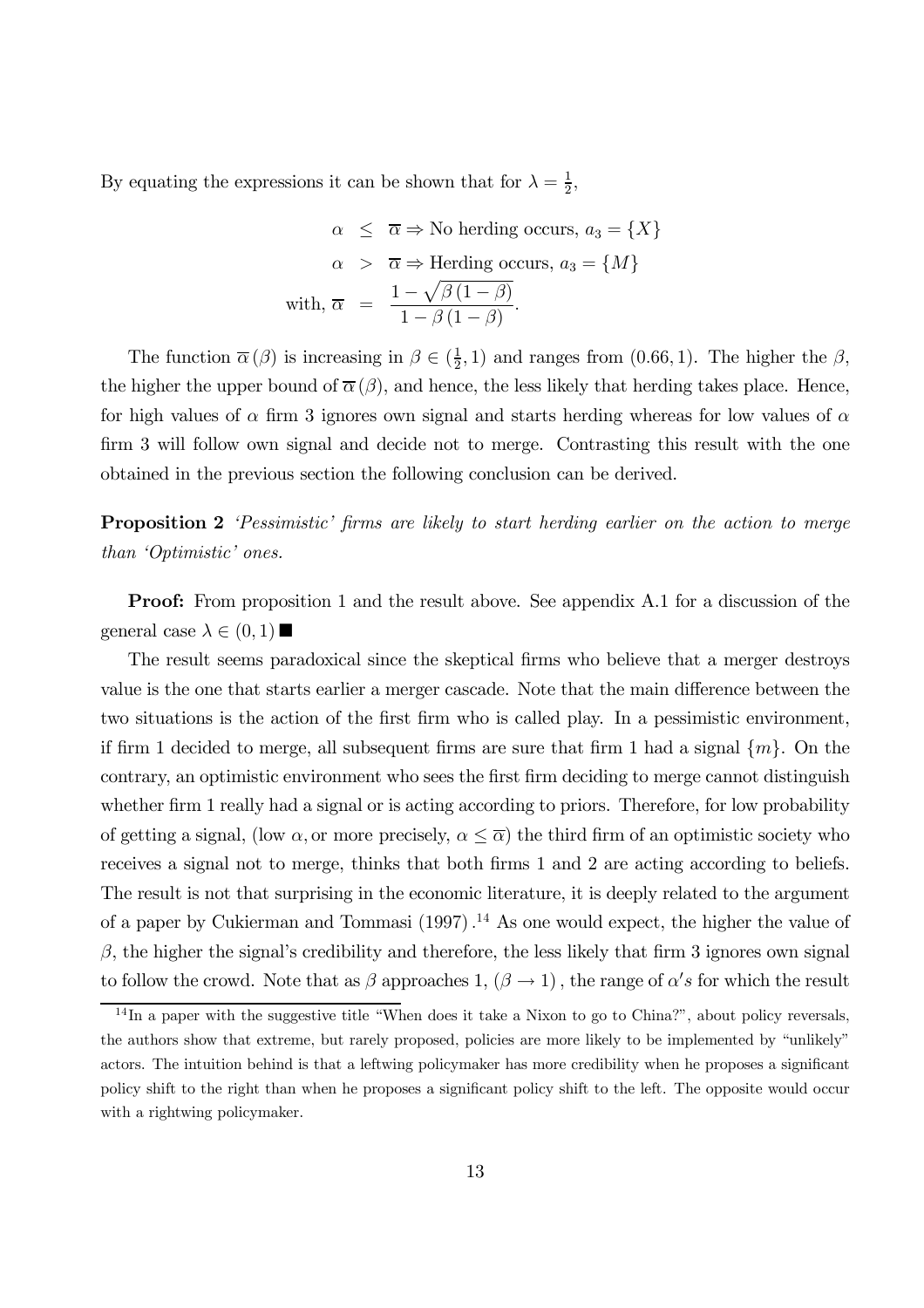By equating the expressions it can be shown that for $\lambda = \frac{1}{2}$,

$$\begin{aligned}
\alpha &\leq \overline{\alpha} \Rightarrow \text{No herding occurs, } a_3 = \{X\} \\
\alpha &> \overline{\alpha} \Rightarrow \text{Herding occurs, } a_3 = \{M\} \\
\text{with, } \overline{\alpha} &= \frac{1 - \sqrt{\beta(1-\beta)}}{1 - \beta(1-\beta)}.
\end{aligned}$$

The function $\overline{\alpha}(\beta)$ is increasing in $\beta \in (\frac{1}{2}, 1)$ and ranges from $(0.66, 1)$. The higher the $\beta$, the higher the upper bound of $\overline{\alpha}(\beta)$, and hence, the less likely that herding takes place. Hence, for high values of $\alpha$ firm 3 ignores own signal and starts herding whereas for low values of $\alpha$ firm 3 will follow own signal and decide not to merge. Contrasting this result with the one obtained in the previous section the following conclusion can be derived.

**Proposition 2** *'Pessimistic' firms are likely to start herding earlier on the action to merge than 'Optimistic' ones.*

**Proof:** From proposition 1 and the result above. See appendix A.1 for a discussion of the general case $\lambda \in (0, 1)$ ■

The result seems paradoxical since the skeptical firms who believe that a merger destroys value is the one that starts earlier a merger cascade. Note that the main difference between the two situations is the action of the first firm who is called play. In a pessimistic environment, if firm 1 decided to merge, all subsequent firms are sure that firm 1 had a signal $\{m\}$. On the contrary, an optimistic environment who sees the first firm deciding to merge cannot distinguish whether firm 1 really had a signal or is acting according to priors. Therefore, for low probability of getting a signal, (low $\alpha$, or more precisely, $\alpha \leq \overline{\alpha}$) the third firm of an optimistic society who receives a signal not to merge, thinks that both firms 1 and 2 are acting according to beliefs. The result is not that surprising in the economic literature, it is deeply related to the argument of a paper by Cukierman and Tommasi (1997).[14] As one would expect, the higher the value of $\beta$, the higher the signal's credibility and therefore, the less likely that firm 3 ignores own signal to follow the crowd. Note that as $\beta$ approaches 1, $(\beta \to 1)$, the range of $\alpha's$ for which the result

[14] In a paper with the suggestive title "When does it take a Nixon to go to China?", about policy reversals, the authors show that extreme, but rarely proposed, policies are more likely to be implemented by "unlikely" actors. The intuition behind is that a leftwing policymaker has more credibility when he proposes a significant policy shift to the right than when he proposes a significant policy shift to the left. The opposite would occur with a rightwing policymaker.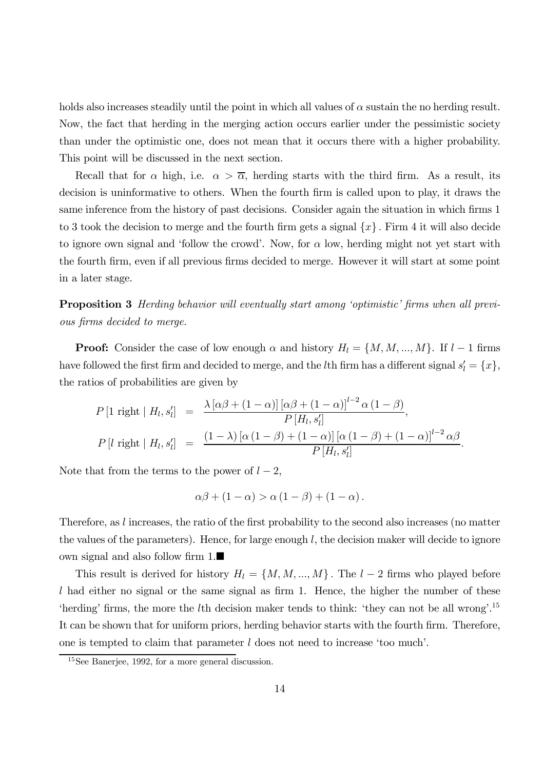holds also increases steadily until the point in which all values of $\alpha$ sustain the no herding result. Now, the fact that herding in the merging action occurs earlier under the pessimistic society than under the optimistic one, does not mean that it occurs there with a higher probability. This point will be discussed in the next section.

Recall that for $\alpha$ high, i.e. $\alpha > \overline{\alpha}$, herding starts with the third firm. As a result, its decision is uninformative to others. When the fourth firm is called upon to play, it draws the same inference from the history of past decisions. Consider again the situation in which firms 1 to 3 took the decision to merge and the fourth firm gets a signal $\{x\}$. Firm 4 it will also decide to ignore own signal and 'follow the crowd'. Now, for $\alpha$ low, herding might not yet start with the fourth firm, even if all previous firms decided to merge. However it will start at some point in a later stage.

**Proposition 3** *Herding behavior will eventually start among 'optimistic' firms when all previous firms decided to merge.*

**Proof:** Consider the case of low enough $\alpha$ and history $H_l = \{M, M, ..., M\}$. If $l-1$ firms have followed the first firm and decided to merge, and the $l$th firm has a different signal $s'_l = \{x\}$, the ratios of probabilities are given by

$$P\left[1 \text{ right} \mid H_l, s'_l\right] = \frac{\lambda\left[\alpha\beta + (1-\alpha)\right]\left[\alpha\beta + (1-\alpha)\right]^{l-2}\alpha\left(1-\beta\right)}{P\left[H_l, s'_l\right]},$$

$$P\left[l \text{ right} \mid H_l, s'_l\right] = \frac{(1-\lambda)\left[\alpha\left(1-\beta\right) + (1-\alpha)\right]\left[\alpha\left(1-\beta\right) + (1-\alpha)\right]^{l-2}\alpha\beta}{P\left[H_l, s'_l\right]}.$$

Note that from the terms to the power of $l-2$,

$$\alpha\beta + (1-\alpha) > \alpha\left(1-\beta\right) + (1-\alpha).$$

Therefore, as $l$ increases, the ratio of the first probability to the second also increases (no matter the values of the parameters). Hence, for large enough $l$, the decision maker will decide to ignore own signal and also follow firm 1.■

This result is derived for history $H_l = \{M, M, ..., M\}$. The $l-2$ firms who played before $l$ had either no signal or the same signal as firm 1. Hence, the higher the number of these 'herding' firms, the more the $l$th decision maker tends to think: 'they can not be all wrong'.[15] It can be shown that for uniform priors, herding behavior starts with the fourth firm. Therefore, one is tempted to claim that parameter $l$ does not need to increase 'too much'.

[15] See Banerjee, 1992, for a more general discussion.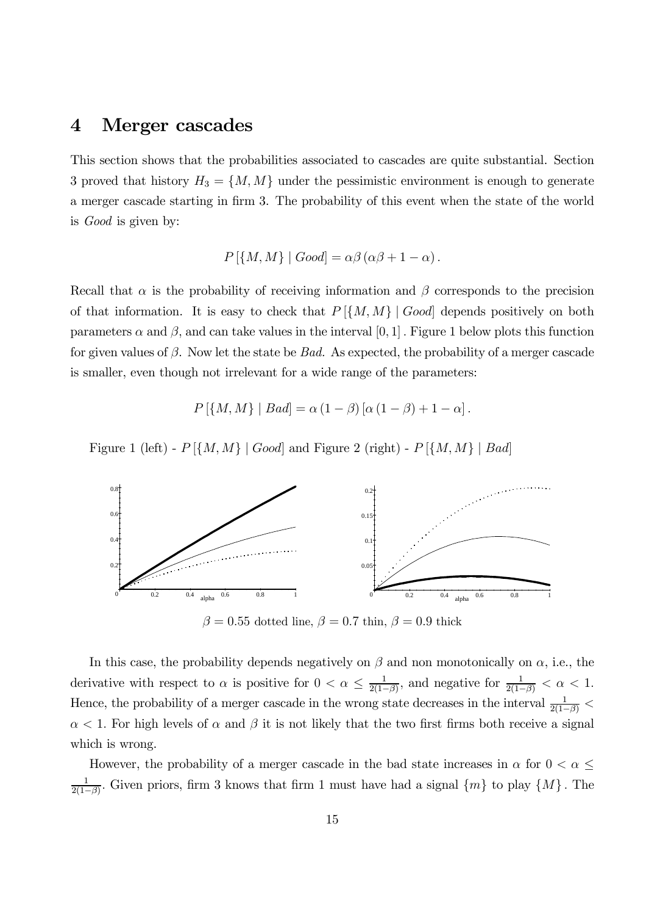## 4 Merger cascades

This section shows that the probabilities associated to cascades are quite substantial. Section 3 proved that history $H_3 = \{M, M\}$ under the pessimistic environment is enough to generate a merger cascade starting in firm 3. The probability of this event when the state of the world is *Good* is given by:

$$P[\{M, M\} \mid Good] = \alpha\beta(\alpha\beta + 1 - \alpha).$$

Recall that $\alpha$ is the probability of receiving information and $\beta$ corresponds to the precision of that information. It is easy to check that $P[\{M, M\} \mid Good]$ depends positively on both parameters $\alpha$ and $\beta$, and can take values in the interval $[0, 1]$. Figure 1 below plots this function for given values of $\beta$. Now let the state be *Bad*. As expected, the probability of a merger cascade is smaller, even though not irrelevant for a wide range of the parameters:

$$P[\{M, M\} \mid Bad] = \alpha(1 - \beta)[\alpha(1 - \beta) + 1 - \alpha].$$

Figure 1 (left) - $P[\{M, M\} \mid Good]$ and Figure 2 (right) - $P[\{M, M\} \mid Bad]$

$\beta = 0.55$ dotted line, $\beta = 0.7$ thin, $\beta = 0.9$ thick

In this case, the probability depends negatively on $\beta$ and non monotonically on $\alpha$, i.e., the derivative with respect to $\alpha$ is positive for $0 < \alpha \leq \frac{1}{2(1-\beta)}$, and negative for $\frac{1}{2(1-\beta)} < \alpha < 1$. Hence, the probability of a merger cascade in the wrong state decreases in the interval $\frac{1}{2(1-\beta)} < \alpha < 1$. For high levels of $\alpha$ and $\beta$ it is not likely that the two first firms both receive a signal which is wrong.

However, the probability of a merger cascade in the bad state increases in $\alpha$ for $0 < \alpha \leq \frac{1}{2(1-\beta)}$. Given priors, firm 3 knows that firm 1 must have had a signal $\{m\}$ to play $\{M\}$. The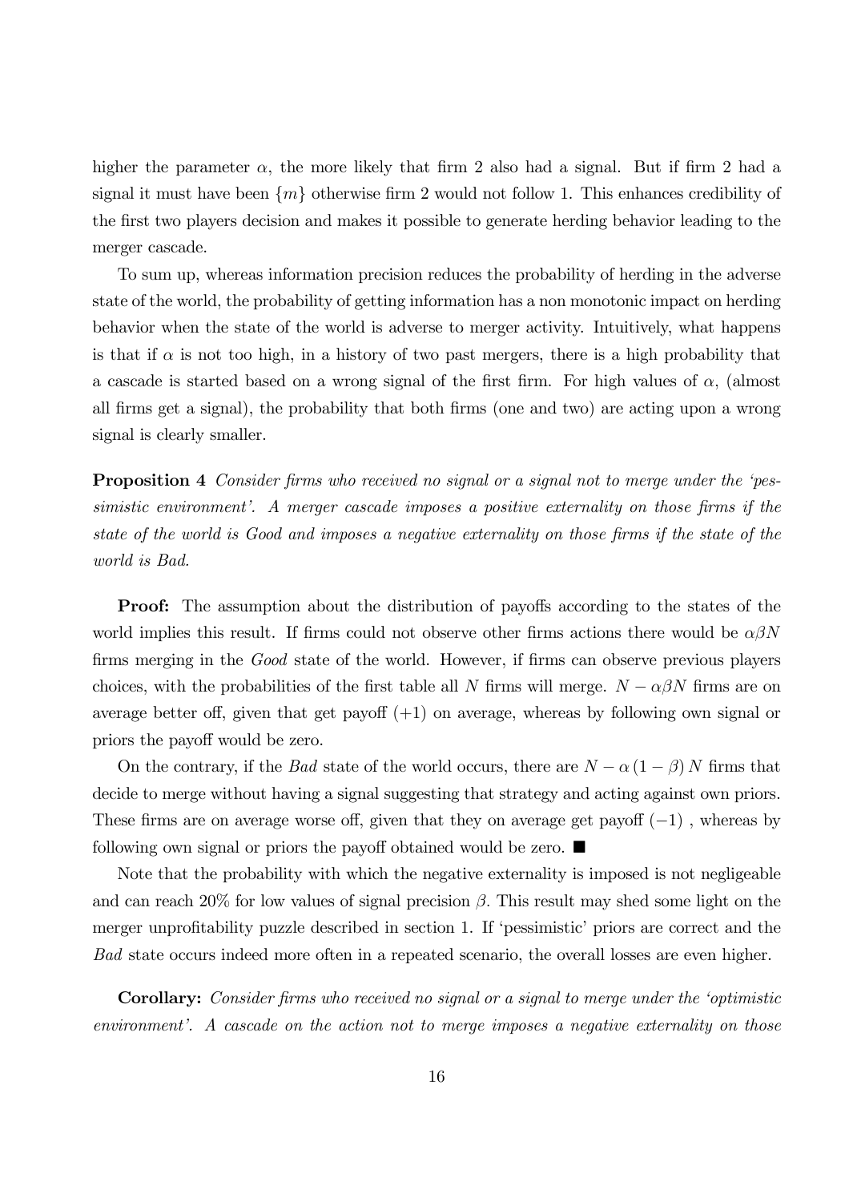higher the parameter $\alpha$, the more likely that firm 2 also had a signal. But if firm 2 had a signal it must have been $\{m\}$ otherwise firm 2 would not follow 1. This enhances credibility of the first two players decision and makes it possible to generate herding behavior leading to the merger cascade.

To sum up, whereas information precision reduces the probability of herding in the adverse state of the world, the probability of getting information has a non monotonic impact on herding behavior when the state of the world is adverse to merger activity. Intuitively, what happens is that if $\alpha$ is not too high, in a history of two past mergers, there is a high probability that a cascade is started based on a wrong signal of the first firm. For high values of $\alpha$, (almost all firms get a signal), the probability that both firms (one and two) are acting upon a wrong signal is clearly smaller.

**Proposition 4** *Consider firms who received no signal or a signal not to merge under the 'pessimistic environment'. A merger cascade imposes a positive externality on those firms if the state of the world is Good and imposes a negative externality on those firms if the state of the world is Bad.*

**Proof:** The assumption about the distribution of payoffs according to the states of the world implies this result. If firms could not observe other firms actions there would be $\alpha\beta N$ firms merging in the *Good* state of the world. However, if firms can observe previous players choices, with the probabilities of the first table all $N$ firms will merge. $N - \alpha\beta N$ firms are on average better off, given that get payoff $(+1)$ on average, whereas by following own signal or priors the payoff would be zero.

On the contrary, if the *Bad* state of the world occurs, there are $N - \alpha(1-\beta)N$ firms that decide to merge without having a signal suggesting that strategy and acting against own priors. These firms are on average worse off, given that they on average get payoff $(-1)$ , whereas by following own signal or priors the payoff obtained would be zero. ■

Note that the probability with which the negative externality is imposed is not negligeable and can reach 20% for low values of signal precision $\beta$. This result may shed some light on the merger unprofitability puzzle described in section 1. If 'pessimistic' priors are correct and the *Bad* state occurs indeed more often in a repeated scenario, the overall losses are even higher.

**Corollary:** *Consider firms who received no signal or a signal to merge under the 'optimistic environment'. A cascade on the action not to merge imposes a negative externality on those*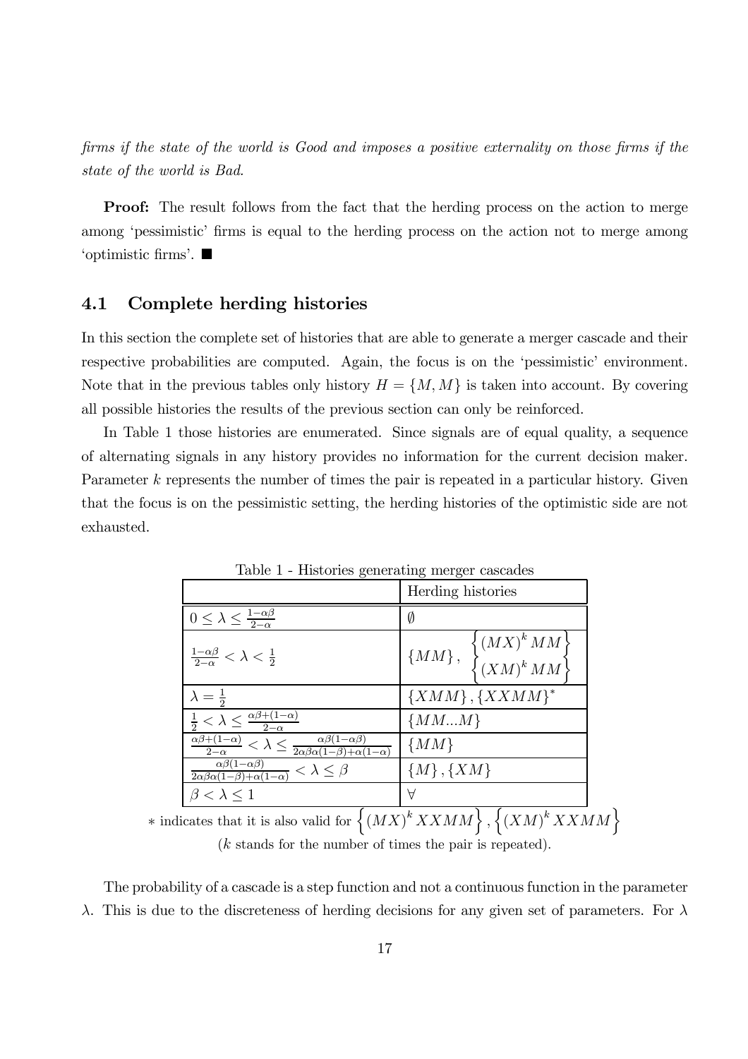*firms if the state of the world is Good and imposes a positive externality on those firms if the state of the world is Bad.*

**Proof:** The result follows from the fact that the herding process on the action to merge among 'pessimistic' firms is equal to the herding process on the action not to merge among 'optimistic firms'. ■

## 4.1 Complete herding histories

In this section the complete set of histories that are able to generate a merger cascade and their respective probabilities are computed. Again, the focus is on the 'pessimistic' environment. Note that in the previous tables only history $H = \{M, M\}$ is taken into account. By covering all possible histories the results of the previous section can only be reinforced.

In Table 1 those histories are enumerated. Since signals are of equal quality, a sequence of alternating signals in any history provides no information for the current decision maker. Parameter $k$ represents the number of times the pair is repeated in a particular history. Given that the focus is on the pessimistic setting, the herding histories of the optimistic side are not exhausted.

Table 1 - Histories generating merger cascades

| | Herding histories |
|---|---|
| $0 \leq \lambda \leq \frac{1-\alpha\beta}{2-\alpha}$ | $\emptyset$ |
| $\frac{1-\alpha\beta}{2-\alpha} < \lambda < \frac{1}{2}$ | $\{MM\}, \left\{ \begin{matrix} (MX)^k MM \\ (XM)^k MM \end{matrix} \right\}$ |
| $\lambda = \frac{1}{2}$ | $\{XMM\}, \{XXMM\}^*$ |
| $\frac{1}{2} < \lambda \leq \frac{\alpha\beta+(1-\alpha)}{2-\alpha}$ | $\{MM...M\}$ |
| $\frac{\alpha\beta+(1-\alpha)}{2-\alpha} < \lambda \leq \frac{\alpha\beta(1-\alpha\beta)}{2\alpha\beta\alpha(1-\beta)+\alpha(1-\alpha)}$ | $\{MM\}$ |
| $\frac{\alpha\beta(1-\alpha\beta)}{2\alpha\beta\alpha(1-\beta)+\alpha(1-\alpha)} < \lambda \leq \beta$ | $\{M\}, \{XM\}$ |
| $\beta < \lambda \leq 1$ | $\forall$ |

$*$ indicates that it is also valid for $\left\{(MX)^k XXMM\right\}, \left\{(XM)^k XXMM\right\}$

($k$ stands for the number of times the pair is repeated).

The probability of a cascade is a step function and not a continuous function in the parameter $\lambda$. This is due to the discreteness of herding decisions for any given set of parameters. For $\lambda$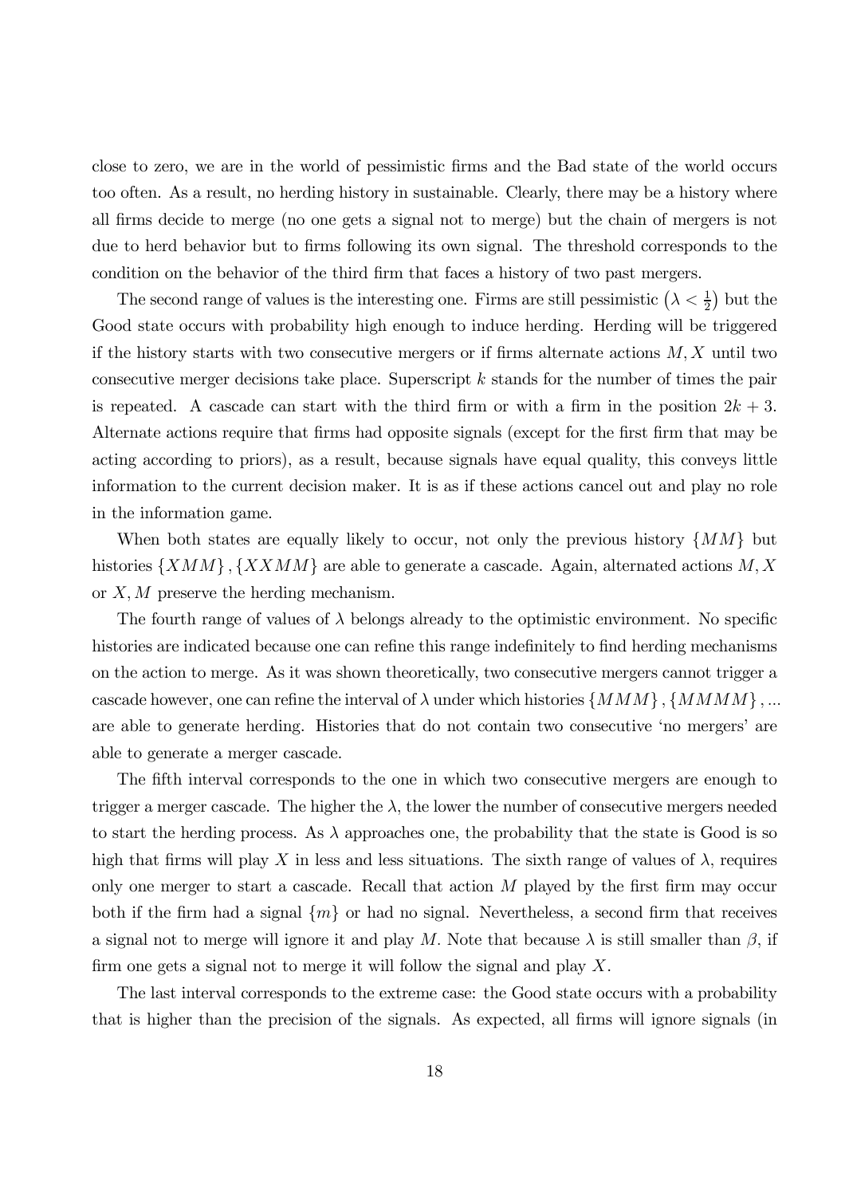close to zero, we are in the world of pessimistic firms and the Bad state of the world occurs too often. As a result, no herding history in sustainable. Clearly, there may be a history where all firms decide to merge (no one gets a signal not to merge) but the chain of mergers is not due to herd behavior but to firms following its own signal. The threshold corresponds to the condition on the behavior of the third firm that faces a history of two past mergers.

The second range of values is the interesting one. Firms are still pessimistic $\left(\lambda < \frac{1}{2}\right)$ but the Good state occurs with probability high enough to induce herding. Herding will be triggered if the history starts with two consecutive mergers or if firms alternate actions $M, X$ until two consecutive merger decisions take place. Superscript $k$ stands for the number of times the pair is repeated. A cascade can start with the third firm or with a firm in the position $2k + 3$. Alternate actions require that firms had opposite signals (except for the first firm that may be acting according to priors), as a result, because signals have equal quality, this conveys little information to the current decision maker. It is as if these actions cancel out and play no role in the information game.

When both states are equally likely to occur, not only the previous history $\{MM\}$ but histories $\{XMM\}, \{XXMM\}$ are able to generate a cascade. Again, alternated actions $M, X$ or $X, M$ preserve the herding mechanism.

The fourth range of values of $\lambda$ belongs already to the optimistic environment. No specific histories are indicated because one can refine this range indefinitely to find herding mechanisms on the action to merge. As it was shown theoretically, two consecutive mergers cannot trigger a cascade however, one can refine the interval of $\lambda$ under which histories $\{MMM\}, \{MMMM\}, ...$ are able to generate herding. Histories that do not contain two consecutive 'no mergers' are able to generate a merger cascade.

The fifth interval corresponds to the one in which two consecutive mergers are enough to trigger a merger cascade. The higher the $\lambda$, the lower the number of consecutive mergers needed to start the herding process. As $\lambda$ approaches one, the probability that the state is Good is so high that firms will play $X$ in less and less situations. The sixth range of values of $\lambda$, requires only one merger to start a cascade. Recall that action $M$ played by the first firm may occur both if the firm had a signal $\{m\}$ or had no signal. Nevertheless, a second firm that receives a signal not to merge will ignore it and play $M$. Note that because $\lambda$ is still smaller than $\beta$, if firm one gets a signal not to merge it will follow the signal and play $X$.

The last interval corresponds to the extreme case: the Good state occurs with a probability that is higher than the precision of the signals. As expected, all firms will ignore signals (in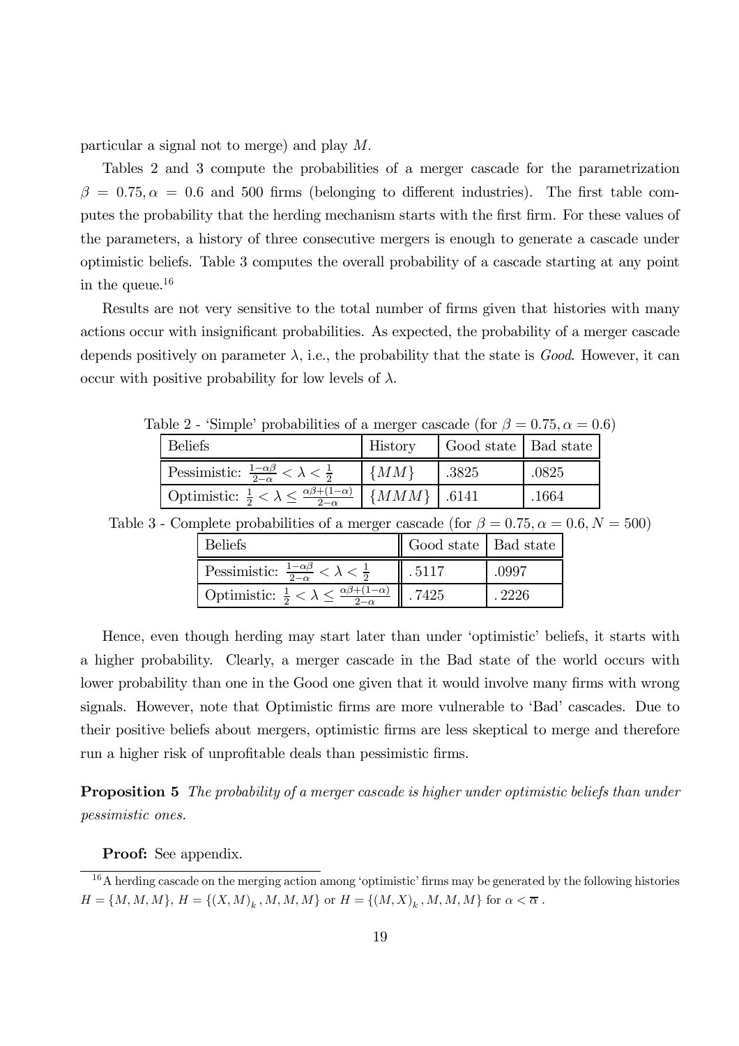particular a signal not to merge) and play $M$.

Tables 2 and 3 compute the probabilities of a merger cascade for the parametrization $\beta = 0.75, \alpha = 0.6$ and 500 firms (belonging to different industries). The first table computes the probability that the herding mechanism starts with the first firm. For these values of the parameters, a history of three consecutive mergers is enough to generate a cascade under optimistic beliefs. Table 3 computes the overall probability of a cascade starting at any point in the queue.[16]

Results are not very sensitive to the total number of firms given that histories with many actions occur with insignificant probabilities. As expected, the probability of a merger cascade depends positively on parameter $\lambda$, i.e., the probability that the state is *Good*. However, it can occur with positive probability for low levels of $\lambda$.

Table 2 - 'Simple' probabilities of a merger cascade (for $\beta = 0.75, \alpha = 0.6$)

| Beliefs | History | Good state | Bad state |
|---|---|---|---|
| Pessimistic: $\frac{1-\alpha\beta}{2-\alpha} < \lambda < \frac{1}{2}$ | $\{MM\}$ | .3825 | .0825 |
| Optimistic: $\frac{1}{2} < \lambda \leq \frac{\alpha\beta+(1-\alpha)}{2-\alpha}$ | $\{MMM\}$ | .6141 | .1664 |

Table 3 - Complete probabilities of a merger cascade (for $\beta = 0.75, \alpha = 0.6, N = 500$)

| Beliefs | Good state | Bad state |
|---|---|---|
| Pessimistic: $\frac{1-\alpha\beta}{2-\alpha} < \lambda < \frac{1}{2}$ | .5117 | .0997 |
| Optimistic: $\frac{1}{2} < \lambda \leq \frac{\alpha\beta+(1-\alpha)}{2-\alpha}$ | .7425 | .2226 |

Hence, even though herding may start later than under 'optimistic' beliefs, it starts with a higher probability. Clearly, a merger cascade in the Bad state of the world occurs with lower probability than one in the Good one given that it would involve many firms with wrong signals. However, note that Optimistic firms are more vulnerable to 'Bad' cascades. Due to their positive beliefs about mergers, optimistic firms are less skeptical to merge and therefore run a higher risk of unprofitable deals than pessimistic firms.

**Proposition 5** *The probability of a merger cascade is higher under optimistic beliefs than under pessimistic ones.*

**Proof:** See appendix.

[16] A herding cascade on the merging action among 'optimistic' firms may be generated by the following histories $H = \{M, M, M\}$, $H = \{(X, M)_k, M, M, M\}$ or $H = \{(M, X)_k, M, M, M\}$ for $\alpha < \overline{\alpha}$.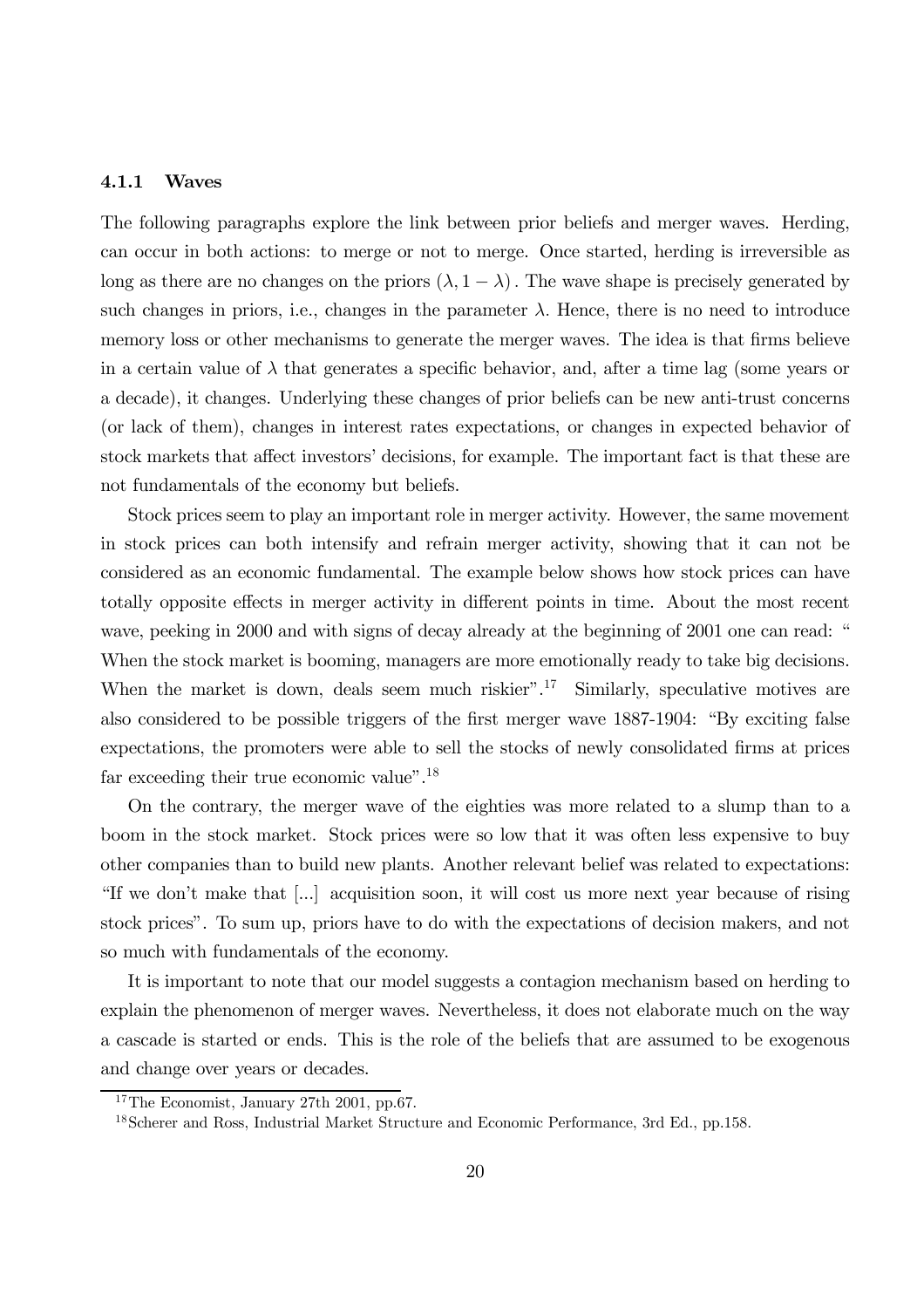#### 4.1.1 Waves

The following paragraphs explore the link between prior beliefs and merger waves. Herding, can occur in both actions: to merge or not to merge. Once started, herding is irreversible as long as there are no changes on the priors $(\lambda, 1-\lambda)$. The wave shape is precisely generated by such changes in priors, i.e., changes in the parameter $\lambda$. Hence, there is no need to introduce memory loss or other mechanisms to generate the merger waves. The idea is that firms believe in a certain value of $\lambda$ that generates a specific behavior, and, after a time lag (some years or a decade), it changes. Underlying these changes of prior beliefs can be new anti-trust concerns (or lack of them), changes in interest rates expectations, or changes in expected behavior of stock markets that affect investors' decisions, for example. The important fact is that these are not fundamentals of the economy but beliefs.

Stock prices seem to play an important role in merger activity. However, the same movement in stock prices can both intensify and refrain merger activity, showing that it can not be considered as an economic fundamental. The example below shows how stock prices can have totally opposite effects in merger activity in different points in time. About the most recent wave, peeking in 2000 and with signs of decay already at the beginning of 2001 one can read: " When the stock market is booming, managers are more emotionally ready to take big decisions. When the market is down, deals seem much riskier".[17] Similarly, speculative motives are also considered to be possible triggers of the first merger wave 1887-1904: "By exciting false expectations, the promoters were able to sell the stocks of newly consolidated firms at prices far exceeding their true economic value".[18]

On the contrary, the merger wave of the eighties was more related to a slump than to a boom in the stock market. Stock prices were so low that it was often less expensive to buy other companies than to build new plants. Another relevant belief was related to expectations: "If we don't make that [...] acquisition soon, it will cost us more next year because of rising stock prices". To sum up, priors have to do with the expectations of decision makers, and not so much with fundamentals of the economy.

It is important to note that our model suggests a contagion mechanism based on herding to explain the phenomenon of merger waves. Nevertheless, it does not elaborate much on the way a cascade is started or ends. This is the role of the beliefs that are assumed to be exogenous and change over years or decades.

[17] The Economist, January 27th 2001, pp.67.

[18] Scherer and Ross, Industrial Market Structure and Economic Performance, 3rd Ed., pp.158.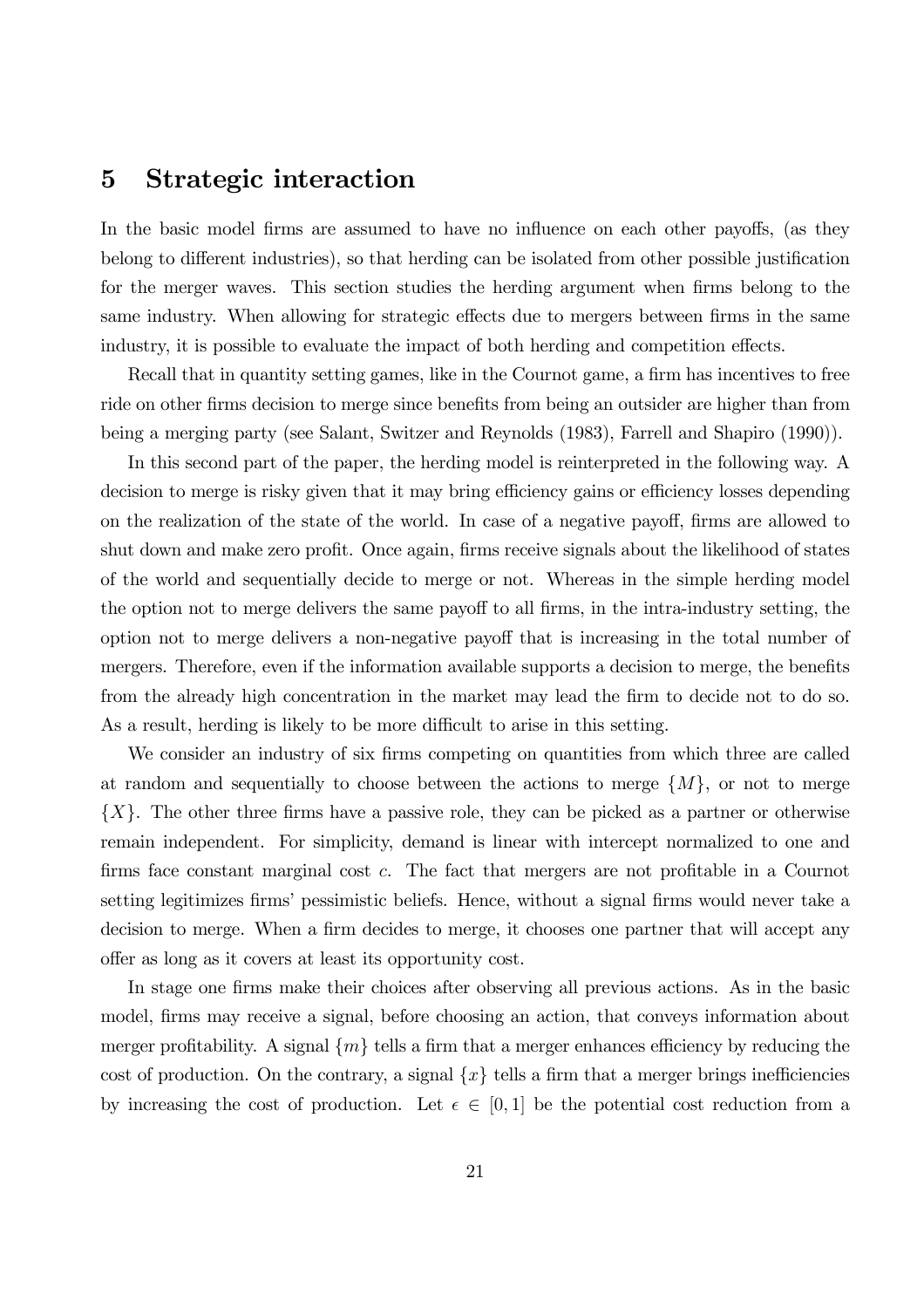## 5 Strategic interaction

In the basic model firms are assumed to have no influence on each other payoffs, (as they belong to different industries), so that herding can be isolated from other possible justification for the merger waves. This section studies the herding argument when firms belong to the same industry. When allowing for strategic effects due to mergers between firms in the same industry, it is possible to evaluate the impact of both herding and competition effects.

Recall that in quantity setting games, like in the Cournot game, a firm has incentives to free ride on other firms decision to merge since benefits from being an outsider are higher than from being a merging party (see Salant, Switzer and Reynolds (1983), Farrell and Shapiro (1990)).

In this second part of the paper, the herding model is reinterpreted in the following way. A decision to merge is risky given that it may bring efficiency gains or efficiency losses depending on the realization of the state of the world. In case of a negative payoff, firms are allowed to shut down and make zero profit. Once again, firms receive signals about the likelihood of states of the world and sequentially decide to merge or not. Whereas in the simple herding model the option not to merge delivers the same payoff to all firms, in the intra-industry setting, the option not to merge delivers a non-negative payoff that is increasing in the total number of mergers. Therefore, even if the information available supports a decision to merge, the benefits from the already high concentration in the market may lead the firm to decide not to do so. As a result, herding is likely to be more difficult to arise in this setting.

We consider an industry of six firms competing on quantities from which three are called at random and sequentially to choose between the actions to merge $\{M\}$, or not to merge $\{X\}$. The other three firms have a passive role, they can be picked as a partner or otherwise remain independent. For simplicity, demand is linear with intercept normalized to one and firms face constant marginal cost $c$. The fact that mergers are not profitable in a Cournot setting legitimizes firms' pessimistic beliefs. Hence, without a signal firms would never take a decision to merge. When a firm decides to merge, it chooses one partner that will accept any offer as long as it covers at least its opportunity cost.

In stage one firms make their choices after observing all previous actions. As in the basic model, firms may receive a signal, before choosing an action, that conveys information about merger profitability. A signal $\{m\}$ tells a firm that a merger enhances efficiency by reducing the cost of production. On the contrary, a signal $\{x\}$ tells a firm that a merger brings inefficiencies by increasing the cost of production. Let $\epsilon \in [0, 1]$ be the potential cost reduction from a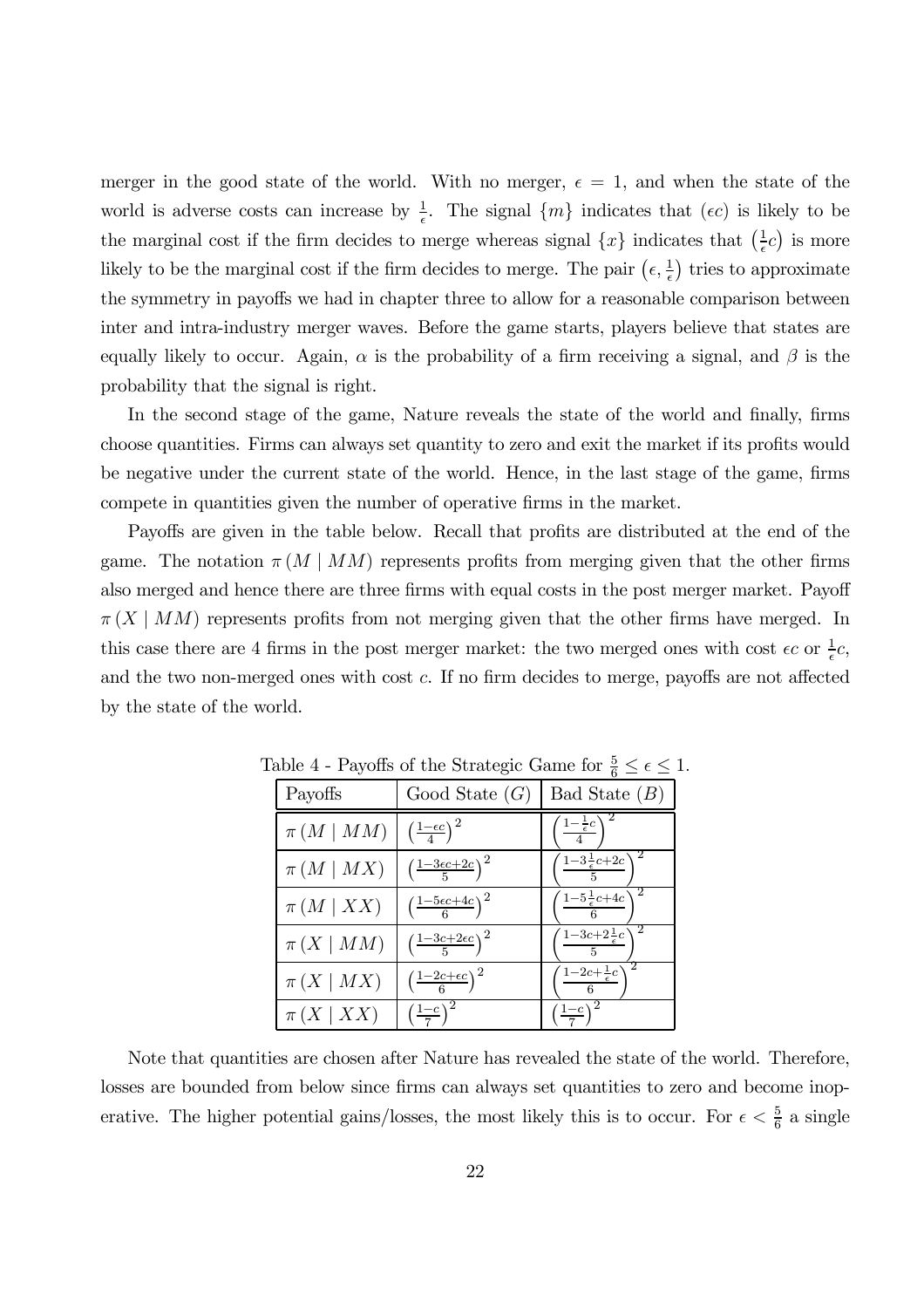merger in the good state of the world. With no merger, $\epsilon = 1$, and when the state of the world is adverse costs can increase by $\frac{1}{\epsilon}$. The signal $\{m\}$ indicates that $(\epsilon c)$ is likely to be the marginal cost if the firm decides to merge whereas signal $\{x\}$ indicates that $\left(\frac{1}{\epsilon}c\right)$ is more likely to be the marginal cost if the firm decides to merge. The pair $\left(\epsilon, \frac{1}{\epsilon}\right)$ tries to approximate the symmetry in payoffs we had in chapter three to allow for a reasonable comparison between inter and intra-industry merger waves. Before the game starts, players believe that states are equally likely to occur. Again, $\alpha$ is the probability of a firm receiving a signal, and $\beta$ is the probability that the signal is right.

In the second stage of the game, Nature reveals the state of the world and finally, firms choose quantities. Firms can always set quantity to zero and exit the market if its profits would be negative under the current state of the world. Hence, in the last stage of the game, firms compete in quantities given the number of operative firms in the market.

Payoffs are given in the table below. Recall that profits are distributed at the end of the game. The notation $\pi(M \mid MM)$ represents profits from merging given that the other firms also merged and hence there are three firms with equal costs in the post merger market. Payoff $\pi(X \mid MM)$ represents profits from not merging given that the other firms have merged. In this case there are 4 firms in the post merger market: the two merged ones with cost $\epsilon c$ or $\frac{1}{\epsilon}c$, and the two non-merged ones with cost $c$. If no firm decides to merge, payoffs are not affected by the state of the world.

Table 4 - Payoffs of the Strategic Game for $\frac{5}{6} \leq \epsilon \leq 1$.

| Payoffs | Good State $(G)$ | Bad State $(B)$ |
|---|---|---|
| $\pi(M \mid MM)$ | $\left(\frac{1-\epsilon c}{4}\right)^2$ | $\left(\frac{1-\frac{1}{\epsilon}c}{4}\right)^2$ |
| $\pi(M \mid MX)$ | $\left(\frac{1-3\epsilon c+2c}{5}\right)^2$ | $\left(\frac{1-3\frac{1}{\epsilon}c+2c}{5}\right)^2$ |
| $\pi(M \mid XX)$ | $\left(\frac{1-5\epsilon c+4c}{6}\right)^2$ | $\left(\frac{1-5\frac{1}{\epsilon}c+4c}{6}\right)^2$ |
| $\pi(X \mid MM)$ | $\left(\frac{1-3c+2\epsilon c}{5}\right)^2$ | $\left(\frac{1-3c+2\frac{1}{\epsilon}c}{5}\right)^2$ |
| $\pi(X \mid MX)$ | $\left(\frac{1-2c+\epsilon c}{6}\right)^2$ | $\left(\frac{1-2c+\frac{1}{\epsilon}c}{6}\right)^2$ |
| $\pi(X \mid XX)$ | $\left(\frac{1-c}{7}\right)^2$ | $\left(\frac{1-c}{7}\right)^2$ |

Note that quantities are chosen after Nature has revealed the state of the world. Therefore, losses are bounded from below since firms can always set quantities to zero and become inoperative. The higher potential gains/losses, the most likely this is to occur. For $\epsilon < \frac{5}{6}$ a single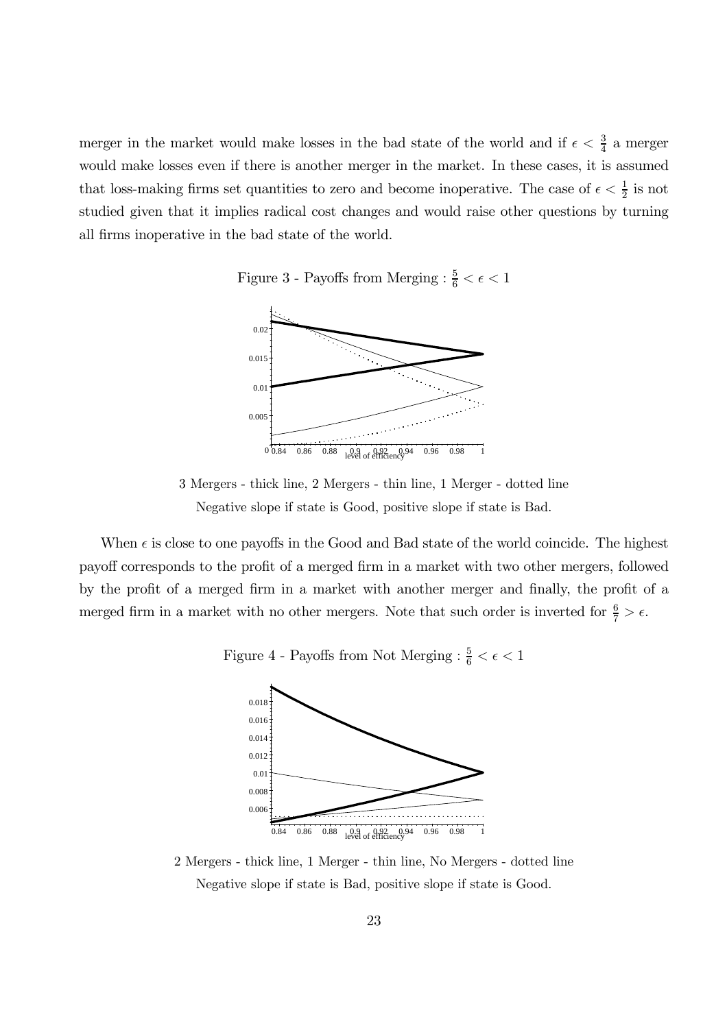merger in the market would make losses in the bad state of the world and if $\epsilon < \frac{3}{4}$ a merger would make losses even if there is another merger in the market. In these cases, it is assumed that loss-making firms set quantities to zero and become inoperative. The case of $\epsilon < \frac{1}{2}$ is not studied given that it implies radical cost changes and would raise other questions by turning all firms inoperative in the bad state of the world.

Figure 3 - Payoffs from Merging : $\frac{5}{6} < \epsilon < 1$

3 Mergers - thick line, 2 Mergers - thin line, 1 Merger - dotted line

Negative slope if state is Good, positive slope if state is Bad.

When $\epsilon$ is close to one payoffs in the Good and Bad state of the world coincide. The highest payoff corresponds to the profit of a merged firm in a market with two other mergers, followed by the profit of a merged firm in a market with another merger and finally, the profit of a merged firm in a market with no other mergers. Note that such order is inverted for $\frac{6}{7} > \epsilon$.

Figure 4 - Payoffs from Not Merging : $\frac{5}{6} < \epsilon < 1$

2 Mergers - thick line, 1 Merger - thin line, No Mergers - dotted line

Negative slope if state is Bad, positive slope if state is Good.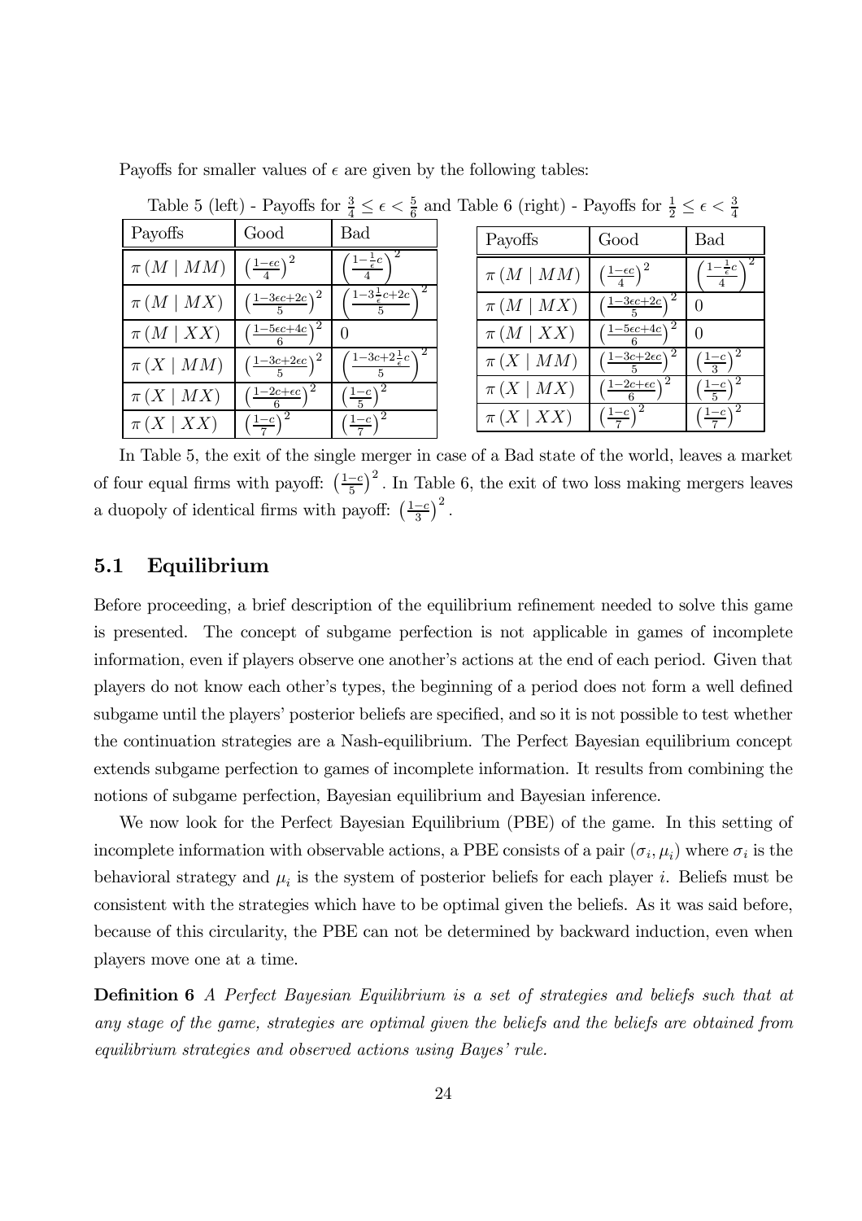Payoffs for smaller values of $\epsilon$ are given by the following tables:

Table 5 (left) - Payoffs for $\frac{3}{4} \leq \epsilon < \frac{5}{6}$ and Table 6 (right) - Payoffs for $\frac{1}{2} \leq \epsilon < \frac{3}{4}$

| Payoffs | Good | Bad |
|---|---|---|
| $\pi(M \mid MM)$ | $\left(\frac{1-\epsilon c}{4}\right)^2$ | $\left(\frac{1-\frac{1}{\epsilon}c}{4}\right)^2$ |
| $\pi(M \mid MX)$ | $\left(\frac{1-3\epsilon c+2c}{5}\right)^2$ | $\left(\frac{1-3\frac{1}{\epsilon}c+2c}{5}\right)^2$ |
| $\pi(M \mid XX)$ | $\left(\frac{1-5\epsilon c+4c}{6}\right)^2$ | $0$ |
| $\pi(X \mid MM)$ | $\left(\frac{1-3c+2\epsilon c}{5}\right)^2$ | $\left(\frac{1-3c+2\frac{1}{\epsilon}c}{5}\right)^2$ |
| $\pi(X \mid MX)$ | $\left(\frac{1-2c+\epsilon c}{6}\right)^2$ | $\left(\frac{1-c}{5}\right)^2$ |
| $\pi(X \mid XX)$ | $\left(\frac{1-c}{7}\right)^2$ | $\left(\frac{1-c}{7}\right)^2$ |

| Payoffs | Good | Bad |
|---|---|---|
| $\pi(M \mid MM)$ | $\left(\frac{1-\epsilon c}{4}\right)^2$ | $\left(\frac{1-\frac{1}{\epsilon}c}{4}\right)^2$ |
| $\pi(M \mid MX)$ | $\left(\frac{1-3\epsilon c+2c}{5}\right)^2$ | $0$ |
| $\pi(M \mid XX)$ | $\left(\frac{1-5\epsilon c+4c}{6}\right)^2$ | $0$ |
| $\pi(X \mid MM)$ | $\left(\frac{1-3c+2\epsilon c}{5}\right)^2$ | $\left(\frac{1-c}{3}\right)^2$ |
| $\pi(X \mid MX)$ | $\left(\frac{1-2c+\epsilon c}{6}\right)^2$ | $\left(\frac{1-c}{5}\right)^2$ |
| $\pi(X \mid XX)$ | $\left(\frac{1-c}{7}\right)^2$ | $\left(\frac{1-c}{7}\right)^2$ |

In Table 5, the exit of the single merger in case of a Bad state of the world, leaves a market of four equal firms with payoff: $\left(\frac{1-c}{5}\right)^2$. In Table 6, the exit of two loss making mergers leaves a duopoly of identical firms with payoff: $\left(\frac{1-c}{3}\right)^2$.

## 5.1 Equilibrium

Before proceeding, a brief description of the equilibrium refinement needed to solve this game is presented. The concept of subgame perfection is not applicable in games of incomplete information, even if players observe one another's actions at the end of each period. Given that players do not know each other's types, the beginning of a period does not form a well defined subgame until the players' posterior beliefs are specified, and so it is not possible to test whether the continuation strategies are a Nash-equilibrium. The Perfect Bayesian equilibrium concept extends subgame perfection to games of incomplete information. It results from combining the notions of subgame perfection, Bayesian equilibrium and Bayesian inference.

We now look for the Perfect Bayesian Equilibrium (PBE) of the game. In this setting of incomplete information with observable actions, a PBE consists of a pair $(\sigma_i, \mu_i)$ where $\sigma_i$ is the behavioral strategy and $\mu_i$ is the system of posterior beliefs for each player $i$. Beliefs must be consistent with the strategies which have to be optimal given the beliefs. As it was said before, because of this circularity, the PBE can not be determined by backward induction, even when players move one at a time.

**Definition 6** *A Perfect Bayesian Equilibrium is a set of strategies and beliefs such that at any stage of the game, strategies are optimal given the beliefs and the beliefs are obtained from equilibrium strategies and observed actions using Bayes' rule.*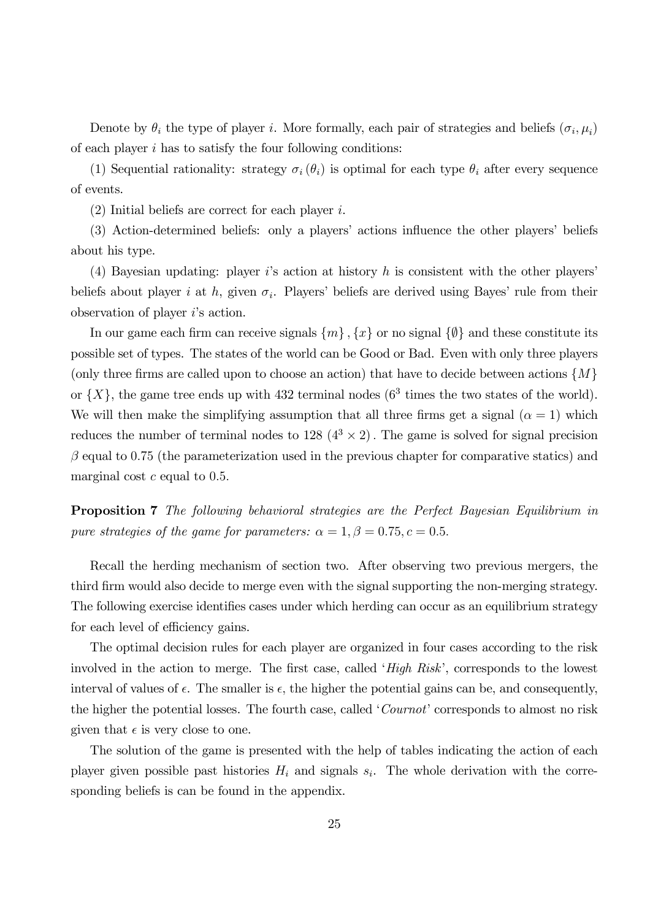Denote by $\theta_i$ the type of player $i$. More formally, each pair of strategies and beliefs $(\sigma_i, \mu_i)$ of each player $i$ has to satisfy the four following conditions:

(1) Sequential rationality: strategy $\sigma_i(\theta_i)$ is optimal for each type $\theta_i$ after every sequence of events.

(2) Initial beliefs are correct for each player $i$.

(3) Action-determined beliefs: only a players' actions influence the other players' beliefs about his type.

(4) Bayesian updating: player $i$'s action at history $h$ is consistent with the other players' beliefs about player $i$ at $h$, given $\sigma_i$. Players' beliefs are derived using Bayes' rule from their observation of player $i$'s action.

In our game each firm can receive signals $\{m\}, \{x\}$ or no signal $\{\emptyset\}$ and these constitute its possible set of types. The states of the world can be Good or Bad. Even with only three players (only three firms are called upon to choose an action) that have to decide between actions $\{M\}$ or $\{X\}$, the game tree ends up with 432 terminal nodes ($6^3$ times the two states of the world). We will then make the simplifying assumption that all three firms get a signal ($\alpha = 1$) which reduces the number of terminal nodes to 128 $(4^3 \times 2)$. The game is solved for signal precision $\beta$ equal to 0.75 (the parameterization used in the previous chapter for comparative statics) and marginal cost $c$ equal to 0.5.

**Proposition 7** *The following behavioral strategies are the Perfect Bayesian Equilibrium in pure strategies of the game for parameters: $\alpha = 1, \beta = 0.75, c = 0.5$.*

Recall the herding mechanism of section two. After observing two previous mergers, the third firm would also decide to merge even with the signal supporting the non-merging strategy. The following exercise identifies cases under which herding can occur as an equilibrium strategy for each level of efficiency gains.

The optimal decision rules for each player are organized in four cases according to the risk involved in the action to merge. The first case, called '*High Risk*', corresponds to the lowest interval of values of $\epsilon$. The smaller is $\epsilon$, the higher the potential gains can be, and consequently, the higher the potential losses. The fourth case, called '*Cournot*' corresponds to almost no risk given that $\epsilon$ is very close to one.

The solution of the game is presented with the help of tables indicating the action of each player given possible past histories $H_i$ and signals $s_i$. The whole derivation with the corresponding beliefs is can be found in the appendix.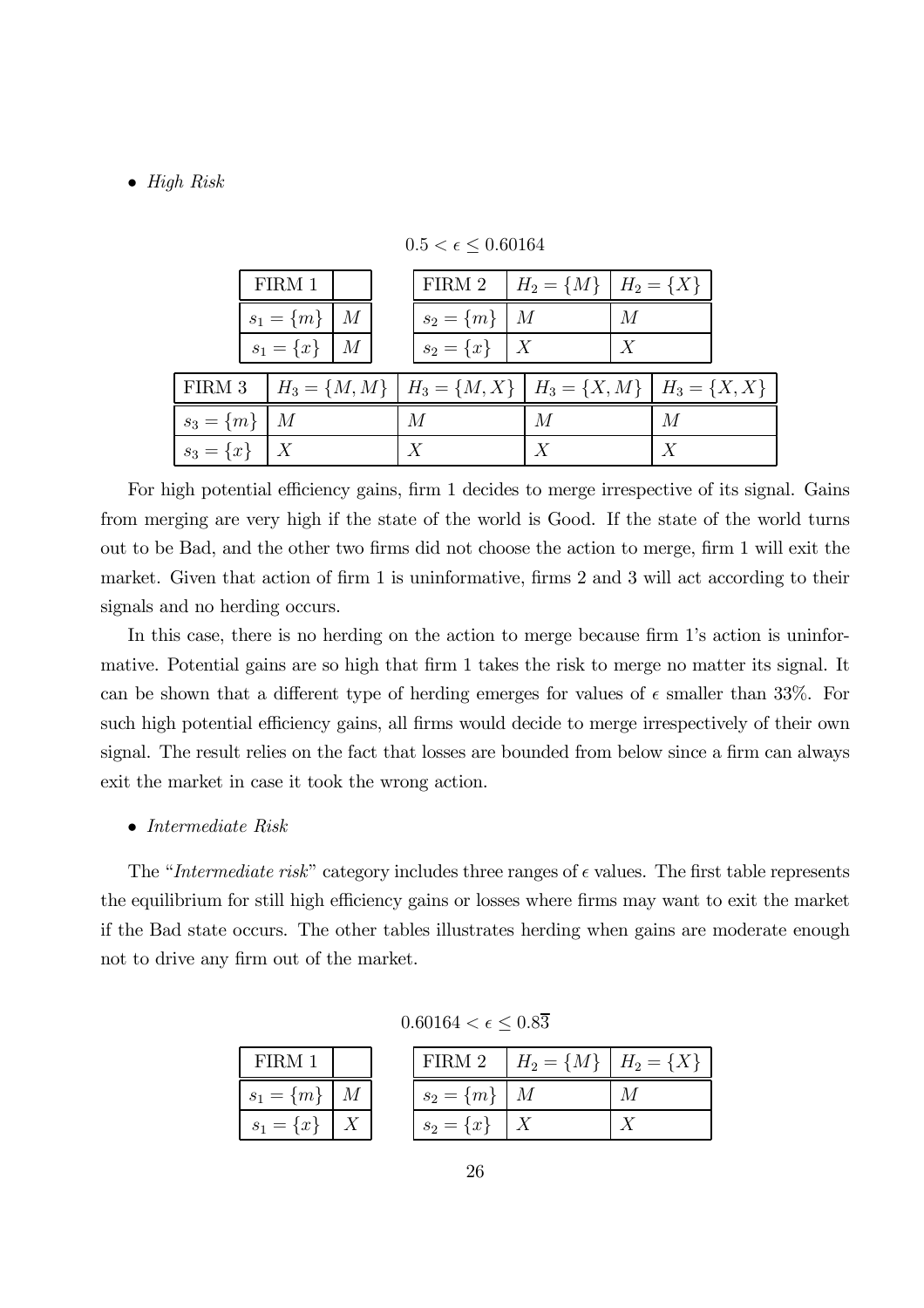- *High Risk*

$0.5 < \epsilon \leq 0.60164$

| FIRM 1 | |
|---|---|
| $s_1 = \{m\}$ | $M$ |
| $s_1 = \{x\}$ | $M$ |

| FIRM 2 | $H_2 = \{M\}$ | $H_2 = \{X\}$ |
|---|---|---|
| $s_2 = \{m\}$ | $M$ | $M$ |
| $s_2 = \{x\}$ | $X$ | $X$ |

| FIRM 3 | $H_3 = \{M, M\}$ | $H_3 = \{M, X\}$ | $H_3 = \{X, M\}$ | $H_3 = \{X, X\}$ |
|---|---|---|---|---|
| $s_3 = \{m\}$ | $M$ | $M$ | $M$ | $M$ |
| $s_3 = \{x\}$ | $X$ | $X$ | $X$ | $X$ |

For high potential efficiency gains, firm 1 decides to merge irrespective of its signal. Gains from merging are very high if the state of the world is Good. If the state of the world turns out to be Bad, and the other two firms did not choose the action to merge, firm 1 will exit the market. Given that action of firm 1 is uninformative, firms 2 and 3 will act according to their signals and no herding occurs.

In this case, there is no herding on the action to merge because firm 1's action is uninformative. Potential gains are so high that firm 1 takes the risk to merge no matter its signal. It can be shown that a different type of herding emerges for values of $\epsilon$ smaller than 33%. For such high potential efficiency gains, all firms would decide to merge irrespectively of their own signal. The result relies on the fact that losses are bounded from below since a firm can always exit the market in case it took the wrong action.

- *Intermediate Risk*

The "*Intermediate risk*" category includes three ranges of $\epsilon$ values. The first table represents the equilibrium for still high efficiency gains or losses where firms may want to exit the market if the Bad state occurs. The other tables illustrates herding when gains are moderate enough not to drive any firm out of the market.

$0.60164 < \epsilon \leq 0.8\overline{3}$

| FIRM 1 | |
|---|---|
| $s_1 = \{m\}$ | $M$ |
| $s_1 = \{x\}$ | $X$ |

| FIRM 2 | $H_2 = \{M\}$ | $H_2 = \{X\}$ |
|---|---|---|
| $s_2 = \{m\}$ | $M$ | $M$ |
| $s_2 = \{x\}$ | $X$ | $X$ |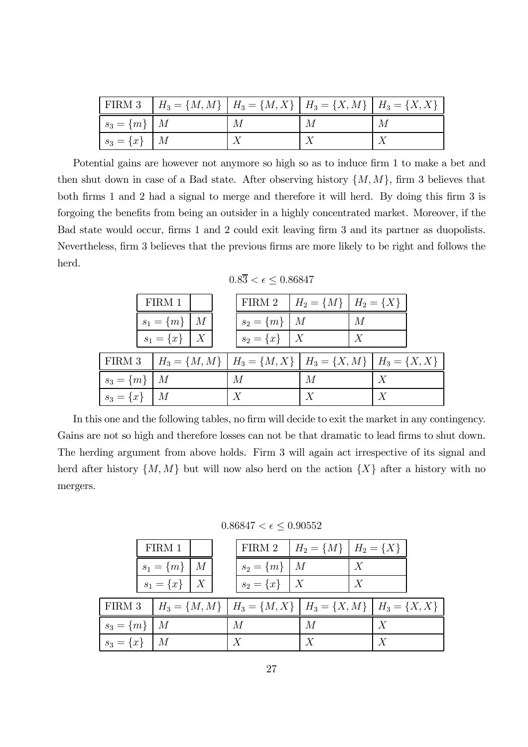| FIRM 3 | $H_3 = \{M, M\}$ | $H_3 = \{M, X\}$ | $H_3 = \{X, M\}$ | $H_3 = \{X, X\}$ |
|---|---|---|---|---|
| $s_3 = \{m\}$ | $M$ | $M$ | $M$ | $M$ |
| $s_3 = \{x\}$ | $M$ | $X$ | $X$ | $X$ |

Potential gains are however not anymore so high so as to induce firm 1 to make a bet and then shut down in case of a Bad state. After observing history $\{M, M\}$, firm 3 believes that both firms 1 and 2 had a signal to merge and therefore it will herd. By doing this firm 3 is forgoing the benefits from being an outsider in a highly concentrated market. Moreover, if the Bad state would occur, firms 1 and 2 could exit leaving firm 3 and its partner as duopolists. Nevertheless, firm 3 believes that the previous firms are more likely to be right and follows the herd.

$$0.8\overline{3} < \epsilon \leq 0.86847$$

| FIRM 1 | |
|---|---|
| $s_1 = \{m\}$ | $M$ |
| $s_1 = \{x\}$ | $X$ |

| FIRM 2 | $H_2 = \{M\}$ | $H_2 = \{X\}$ |
|---|---|---|
| $s_2 = \{m\}$ | $M$ | $M$ |
| $s_2 = \{x\}$ | $X$ | $X$ |

| FIRM 3 | $H_3 = \{M, M\}$ | $H_3 = \{M, X\}$ | $H_3 = \{X, M\}$ | $H_3 = \{X, X\}$ |
|---|---|---|---|---|
| $s_3 = \{m\}$ | $M$ | $M$ | $M$ | $X$ |
| $s_3 = \{x\}$ | $M$ | $X$ | $X$ | $X$ |

In this one and the following tables, no firm will decide to exit the market in any contingency. Gains are not so high and therefore losses can not be that dramatic to lead firms to shut down. The herding argument from above holds. Firm 3 will again act irrespective of its signal and herd after history $\{M, M\}$ but will now also herd on the action $\{X\}$ after a history with no mergers.

$$0.86847 < \epsilon \leq 0.90552$$

| FIRM 1 | |
|---|---|
| $s_1 = \{m\}$ | $M$ |
| $s_1 = \{x\}$ | $X$ |

| FIRM 2 | $H_2 = \{M\}$ | $H_2 = \{X\}$ |
|---|---|---|
| $s_2 = \{m\}$ | $M$ | $X$ |
| $s_2 = \{x\}$ | $X$ | $X$ |

| FIRM 3 | $H_3 = \{M, M\}$ | $H_3 = \{M, X\}$ | $H_3 = \{X, M\}$ | $H_3 = \{X, X\}$ |
|---|---|---|---|---|
| $s_3 = \{m\}$ | $M$ | $M$ | $M$ | $X$ |
| $s_3 = \{x\}$ | $M$ | $X$ | $X$ | $X$ |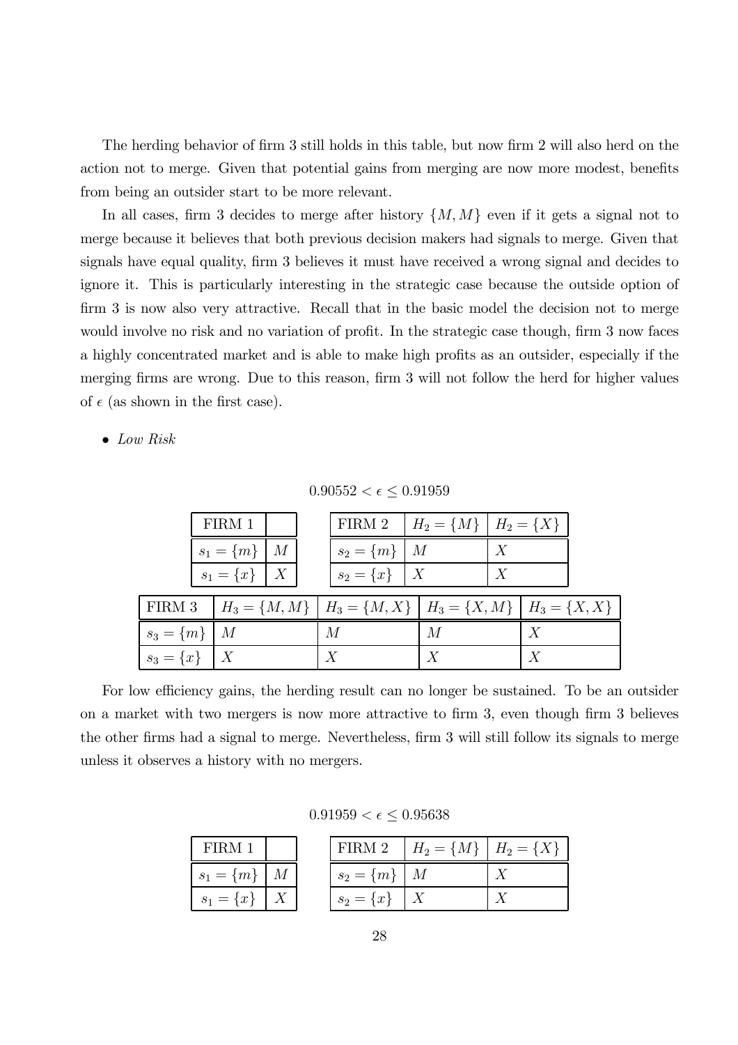The herding behavior of firm 3 still holds in this table, but now firm 2 will also herd on the action not to merge. Given that potential gains from merging are now more modest, benefits from being an outsider start to be more relevant.

In all cases, firm 3 decides to merge after history $\{M, M\}$ even if it gets a signal not to merge because it believes that both previous decision makers had signals to merge. Given that signals have equal quality, firm 3 believes it must have received a wrong signal and decides to ignore it. This is particularly interesting in the strategic case because the outside option of firm 3 is now also very attractive. Recall that in the basic model the decision not to merge would involve no risk and no variation of profit. In the strategic case though, firm 3 now faces a highly concentrated market and is able to make high profits as an outsider, especially if the merging firms are wrong. Due to this reason, firm 3 will not follow the herd for higher values of $\epsilon$ (as shown in the first case).

- *Low Risk*

$0.90552 < \epsilon \leq 0.91959$

| FIRM 1 | |
|---|---|
| $s_1 = \{m\}$ | $M$ |
| $s_1 = \{x\}$ | $X$ |

| FIRM 2 | $H_2 = \{M\}$ | $H_2 = \{X\}$ |
|---|---|---|
| $s_2 = \{m\}$ | $M$ | $X$ |
| $s_2 = \{x\}$ | $X$ | $X$ |

| FIRM 3 | $H_3 = \{M, M\}$ | $H_3 = \{M, X\}$ | $H_3 = \{X, M\}$ | $H_3 = \{X, X\}$ |
|---|---|---|---|---|
| $s_3 = \{m\}$ | $M$ | $M$ | $M$ | $X$ |
| $s_3 = \{x\}$ | $X$ | $X$ | $X$ | $X$ |

For low efficiency gains, the herding result can no longer be sustained. To be an outsider on a market with two mergers is now more attractive to firm 3, even though firm 3 believes the other firms had a signal to merge. Nevertheless, firm 3 will still follow its signals to merge unless it observes a history with no mergers.

$0.91959 < \epsilon \leq 0.95638$

| FIRM 1 | |
|---|---|
| $s_1 = \{m\}$ | $M$ |
| $s_1 = \{x\}$ | $X$ |

| FIRM 2 | $H_2 = \{M\}$ | $H_2 = \{X\}$ |
|---|---|---|
| $s_2 = \{m\}$ | $M$ | $X$ |
| $s_2 = \{x\}$ | $X$ | $X$ |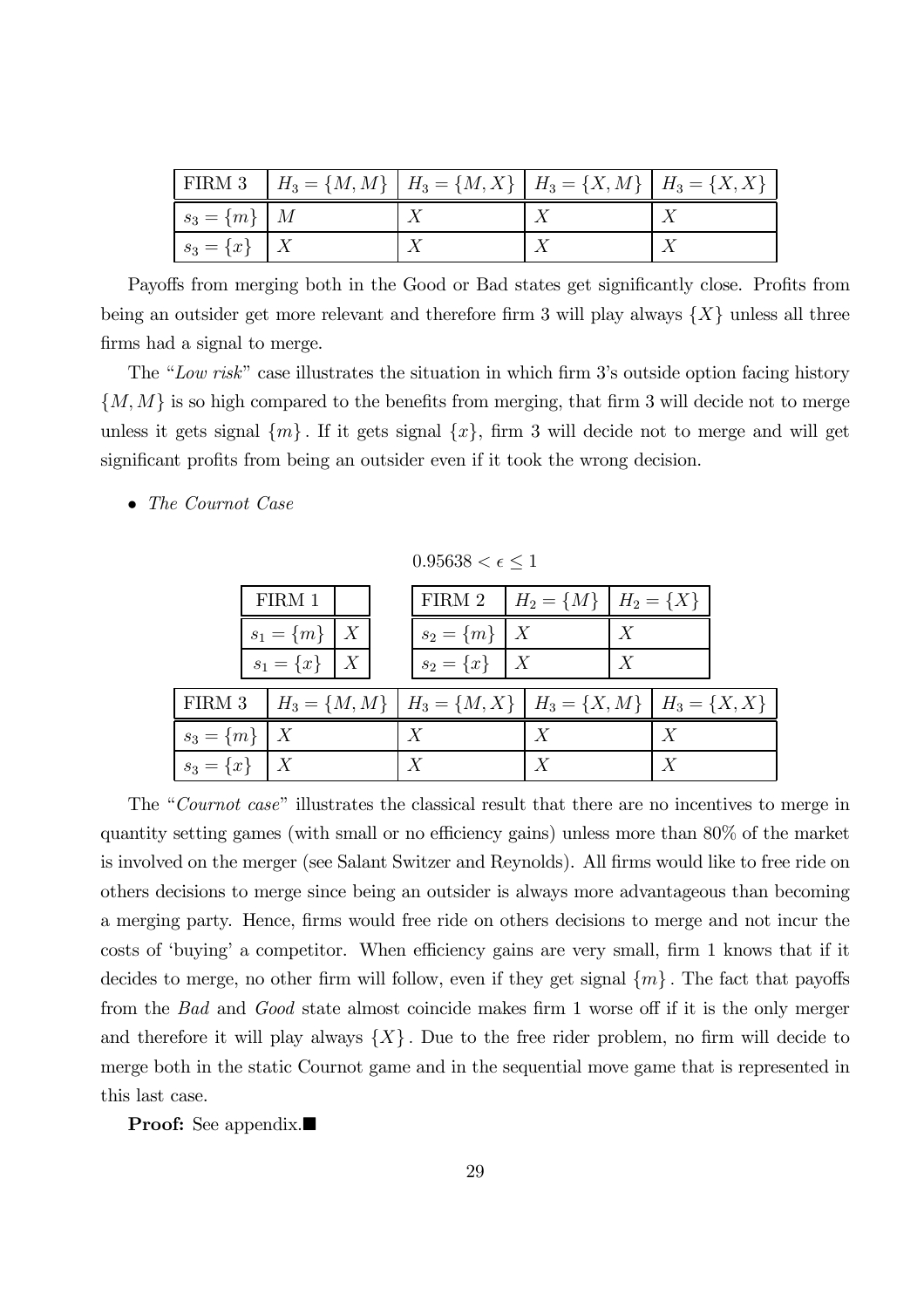| FIRM 3 | $H_3 = \{M, M\}$ | $H_3 = \{M, X\}$ | $H_3 = \{X, M\}$ | $H_3 = \{X, X\}$ |
|---|---|---|---|---|
| $s_3 = \{m\}$ | $M$ | $X$ | $X$ | $X$ |
| $s_3 = \{x\}$ | $X$ | $X$ | $X$ | $X$ |

Payoffs from merging both in the Good or Bad states get significantly close. Profits from being an outsider get more relevant and therefore firm 3 will play always $\{X\}$ unless all three firms had a signal to merge.

The "*Low risk*" case illustrates the situation in which firm 3's outside option facing history $\{M, M\}$ is so high compared to the benefits from merging, that firm 3 will decide not to merge unless it gets signal $\{m\}$. If it gets signal $\{x\}$, firm 3 will decide not to merge and will get significant profits from being an outsider even if it took the wrong decision.

- *The Cournot Case*

$$0.95638 < \epsilon \leq 1$$

| FIRM 1 | |
|---|---|
| $s_1 = \{m\}$ | $X$ |
| $s_1 = \{x\}$ | $X$ |

| FIRM 2 | $H_2 = \{M\}$ | $H_2 = \{X\}$ |
|---|---|---|
| $s_2 = \{m\}$ | $X$ | $X$ |
| $s_2 = \{x\}$ | $X$ | $X$ |

| FIRM 3 | $H_3 = \{M, M\}$ | $H_3 = \{M, X\}$ | $H_3 = \{X, M\}$ | $H_3 = \{X, X\}$ |
|---|---|---|---|---|
| $s_3 = \{m\}$ | $X$ | $X$ | $X$ | $X$ |
| $s_3 = \{x\}$ | $X$ | $X$ | $X$ | $X$ |

The "*Cournot case*" illustrates the classical result that there are no incentives to merge in quantity setting games (with small or no efficiency gains) unless more than 80% of the market is involved on the merger (see Salant Switzer and Reynolds). All firms would like to free ride on others decisions to merge since being an outsider is always more advantageous than becoming a merging party. Hence, firms would free ride on others decisions to merge and not incur the costs of 'buying' a competitor. When efficiency gains are very small, firm 1 knows that if it decides to merge, no other firm will follow, even if they get signal $\{m\}$. The fact that payoffs from the *Bad* and *Good* state almost coincide makes firm 1 worse off if it is the only merger and therefore it will play always $\{X\}$. Due to the free rider problem, no firm will decide to merge both in the static Cournot game and in the sequential move game that is represented in this last case.

**Proof:** See appendix.■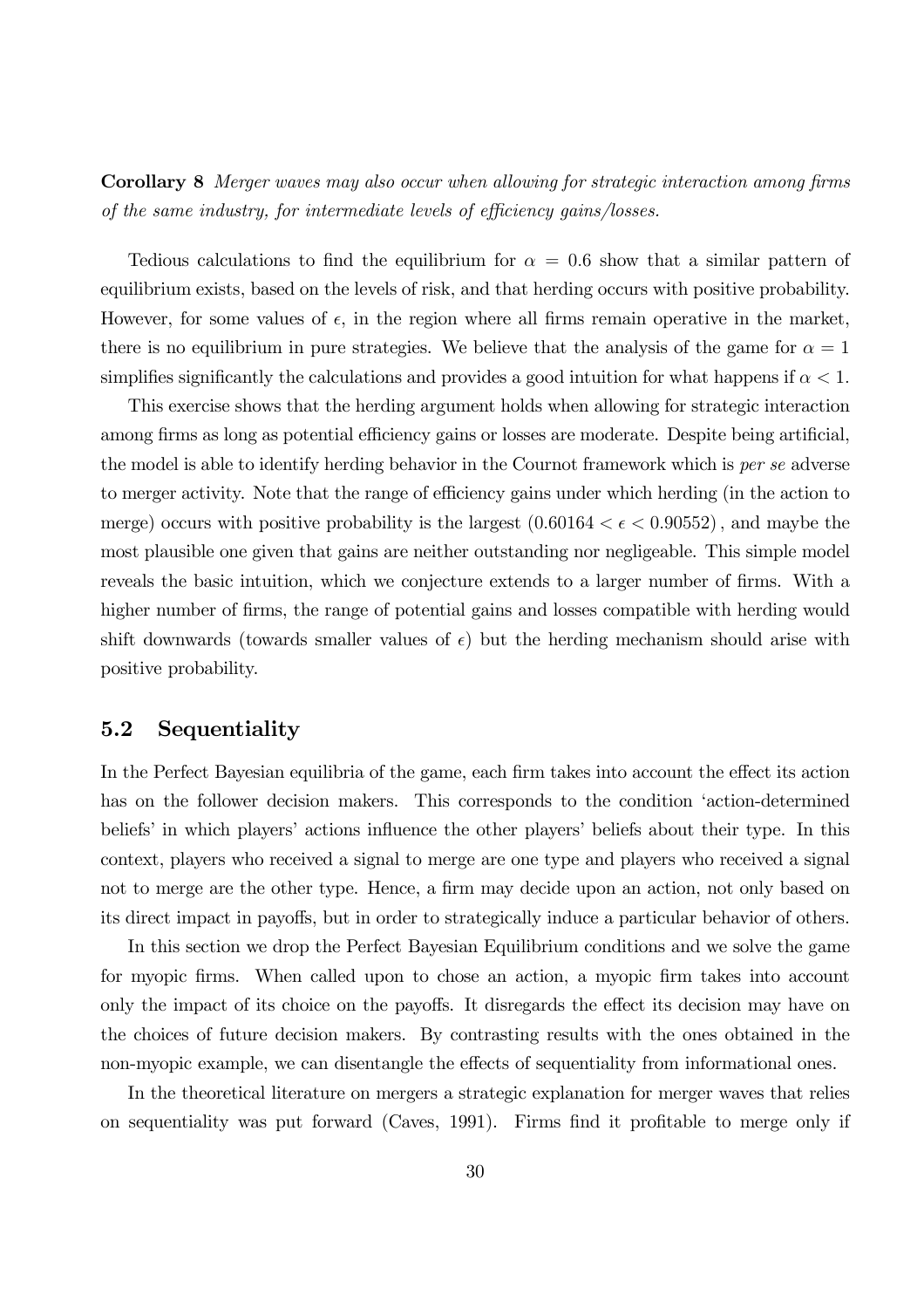**Corollary 8** *Merger waves may also occur when allowing for strategic interaction among firms of the same industry, for intermediate levels of efficiency gains/losses.*

Tedious calculations to find the equilibrium for $\alpha = 0.6$ show that a similar pattern of equilibrium exists, based on the levels of risk, and that herding occurs with positive probability. However, for some values of $\epsilon$, in the region where all firms remain operative in the market, there is no equilibrium in pure strategies. We believe that the analysis of the game for $\alpha = 1$ simplifies significantly the calculations and provides a good intuition for what happens if $\alpha < 1$.

This exercise shows that the herding argument holds when allowing for strategic interaction among firms as long as potential efficiency gains or losses are moderate. Despite being artificial, the model is able to identify herding behavior in the Cournot framework which is *per se* adverse to merger activity. Note that the range of efficiency gains under which herding (in the action to merge) occurs with positive probability is the largest $(0.60164 < \epsilon < 0.90552)$, and maybe the most plausible one given that gains are neither outstanding nor negligeable. This simple model reveals the basic intuition, which we conjecture extends to a larger number of firms. With a higher number of firms, the range of potential gains and losses compatible with herding would shift downwards (towards smaller values of $\epsilon$) but the herding mechanism should arise with positive probability.

## 5.2 Sequentiality

In the Perfect Bayesian equilibria of the game, each firm takes into account the effect its action has on the follower decision makers. This corresponds to the condition 'action-determined beliefs' in which players' actions influence the other players' beliefs about their type. In this context, players who received a signal to merge are one type and players who received a signal not to merge are the other type. Hence, a firm may decide upon an action, not only based on its direct impact in payoffs, but in order to strategically induce a particular behavior of others.

In this section we drop the Perfect Bayesian Equilibrium conditions and we solve the game for myopic firms. When called upon to chose an action, a myopic firm takes into account only the impact of its choice on the payoffs. It disregards the effect its decision may have on the choices of future decision makers. By contrasting results with the ones obtained in the non-myopic example, we can disentangle the effects of sequentiality from informational ones.

In the theoretical literature on mergers a strategic explanation for merger waves that relies on sequentiality was put forward (Caves, 1991). Firms find it profitable to merge only if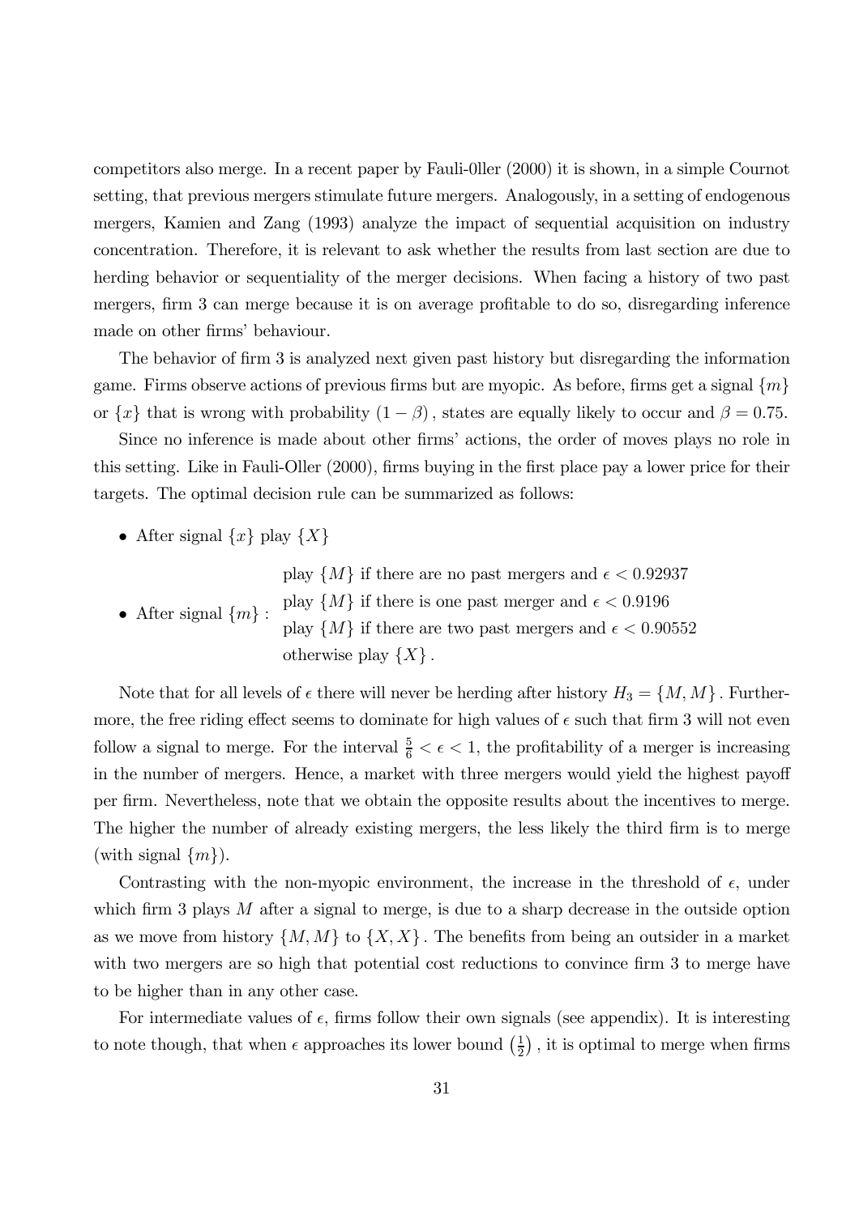competitors also merge. In a recent paper by Fauli-0ller (2000) it is shown, in a simple Cournot setting, that previous mergers stimulate future mergers. Analogously, in a setting of endogenous mergers, Kamien and Zang (1993) analyze the impact of sequential acquisition on industry concentration. Therefore, it is relevant to ask whether the results from last section are due to herding behavior or sequentiality of the merger decisions. When facing a history of two past mergers, firm 3 can merge because it is on average profitable to do so, disregarding inference made on other firms' behaviour.

The behavior of firm 3 is analyzed next given past history but disregarding the information game. Firms observe actions of previous firms but are myopic. As before, firms get a signal $\{m\}$ or $\{x\}$ that is wrong with probability $(1-\beta)$, states are equally likely to occur and $\beta = 0.75$.

Since no inference is made about other firms' actions, the order of moves plays no role in this setting. Like in Fauli-Oller (2000), firms buying in the first place pay a lower price for their targets. The optimal decision rule can be summarized as follows:

- After signal $\{x\}$ play $\{X\}$
- After signal $\{m\}$ :
  - play $\{M\}$ if there are no past mergers and $\epsilon < 0.92937$
  - play $\{M\}$ if there is one past merger and $\epsilon < 0.9196$
  - play $\{M\}$ if there are two past mergers and $\epsilon < 0.90552$
  - otherwise play $\{X\}$.

Note that for all levels of $\epsilon$ there will never be herding after history $H_3 = \{M, M\}$. Furthermore, the free riding effect seems to dominate for high values of $\epsilon$ such that firm 3 will not even follow a signal to merge. For the interval $\frac{5}{6} < \epsilon < 1$, the profitability of a merger is increasing in the number of mergers. Hence, a market with three mergers would yield the highest payoff per firm. Nevertheless, note that we obtain the opposite results about the incentives to merge. The higher the number of already existing mergers, the less likely the third firm is to merge (with signal $\{m\}$).

Contrasting with the non-myopic environment, the increase in the threshold of $\epsilon$, under which firm 3 plays $M$ after a signal to merge, is due to a sharp decrease in the outside option as we move from history $\{M, M\}$ to $\{X, X\}$. The benefits from being an outsider in a market with two mergers are so high that potential cost reductions to convince firm 3 to merge have to be higher than in any other case.

For intermediate values of $\epsilon$, firms follow their own signals (see appendix). It is interesting to note though, that when $\epsilon$ approaches its lower bound $\left(\frac{1}{2}\right)$, it is optimal to merge when firms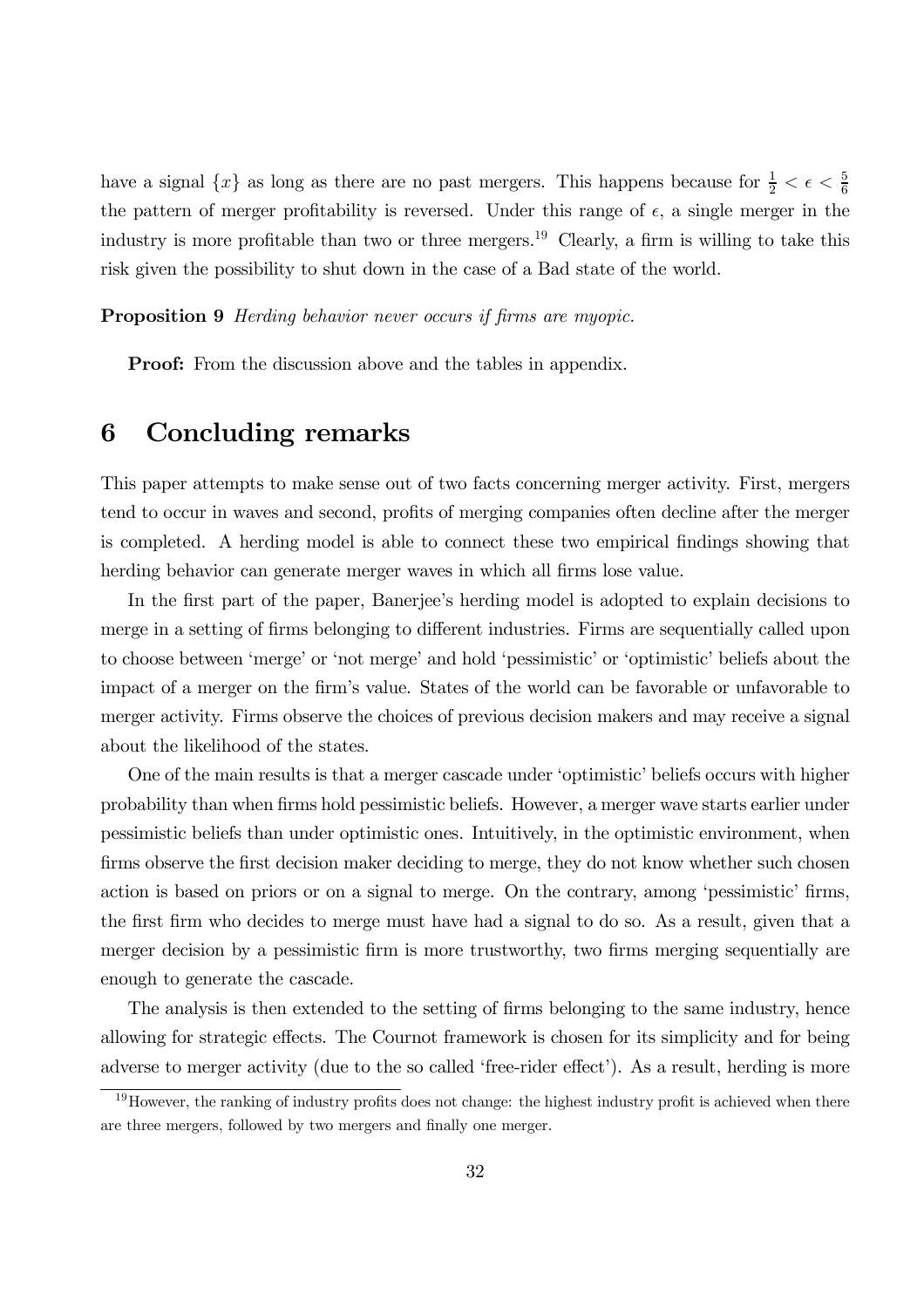have a signal $\{x\}$ as long as there are no past mergers. This happens because for $\frac{1}{2} < \epsilon < \frac{5}{6}$ the pattern of merger profitability is reversed. Under this range of $\epsilon$, a single merger in the industry is more profitable than two or three mergers.[19] Clearly, a firm is willing to take this risk given the possibility to shut down in the case of a Bad state of the world.

**Proposition 9** *Herding behavior never occurs if firms are myopic.*

**Proof:** From the discussion above and the tables in appendix.

# 6 Concluding remarks

This paper attempts to make sense out of two facts concerning merger activity. First, mergers tend to occur in waves and second, profits of merging companies often decline after the merger is completed. A herding model is able to connect these two empirical findings showing that herding behavior can generate merger waves in which all firms lose value.

In the first part of the paper, Banerjee's herding model is adopted to explain decisions to merge in a setting of firms belonging to different industries. Firms are sequentially called upon to choose between 'merge' or 'not merge' and hold 'pessimistic' or 'optimistic' beliefs about the impact of a merger on the firm's value. States of the world can be favorable or unfavorable to merger activity. Firms observe the choices of previous decision makers and may receive a signal about the likelihood of the states.

One of the main results is that a merger cascade under 'optimistic' beliefs occurs with higher probability than when firms hold pessimistic beliefs. However, a merger wave starts earlier under pessimistic beliefs than under optimistic ones. Intuitively, in the optimistic environment, when firms observe the first decision maker deciding to merge, they do not know whether such chosen action is based on priors or on a signal to merge. On the contrary, among 'pessimistic' firms, the first firm who decides to merge must have had a signal to do so. As a result, given that a merger decision by a pessimistic firm is more trustworthy, two firms merging sequentially are enough to generate the cascade.

The analysis is then extended to the setting of firms belonging to the same industry, hence allowing for strategic effects. The Cournot framework is chosen for its simplicity and for being adverse to merger activity (due to the so called 'free-rider effect'). As a result, herding is more

[19] However, the ranking of industry profits does not change: the highest industry profit is achieved when there are three mergers, followed by two mergers and finally one merger.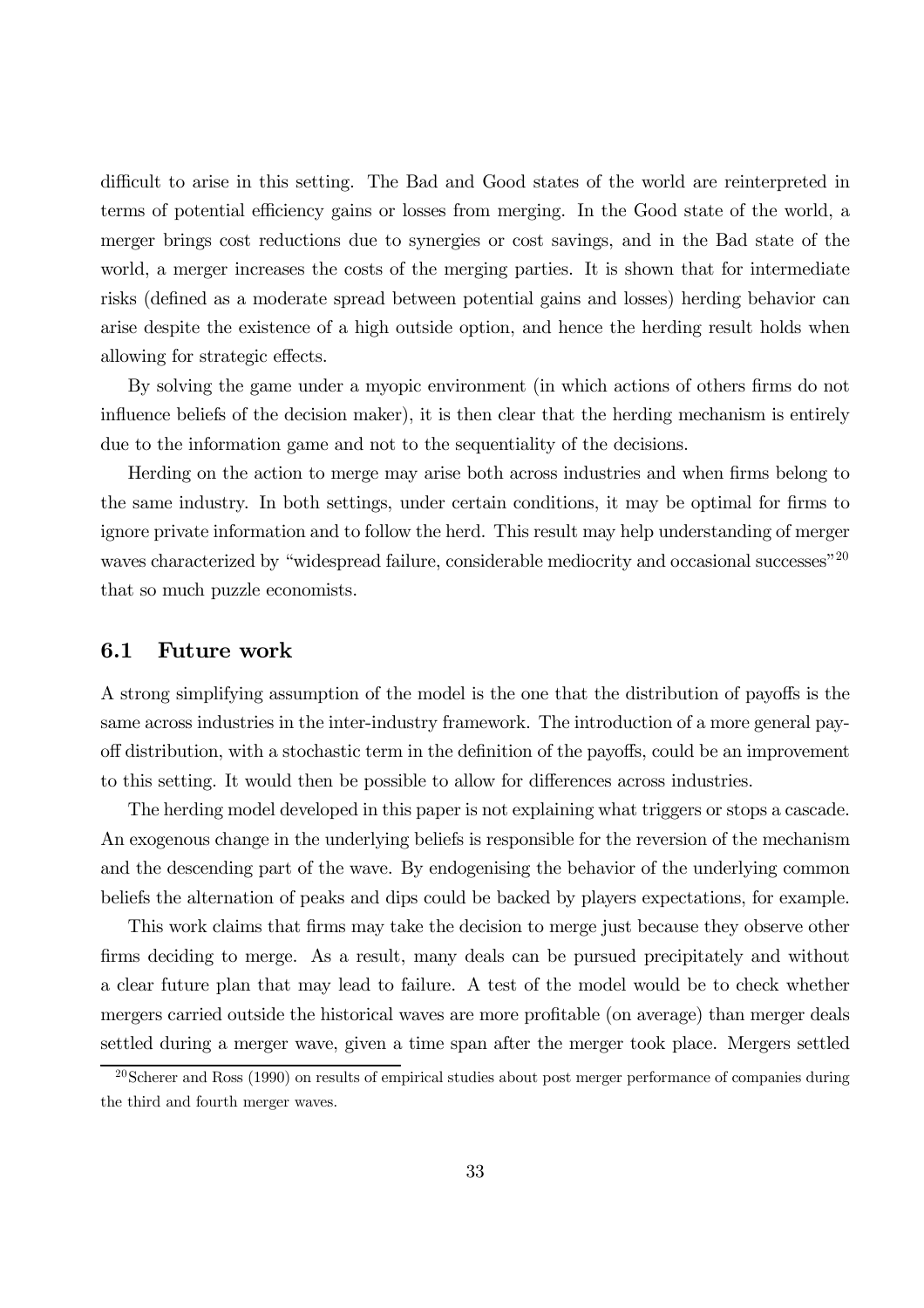difficult to arise in this setting. The Bad and Good states of the world are reinterpreted in terms of potential efficiency gains or losses from merging. In the Good state of the world, a merger brings cost reductions due to synergies or cost savings, and in the Bad state of the world, a merger increases the costs of the merging parties. It is shown that for intermediate risks (defined as a moderate spread between potential gains and losses) herding behavior can arise despite the existence of a high outside option, and hence the herding result holds when allowing for strategic effects.

By solving the game under a myopic environment (in which actions of others firms do not influence beliefs of the decision maker), it is then clear that the herding mechanism is entirely due to the information game and not to the sequentiality of the decisions.

Herding on the action to merge may arise both across industries and when firms belong to the same industry. In both settings, under certain conditions, it may be optimal for firms to ignore private information and to follow the herd. This result may help understanding of merger waves characterized by "widespread failure, considerable mediocrity and occasional successes"[20] that so much puzzle economists.

### 6.1 Future work

A strong simplifying assumption of the model is the one that the distribution of payoffs is the same across industries in the inter-industry framework. The introduction of a more general payoff distribution, with a stochastic term in the definition of the payoffs, could be an improvement to this setting. It would then be possible to allow for differences across industries.

The herding model developed in this paper is not explaining what triggers or stops a cascade. An exogenous change in the underlying beliefs is responsible for the reversion of the mechanism and the descending part of the wave. By endogenising the behavior of the underlying common beliefs the alternation of peaks and dips could be backed by players expectations, for example.

This work claims that firms may take the decision to merge just because they observe other firms deciding to merge. As a result, many deals can be pursued precipitately and without a clear future plan that may lead to failure. A test of the model would be to check whether mergers carried outside the historical waves are more profitable (on average) than merger deals settled during a merger wave, given a time span after the merger took place. Mergers settled

[20] Scherer and Ross (1990) on results of empirical studies about post merger performance of companies during the third and fourth merger waves.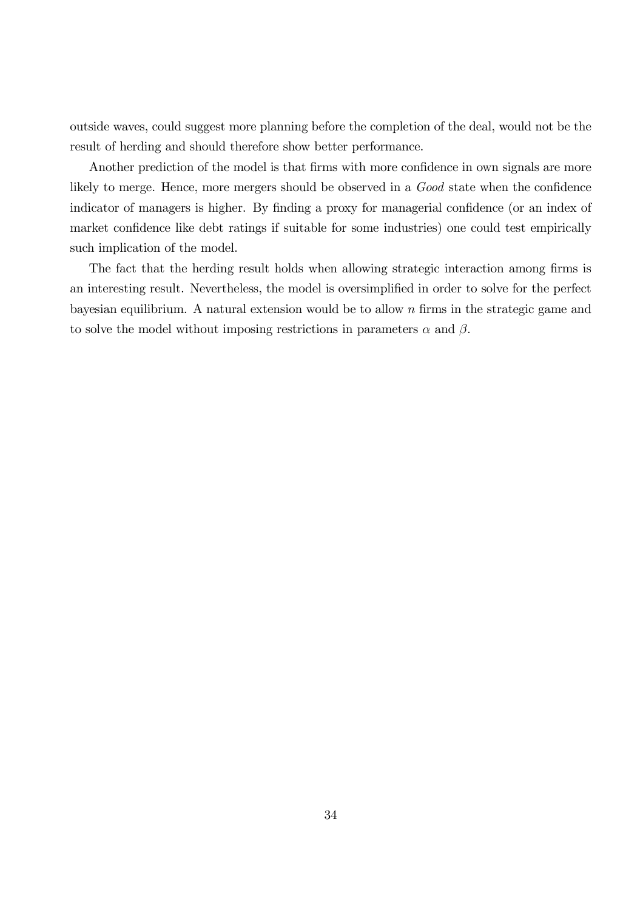outside waves, could suggest more planning before the completion of the deal, would not be the result of herding and should therefore show better performance.

Another prediction of the model is that firms with more confidence in own signals are more likely to merge. Hence, more mergers should be observed in a *Good* state when the confidence indicator of managers is higher. By finding a proxy for managerial confidence (or an index of market confidence like debt ratings if suitable for some industries) one could test empirically such implication of the model.

The fact that the herding result holds when allowing strategic interaction among firms is an interesting result. Nevertheless, the model is oversimplified in order to solve for the perfect bayesian equilibrium. A natural extension would be to allow $n$ firms in the strategic game and to solve the model without imposing restrictions in parameters $\alpha$ and $\beta$.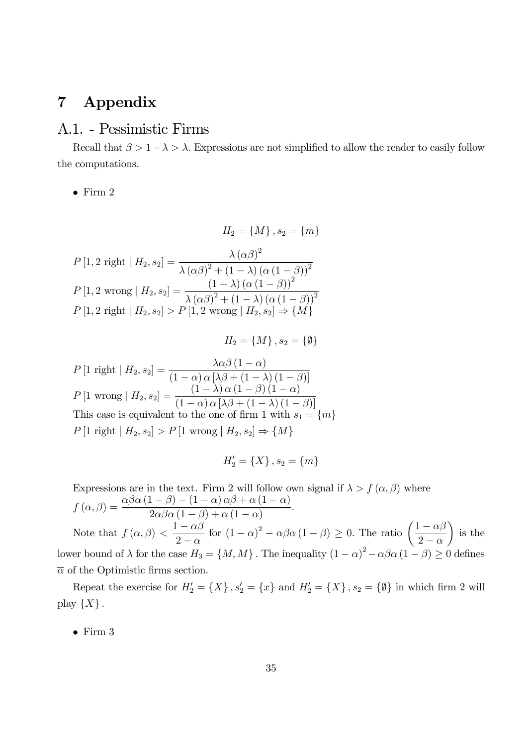# 7 Appendix

## A.1. - Pessimistic Firms

Recall that $\beta > 1-\lambda > \lambda$. Expressions are not simplified to allow the reader to easily follow the computations.

- Firm 2

$$H_2 = \{M\}, s_2 = \{m\}$$

$P[1,2 \text{ right} \mid H_2, s_2] = \dfrac{\lambda (\alpha\beta)^2}{\lambda (\alpha\beta)^2 + (1-\lambda)(\alpha(1-\beta))^2}$

$P[1,2 \text{ wrong} \mid H_2, s_2] = \dfrac{(1-\lambda)(\alpha(1-\beta))^2}{\lambda (\alpha\beta)^2 + (1-\lambda)(\alpha(1-\beta))^2}$

$P[1,2 \text{ right} \mid H_2, s_2] > P[1,2 \text{ wrong} \mid H_2, s_2] \Rightarrow \{M\}$

$$H_2 = \{M\}, s_2 = \{\emptyset\}$$

$P[1 \text{ right} \mid H_2, s_2] = \dfrac{\lambda\alpha\beta(1-\alpha)}{(1-\alpha)\alpha[\lambda\beta + (1-\lambda)(1-\beta)]}$

$P[1 \text{ wrong} \mid H_2, s_2] = \dfrac{(1-\lambda)\alpha(1-\beta)(1-\alpha)}{(1-\alpha)\alpha[\lambda\beta + (1-\lambda)(1-\beta)]}$

This case is equivalent to the one of firm 1 with $s_1 = \{m\}$

$P[1 \text{ right} \mid H_2, s_2] > P[1 \text{ wrong} \mid H_2, s_2] \Rightarrow \{M\}$

$$H_2' = \{X\}, s_2 = \{m\}$$

Expressions are in the text. Firm 2 will follow own signal if $\lambda > f(\alpha,\beta)$ where $f(\alpha,\beta) = \dfrac{\alpha\beta\alpha(1-\beta) - (1-\alpha)\alpha\beta + \alpha(1-\alpha)}{2\alpha\beta\alpha(1-\beta) + \alpha(1-\alpha)}$.

Note that $f(\alpha,\beta) < \dfrac{1-\alpha\beta}{2-\alpha}$ for $(1-\alpha)^2 - \alpha\beta\alpha(1-\beta) \geq 0$. The ratio $\left(\dfrac{1-\alpha\beta}{2-\alpha}\right)$ is the lower bound of $\lambda$ for the case $H_3 = \{M, M\}$. The inequality $(1-\alpha)^2 - \alpha\beta\alpha(1-\beta) \geq 0$ defines $\overline{\alpha}$ of the Optimistic firms section.

Repeat the exercise for $H_2' = \{X\}, s_2' = \{x\}$ and $H_2' = \{X\}, s_2 = \{\emptyset\}$ in which firm 2 will play $\{X\}$.

- Firm 3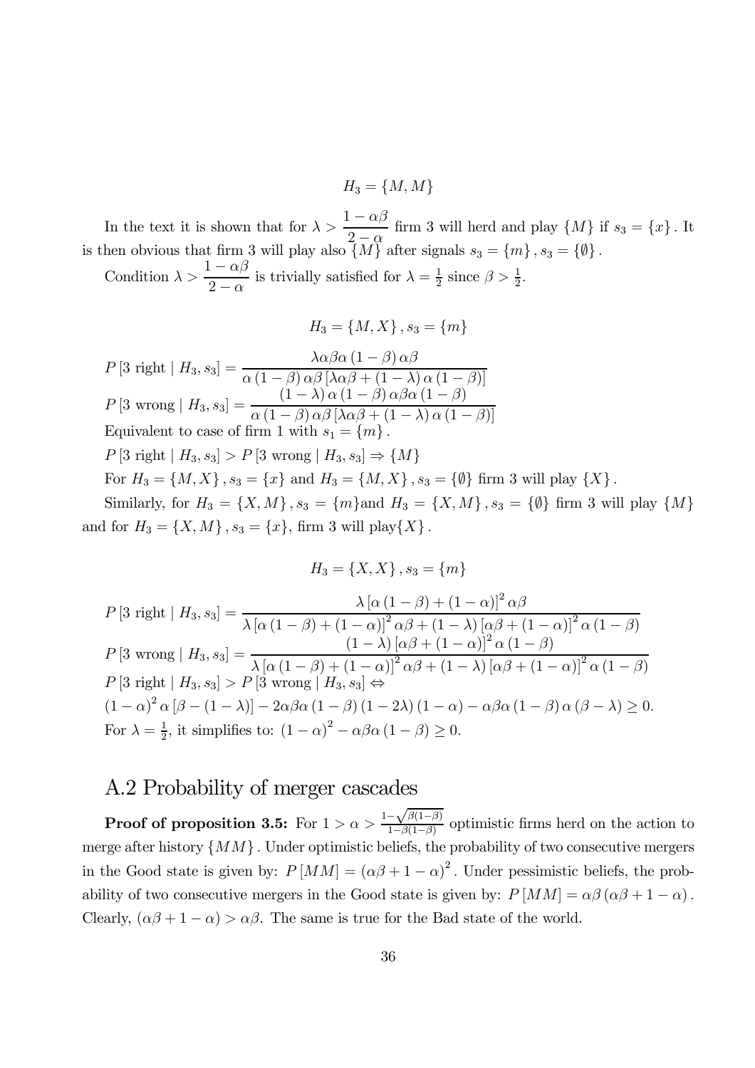$$H_3 = \{M, M\}$$

In the text it is shown that for $\lambda > \dfrac{1-\alpha\beta}{2-\alpha}$ firm 3 will herd and play $\{M\}$ if $s_3 = \{x\}$. It is then obvious that firm 3 will play also $\{M\}$ after signals $s_3 = \{m\}, s_3 = \{\emptyset\}$.

Condition $\lambda > \dfrac{1-\alpha\beta}{2-\alpha}$ is trivially satisfied for $\lambda = \frac{1}{2}$ since $\beta > \frac{1}{2}$.

$$H_3 = \{M, X\}, s_3 = \{m\}$$

$P[3 \text{ right} \mid H_3, s_3] = \dfrac{\lambda\alpha\beta\alpha(1-\beta)\alpha\beta}{\alpha(1-\beta)\alpha\beta[\lambda\alpha\beta + (1-\lambda)\alpha(1-\beta)]}$

$P[3 \text{ wrong} \mid H_3, s_3] = \dfrac{(1-\lambda)\alpha(1-\beta)\alpha\beta\alpha(1-\beta)}{\alpha(1-\beta)\alpha\beta[\lambda\alpha\beta + (1-\lambda)\alpha(1-\beta)]}$

Equivalent to case of firm 1 with $s_1 = \{m\}$.

$P[3 \text{ right} \mid H_3, s_3] > P[3 \text{ wrong} \mid H_3, s_3] \Rightarrow \{M\}$

For $H_3 = \{M, X\}, s_3 = \{x\}$ and $H_3 = \{M, X\}, s_3 = \{\emptyset\}$ firm 3 will play $\{X\}$.

Similarly, for $H_3 = \{X, M\}, s_3 = \{m\}$and $H_3 = \{X, M\}, s_3 = \{\emptyset\}$ firm 3 will play $\{M\}$ and for $H_3 = \{X, M\}, s_3 = \{x\}$, firm 3 will play$\{X\}$.

$$H_3 = \{X, X\}, s_3 = \{m\}$$

$P[3 \text{ right} \mid H_3, s_3] = \dfrac{\lambda[\alpha(1-\beta) + (1-\alpha)]^2\alpha\beta}{\lambda[\alpha(1-\beta) + (1-\alpha)]^2\alpha\beta + (1-\lambda)[\alpha\beta + (1-\alpha)]^2\alpha(1-\beta)}$

$P[3 \text{ wrong} \mid H_3, s_3] = \dfrac{(1-\lambda)[\alpha\beta + (1-\alpha)]^2\alpha(1-\beta)}{\lambda[\alpha(1-\beta) + (1-\alpha)]^2\alpha\beta + (1-\lambda)[\alpha\beta + (1-\alpha)]^2\alpha(1-\beta)}$

$P[3 \text{ right} \mid H_3, s_3] > P[3 \text{ wrong} \mid H_3, s_3] \Leftrightarrow$

$(1-\alpha)^2\alpha[\beta - (1-\lambda)] - 2\alpha\beta\alpha(1-\beta)(1-2\lambda)(1-\alpha) - \alpha\beta\alpha(1-\beta)\alpha(\beta-\lambda) \geq 0.$

For $\lambda = \frac{1}{2}$, it simplifies to: $(1-\alpha)^2 - \alpha\beta\alpha(1-\beta) \geq 0$.

## A.2 Probability of merger cascades

**Proof of proposition 3.5:** For $1 > \alpha > \frac{1-\sqrt{\beta(1-\beta)}}{1-\beta(1-\beta)}$ optimistic firms herd on the action to merge after history $\{MM\}$. Under optimistic beliefs, the probability of two consecutive mergers in the Good state is given by: $P[MM] = (\alpha\beta + 1 - \alpha)^2$. Under pessimistic beliefs, the probability of two consecutive mergers in the Good state is given by: $P[MM] = \alpha\beta(\alpha\beta + 1 - \alpha)$. Clearly, $(\alpha\beta + 1 - \alpha) > \alpha\beta$. The same is true for the Bad state of the world.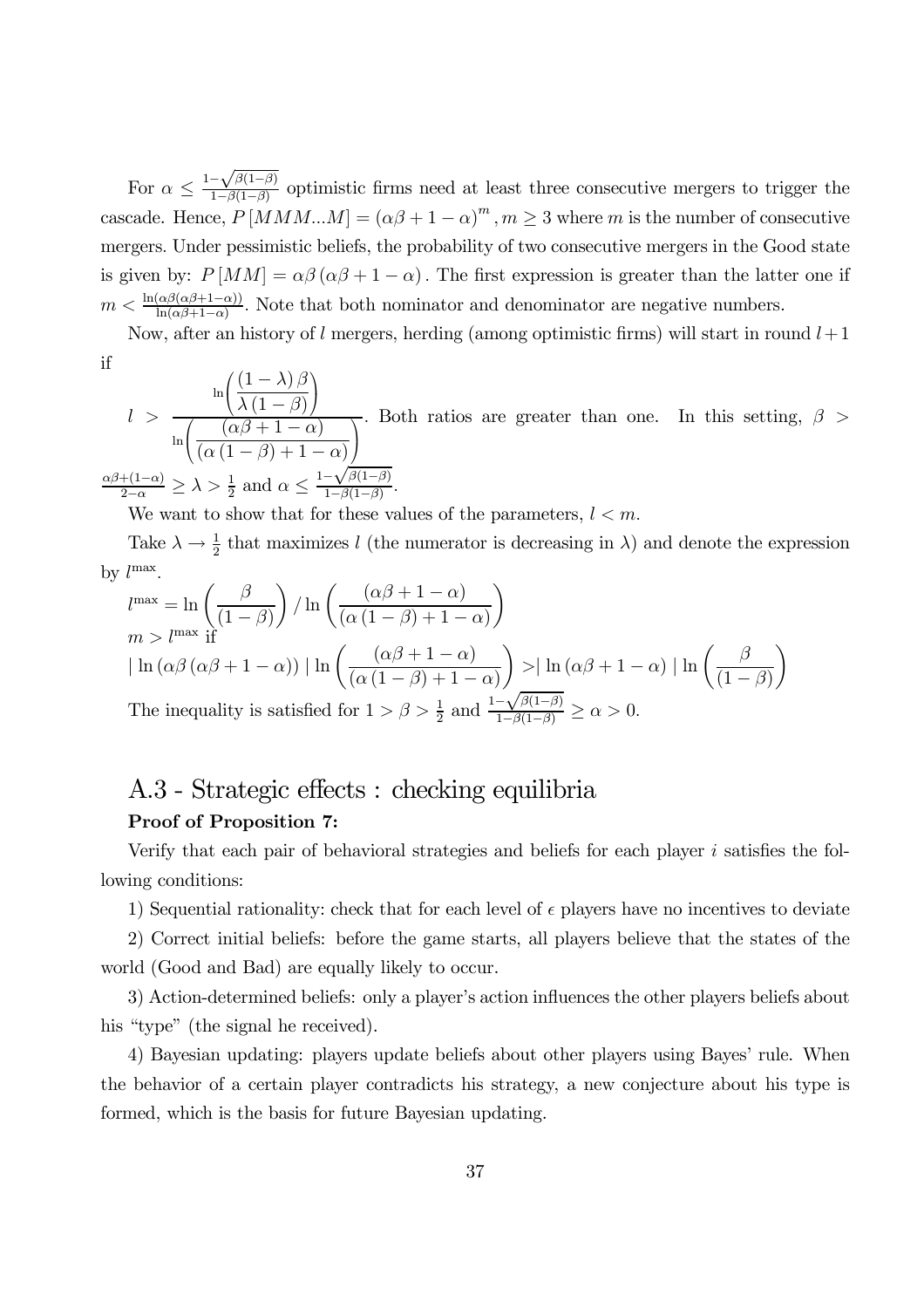For $\alpha \leq \frac{1-\sqrt{\beta(1-\beta)}}{1-\beta(1-\beta)}$ optimistic firms need at least three consecutive mergers to trigger the cascade. Hence, $P[MMM...M] = (\alpha\beta + 1 - \alpha)^m, m \geq 3$ where $m$ is the number of consecutive mergers. Under pessimistic beliefs, the probability of two consecutive mergers in the Good state is given by: $P[MM] = \alpha\beta(\alpha\beta + 1 - \alpha)$. The first expression is greater than the latter one if $m < \frac{\ln(\alpha\beta(\alpha\beta+1-\alpha))}{\ln(\alpha\beta+1-\alpha)}$. Note that both nominator and denominator are negative numbers.

Now, after an history of $l$ mergers, herding (among optimistic firms) will start in round $l+1$ if

$l > \dfrac{\ln\left(\dfrac{(1-\lambda)\beta}{\lambda(1-\beta)}\right)}{\ln\left(\dfrac{(\alpha\beta+1-\alpha)}{(\alpha(1-\beta)+1-\alpha)}\right)}$. Both ratios are greater than one. In this setting, $\beta > \frac{\alpha\beta+(1-\alpha)}{2-\alpha} \geq \lambda > \frac{1}{2}$ and $\alpha \leq \frac{1-\sqrt{\beta(1-\beta)}}{1-\beta(1-\beta)}$.

We want to show that for these values of the parameters, $l < m$.

Take $\lambda \to \frac{1}{2}$ that maximizes $l$ (the numerator is decreasing in $\lambda$) and denote the expression by $l^{\max}$.

$$l^{\max} = \ln\left(\frac{\beta}{(1-\beta)}\right) / \ln\left(\frac{(\alpha\beta+1-\alpha)}{(\alpha(1-\beta)+1-\alpha)}\right)$$

$m > l^{\max}$ if

$$|\ln(\alpha\beta(\alpha\beta+1-\alpha))| \ln\left(\frac{(\alpha\beta+1-\alpha)}{(\alpha(1-\beta)+1-\alpha)}\right) > |\ln(\alpha\beta+1-\alpha)| \ln\left(\frac{\beta}{(1-\beta)}\right)$$

The inequality is satisfied for $1 > \beta > \frac{1}{2}$ and $\frac{1-\sqrt{\beta(1-\beta)}}{1-\beta(1-\beta)} \geq \alpha > 0$.

## A.3 - Strategic effects : checking equilibria

**Proof of Proposition 7:**

Verify that each pair of behavioral strategies and beliefs for each player $i$ satisfies the following conditions:

1) Sequential rationality: check that for each level of $\epsilon$ players have no incentives to deviate

2) Correct initial beliefs: before the game starts, all players believe that the states of the world (Good and Bad) are equally likely to occur.

3) Action-determined beliefs: only a player's action influences the other players beliefs about his "type" (the signal he received).

4) Bayesian updating: players update beliefs about other players using Bayes' rule. When the behavior of a certain player contradicts his strategy, a new conjecture about his type is formed, which is the basis for future Bayesian updating.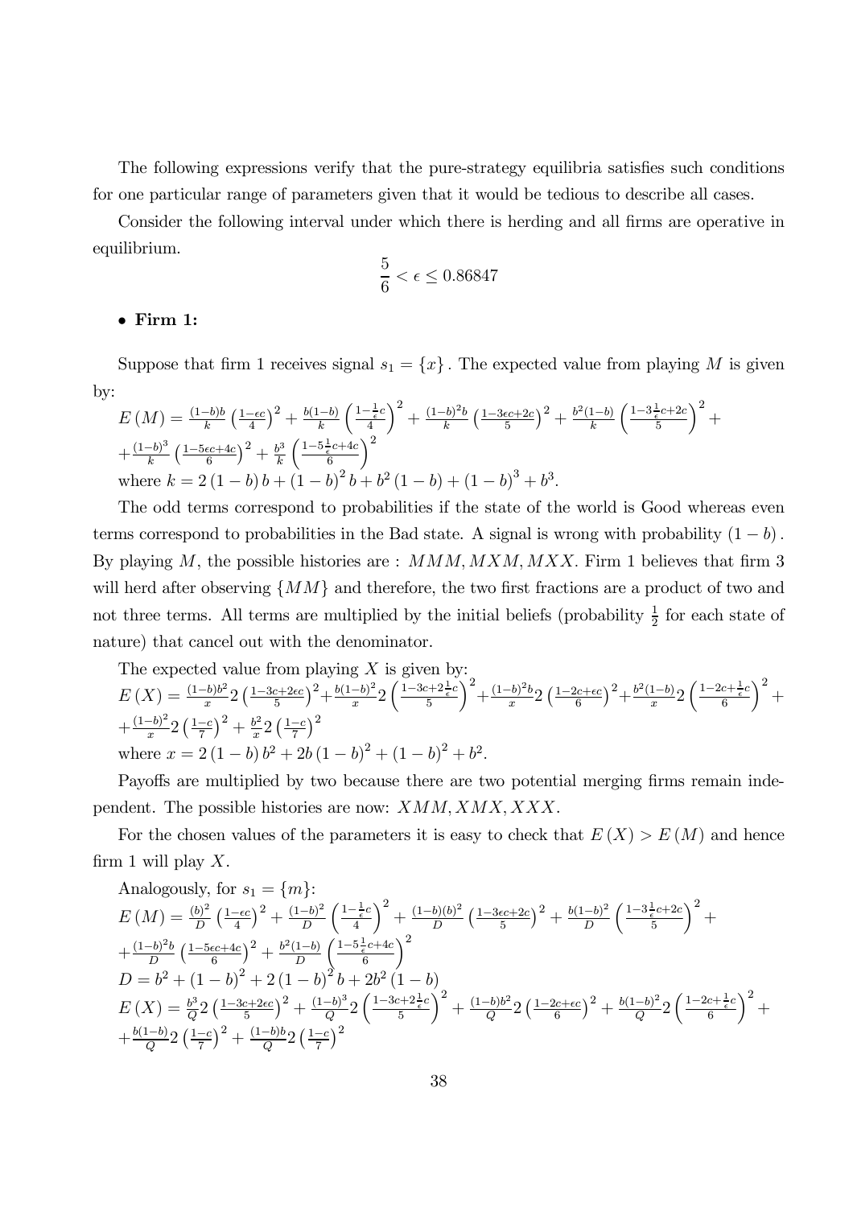The following expressions verify that the pure-strategy equilibria satisfies such conditions for one particular range of parameters given that it would be tedious to describe all cases.

Consider the following interval under which there is herding and all firms are operative in equilibrium.

$$\frac{5}{6} < \epsilon \leq 0.86847$$

- **Firm 1:**

Suppose that firm 1 receives signal $s_1 = \{x\}$. The expected value from playing $M$ is given by:

$$E(M) = \frac{(1-b)b}{k}\left(\frac{1-\epsilon c}{4}\right)^2 + \frac{b(1-b)}{k}\left(\frac{1-\frac{1}{\epsilon}c}{4}\right)^2 + \frac{(1-b)^2 b}{k}\left(\frac{1-3\epsilon c+2c}{5}\right)^2 + \frac{b^2(1-b)}{k}\left(\frac{1-3\frac{1}{\epsilon}c+2c}{5}\right)^2 +$$
$$+\frac{(1-b)^3}{k}\left(\frac{1-5\epsilon c+4c}{6}\right)^2 + \frac{b^3}{k}\left(\frac{1-5\frac{1}{\epsilon}c+4c}{6}\right)^2$$

where $k = 2(1-b)b + (1-b)^2 b + b^2(1-b) + (1-b)^3 + b^3$.

The odd terms correspond to probabilities if the state of the world is Good whereas even terms correspond to probabilities in the Bad state. A signal is wrong with probability $(1-b)$. By playing $M$, the possible histories are : $MMM, MXM, MXX$. Firm 1 believes that firm 3 will herd after observing $\{MM\}$ and therefore, the two first fractions are a product of two and not three terms. All terms are multiplied by the initial beliefs (probability $\frac{1}{2}$ for each state of nature) that cancel out with the denominator.

The expected value from playing $X$ is given by:

$$E(X) = \frac{(1-b)b^2}{x}2\left(\frac{1-3c+2\epsilon c}{5}\right)^2 + \frac{b(1-b)^2}{x}2\left(\frac{1-3c+2\frac{1}{\epsilon}c}{5}\right)^2 + \frac{(1-b)^2 b}{x}2\left(\frac{1-2c+\epsilon c}{6}\right)^2 + \frac{b^2(1-b)}{x}2\left(\frac{1-2c+\frac{1}{\epsilon}c}{6}\right)^2 +$$
$$+\frac{(1-b)^2}{x}2\left(\frac{1-c}{7}\right)^2 + \frac{b^2}{x}2\left(\frac{1-c}{7}\right)^2$$

where $x = 2(1-b)b^2 + 2b(1-b)^2 + (1-b)^2 + b^2$.

Payoffs are multiplied by two because there are two potential merging firms remain independent. The possible histories are now: $XMM, XMX, XXX$.

For the chosen values of the parameters it is easy to check that $E(X) > E(M)$ and hence firm 1 will play $X$.

Analogously, for $s_1 = \{m\}$:

$$E(M) = \frac{(b)^2}{D}\left(\frac{1-\epsilon c}{4}\right)^2 + \frac{(1-b)^2}{D}\left(\frac{1-\frac{1}{\epsilon}c}{4}\right)^2 + \frac{(1-b)(b)^2}{D}\left(\frac{1-3\epsilon c+2c}{5}\right)^2 + \frac{b(1-b)^2}{D}\left(\frac{1-3\frac{1}{\epsilon}c+2c}{5}\right)^2 +$$
$$+\frac{(1-b)^2 b}{D}\left(\frac{1-5\epsilon c+4c}{6}\right)^2 + \frac{b^2(1-b)}{D}\left(\frac{1-5\frac{1}{\epsilon}c+4c}{6}\right)^2$$

$$D = b^2 + (1-b)^2 + 2(1-b)^2 b + 2b^2(1-b)$$

$$E(X) = \frac{b^3}{Q}2\left(\frac{1-3c+2\epsilon c}{5}\right)^2 + \frac{(1-b)^3}{Q}2\left(\frac{1-3c+2\frac{1}{\epsilon}c}{5}\right)^2 + \frac{(1-b)b^2}{Q}2\left(\frac{1-2c+\epsilon c}{6}\right)^2 + \frac{b(1-b)^2}{Q}2\left(\frac{1-2c+\frac{1}{\epsilon}c}{6}\right)^2 +$$
$$+\frac{b(1-b)}{Q}2\left(\frac{1-c}{7}\right)^2 + \frac{(1-b)b}{Q}2\left(\frac{1-c}{7}\right)^2$$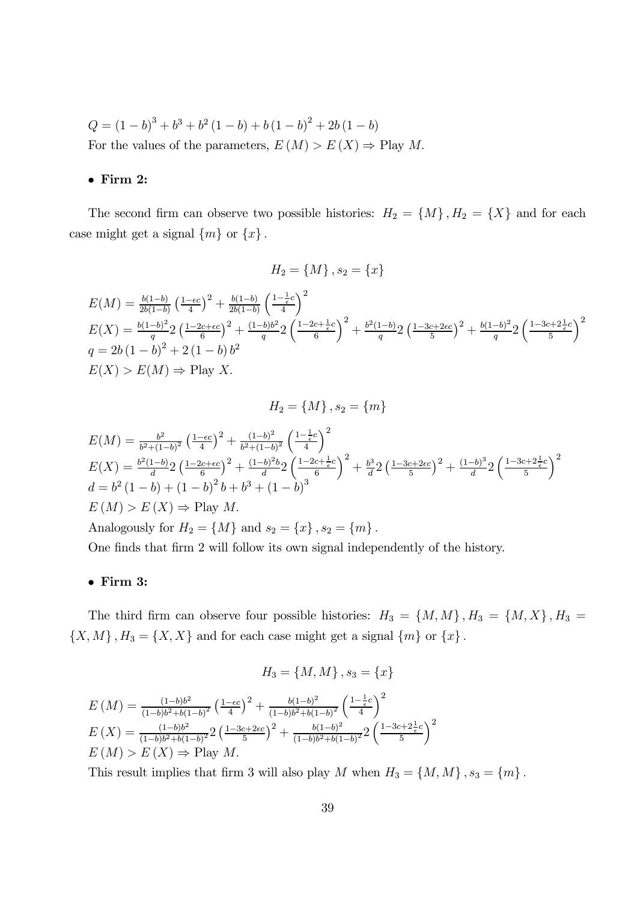$Q = (1-b)^3 + b^3 + b^2(1-b) + b(1-b)^2 + 2b(1-b)$

For the values of the parameters, $E(M) > E(X) \Rightarrow$ Play $M$.

- **Firm 2:**

The second firm can observe two possible histories: $H_2 = \{M\}, H_2 = \{X\}$ and for each case might get a signal $\{m\}$ or $\{x\}$.

$$H_2 = \{M\}, s_2 = \{x\}$$

$E(M) = \frac{b(1-b)}{2b(1-b)}\left(\frac{1-\epsilon c}{4}\right)^2 + \frac{b(1-b)}{2b(1-b)}\left(\frac{1-\frac{1}{\epsilon}c}{4}\right)^2$

$E(X) = \frac{b(1-b)^2}{q}2\left(\frac{1-2c+\epsilon c}{6}\right)^2 + \frac{(1-b)b^2}{q}2\left(\frac{1-2c+\frac{1}{\epsilon}c}{6}\right)^2 + \frac{b^2(1-b)}{q}2\left(\frac{1-3c+2\epsilon c}{5}\right)^2 + \frac{b(1-b)^2}{q}2\left(\frac{1-3c+2\frac{1}{\epsilon}c}{5}\right)^2$

$q = 2b(1-b)^2 + 2(1-b)b^2$

$E(X) > E(M) \Rightarrow$ Play $X$.

$$H_2 = \{M\}, s_2 = \{m\}$$

$E(M) = \frac{b^2}{b^2+(1-b)^2}\left(\frac{1-\epsilon c}{4}\right)^2 + \frac{(1-b)^2}{b^2+(1-b)^2}\left(\frac{1-\frac{1}{\epsilon}c}{4}\right)^2$

$E(X) = \frac{b^2(1-b)}{d}2\left(\frac{1-2c+\epsilon c}{6}\right)^2 + \frac{(1-b)^2 b}{d}2\left(\frac{1-2c+\frac{1}{\epsilon}c}{6}\right)^2 + \frac{b^3}{d}2\left(\frac{1-3c+2\epsilon c}{5}\right)^2 + \frac{(1-b)^3}{d}2\left(\frac{1-3c+2\frac{1}{\epsilon}c}{5}\right)^2$

$d = b^2(1-b) + (1-b)^2 b + b^3 + (1-b)^3$

$E(M) > E(X) \Rightarrow$ Play $M$.

Analogously for $H_2 = \{M\}$ and $s_2 = \{x\}, s_2 = \{m\}$.

One finds that firm 2 will follow its own signal independently of the history.

- **Firm 3:**

The third firm can observe four possible histories: $H_3 = \{M, M\}, H_3 = \{M, X\}, H_3 = \{X, M\}, H_3 = \{X, X\}$ and for each case might get a signal $\{m\}$ or $\{x\}$.

$$H_3 = \{M, M\}, s_3 = \{x\}$$

$E(M) = \frac{(1-b)b^2}{(1-b)b^2+b(1-b)^2}\left(\frac{1-\epsilon c}{4}\right)^2 + \frac{b(1-b)^2}{(1-b)b^2+b(1-b)^2}\left(\frac{1-\frac{1}{\epsilon}c}{4}\right)^2$

$E(X) = \frac{(1-b)b^2}{(1-b)b^2+b(1-b)^2}2\left(\frac{1-3c+2\epsilon c}{5}\right)^2 + \frac{b(1-b)^2}{(1-b)b^2+b(1-b)^2}2\left(\frac{1-3c+2\frac{1}{\epsilon}c}{5}\right)^2$

$E(M) > E(X) \Rightarrow$ Play $M$.

This result implies that firm 3 will also play $M$ when $H_3 = \{M, M\}, s_3 = \{m\}$.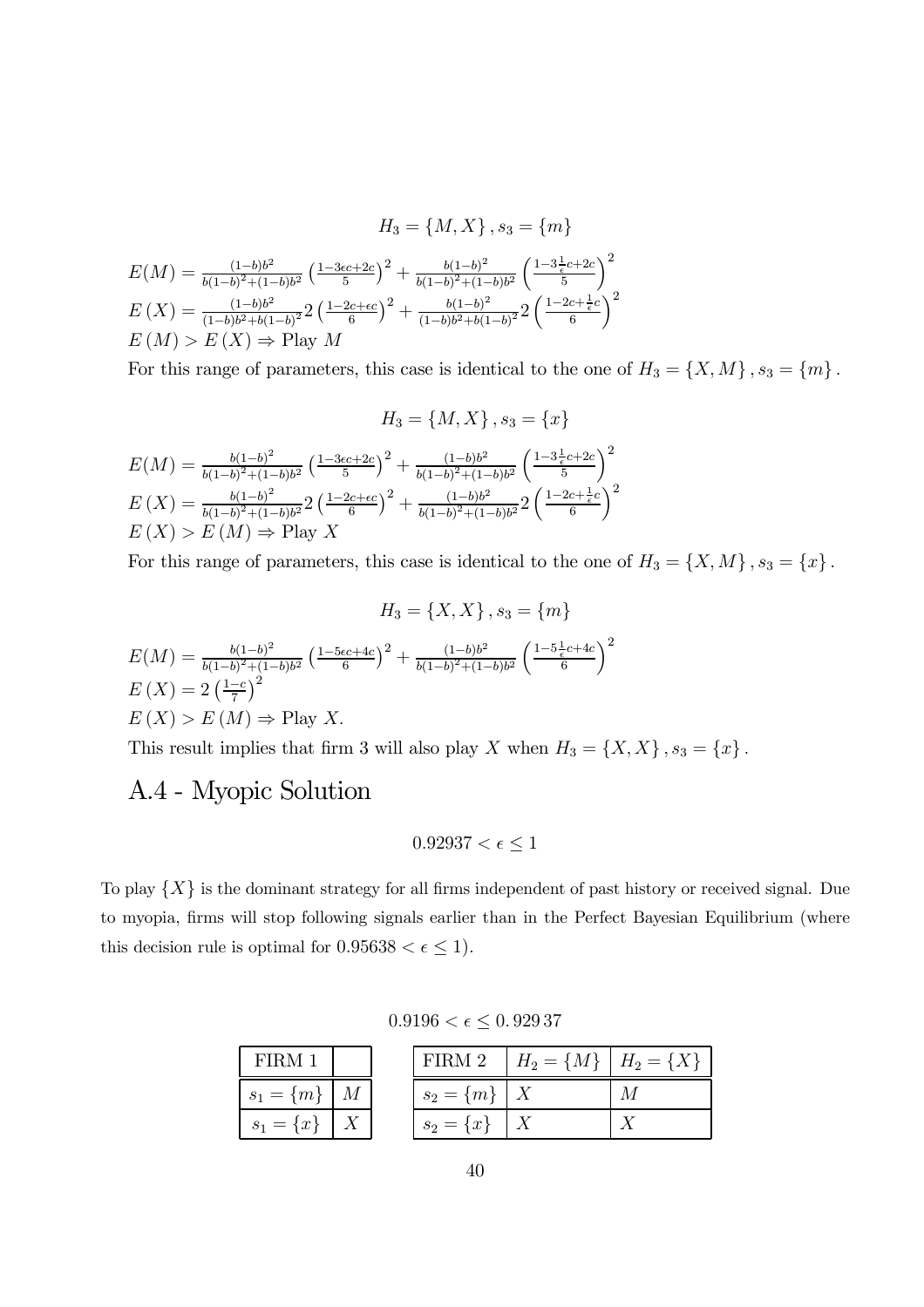$$H_3 = \{M, X\}, s_3 = \{m\}$$

$E(M) = \frac{(1-b)b^2}{b(1-b)^2+(1-b)b^2}\left(\frac{1-3\epsilon c+2c}{5}\right)^2 + \frac{b(1-b)^2}{b(1-b)^2+(1-b)b^2}\left(\frac{1-3\frac{1}{\epsilon}c+2c}{5}\right)^2$

$E(X) = \frac{(1-b)b^2}{(1-b)b^2+b(1-b)^2}2\left(\frac{1-2c+\epsilon c}{6}\right)^2 + \frac{b(1-b)^2}{(1-b)b^2+b(1-b)^2}2\left(\frac{1-2c+\frac{1}{\epsilon}c}{6}\right)^2$

$E(M) > E(X) \Rightarrow$ Play $M$

For this range of parameters, this case is identical to the one of $H_3 = \{X, M\}, s_3 = \{m\}$.

$$H_3 = \{M, X\}, s_3 = \{x\}$$

$E(M) = \frac{b(1-b)^2}{b(1-b)^2+(1-b)b^2}\left(\frac{1-3\epsilon c+2c}{5}\right)^2 + \frac{(1-b)b^2}{b(1-b)^2+(1-b)b^2}\left(\frac{1-3\frac{1}{\epsilon}c+2c}{5}\right)^2$

$E(X) = \frac{b(1-b)^2}{b(1-b)^2+(1-b)b^2}2\left(\frac{1-2c+\epsilon c}{6}\right)^2 + \frac{(1-b)b^2}{b(1-b)^2+(1-b)b^2}2\left(\frac{1-2c+\frac{1}{\epsilon}c}{6}\right)^2$

$E(X) > E(M) \Rightarrow$ Play $X$

For this range of parameters, this case is identical to the one of $H_3 = \{X, M\}, s_3 = \{x\}$.

$$H_3 = \{X, X\}, s_3 = \{m\}$$

$E(M) = \frac{b(1-b)^2}{b(1-b)^2+(1-b)b^2}\left(\frac{1-5\epsilon c+4c}{6}\right)^2 + \frac{(1-b)b^2}{b(1-b)^2+(1-b)b^2}\left(\frac{1-5\frac{1}{\epsilon}c+4c}{6}\right)^2$

$E(X) = 2\left(\frac{1-c}{7}\right)^2$

$E(X) > E(M) \Rightarrow$ Play $X$.

This result implies that firm 3 will also play $X$ when $H_3 = \{X, X\}, s_3 = \{x\}$.

## A.4 - Myopic Solution

$$0.92937 < \epsilon \leq 1$$

To play $\{X\}$ is the dominant strategy for all firms independent of past history or received signal. Due to myopia, firms will stop following signals earlier than in the Perfect Bayesian Equilibrium (where this decision rule is optimal for $0.95638 < \epsilon \leq 1$).

$$0.9196 < \epsilon \leq 0.929\,37$$

| FIRM 1 | |
|---|---|
| $s_1 = \{m\}$ | $M$ |
| $s_1 = \{x\}$ | $X$ |

| FIRM 2 | $H_2 = \{M\}$ | $H_2 = \{X\}$ |
|---|---|---|
| $s_2 = \{m\}$ | $X$ | $M$ |
| $s_2 = \{x\}$ | $X$ | $X$ |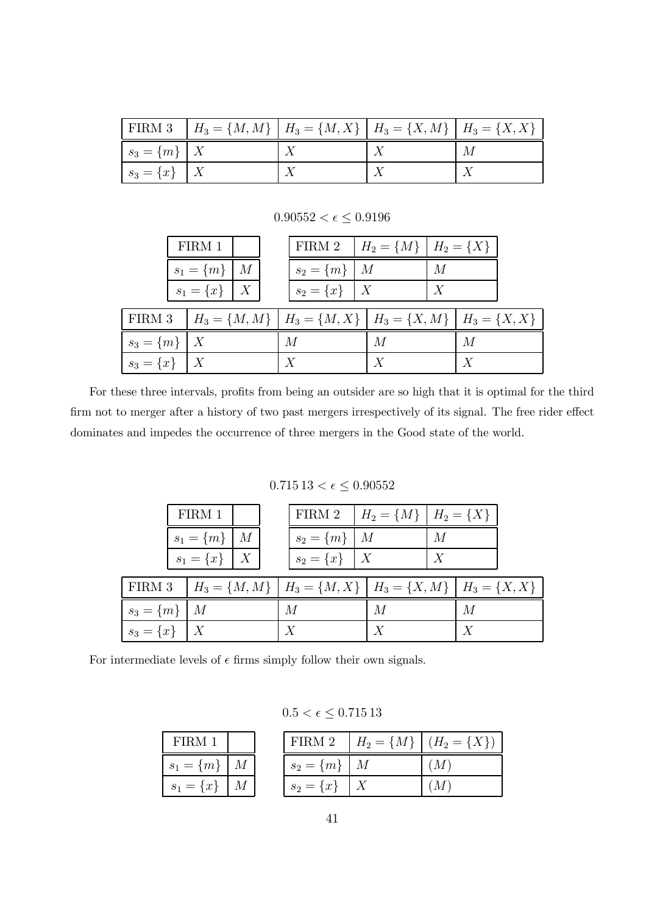| FIRM 3 | $H_3 = \{M, M\}$ | $H_3 = \{M, X\}$ | $H_3 = \{X, M\}$ | $H_3 = \{X, X\}$ |
|---|---|---|---|---|
| $s_3 = \{m\}$ | $X$ | $X$ | $X$ | $M$ |
| $s_3 = \{x\}$ | $X$ | $X$ | $X$ | $X$ |

$$0.90552 < \epsilon \leq 0.9196$$

| FIRM 1 | |
|---|---|
| $s_1 = \{m\}$ | $M$ |
| $s_1 = \{x\}$ | $X$ |

| FIRM 2 | $H_2 = \{M\}$ | $H_2 = \{X\}$ |
|---|---|---|
| $s_2 = \{m\}$ | $M$ | $M$ |
| $s_2 = \{x\}$ | $X$ | $X$ |

| FIRM 3 | $H_3 = \{M, M\}$ | $H_3 = \{M, X\}$ | $H_3 = \{X, M\}$ | $H_3 = \{X, X\}$ |
|---|---|---|---|---|
| $s_3 = \{m\}$ | $X$ | $M$ | $M$ | $M$ |
| $s_3 = \{x\}$ | $X$ | $X$ | $X$ | $X$ |

For these three intervals, profits from being an outsider are so high that it is optimal for the third firm not to merger after a history of two past mergers irrespectively of its signal. The free rider effect dominates and impedes the occurrence of three mergers in the Good state of the world.

$$0.71513 < \epsilon \leq 0.90552$$

| FIRM 1 | |
|---|---|
| $s_1 = \{m\}$ | $M$ |
| $s_1 = \{x\}$ | $X$ |

| FIRM 2 | $H_2 = \{M\}$ | $H_2 = \{X\}$ |
|---|---|---|
| $s_2 = \{m\}$ | $M$ | $M$ |
| $s_2 = \{x\}$ | $X$ | $X$ |

| FIRM 3 | $H_3 = \{M, M\}$ | $H_3 = \{M, X\}$ | $H_3 = \{X, M\}$ | $H_3 = \{X, X\}$ |
|---|---|---|---|---|
| $s_3 = \{m\}$ | $M$ | $M$ | $M$ | $M$ |
| $s_3 = \{x\}$ | $X$ | $X$ | $X$ | $X$ |

For intermediate levels of $\epsilon$ firms simply follow their own signals.

$$0.5 < \epsilon \leq 0.71513$$

| FIRM 1 | |
|---|---|
| $s_1 = \{m\}$ | $M$ |
| $s_1 = \{x\}$ | $M$ |

| FIRM 2 | $H_2 = \{M\}$ | $(H_2 = \{X\})$ |
|---|---|---|
| $s_2 = \{m\}$ | $M$ | $(M)$ |
| $s_2 = \{x\}$ | $X$ | $(M)$ |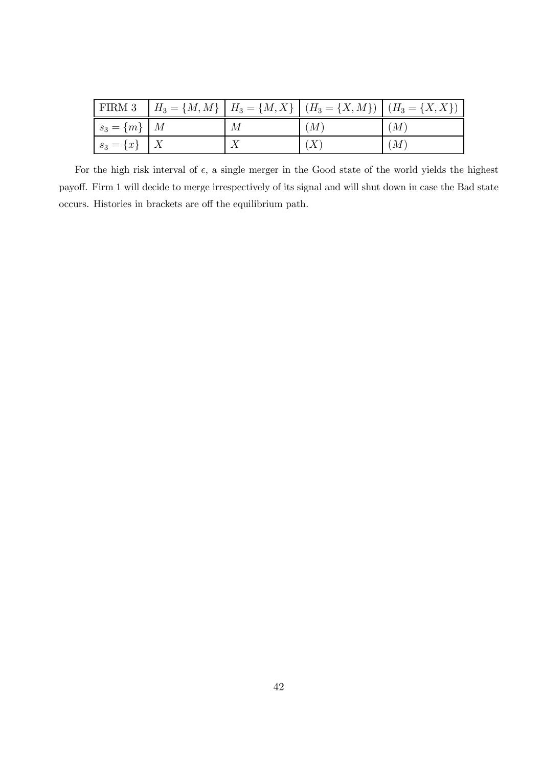| FIRM 3 | $H_3 = \{M, M\}$ | $H_3 = \{M, X\}$ | $(H_3 = \{X, M\})$ | $(H_3 = \{X, X\})$ |
|---|---|---|---|---|
| $s_3 = \{m\}$ | $M$ | $M$ | $(M)$ | $(M)$ |
| $s_3 = \{x\}$ | $X$ | $X$ | $(X)$ | $(M)$ |

For the high risk interval of $\epsilon$, a single merger in the Good state of the world yields the highest payoff. Firm 1 will decide to merge irrespectively of its signal and will shut down in case the Bad state occurs. Histories in brackets are off the equilibrium path.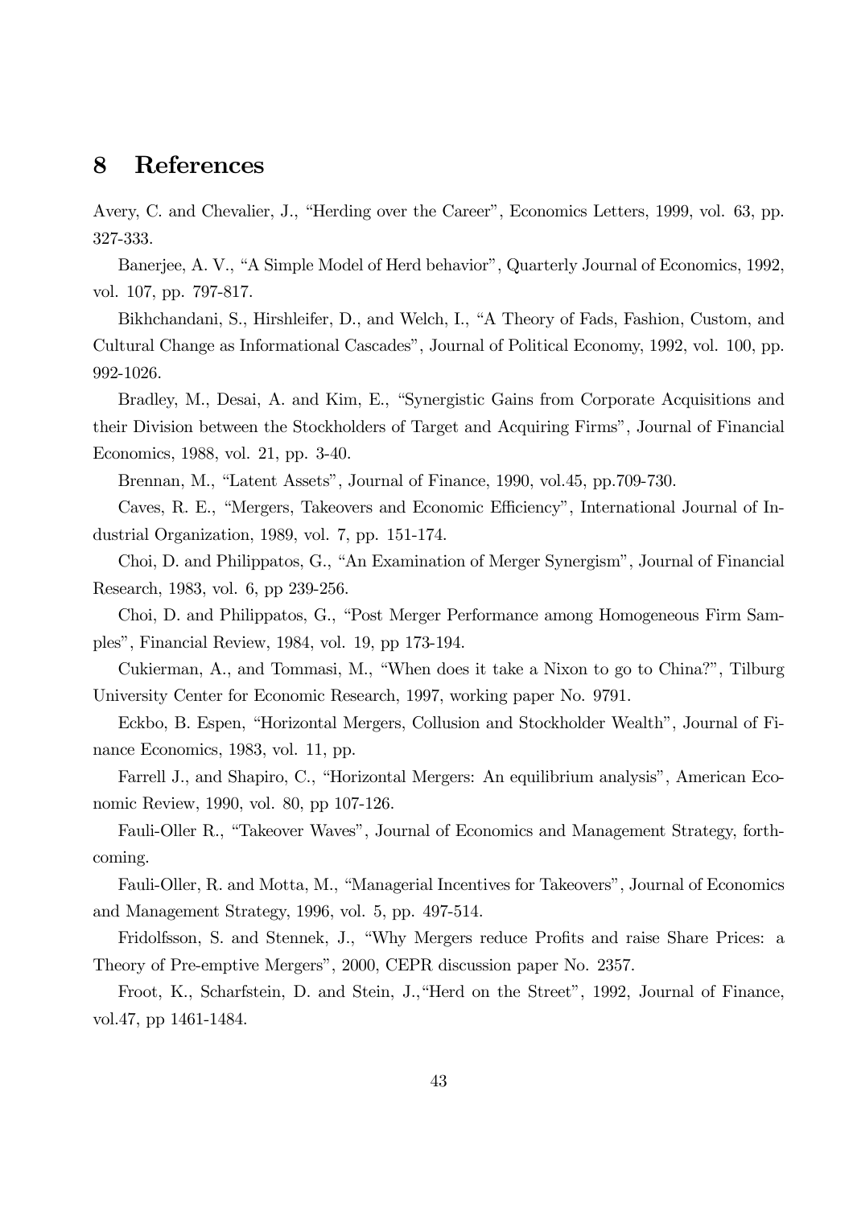## 8 References

Avery, C. and Chevalier, J., "Herding over the Career", Economics Letters, 1999, vol. 63, pp. 327-333.

Banerjee, A. V., "A Simple Model of Herd behavior", Quarterly Journal of Economics, 1992, vol. 107, pp. 797-817.

Bikhchandani, S., Hirshleifer, D., and Welch, I., "A Theory of Fads, Fashion, Custom, and Cultural Change as Informational Cascades", Journal of Political Economy, 1992, vol. 100, pp. 992-1026.

Bradley, M., Desai, A. and Kim, E., "Synergistic Gains from Corporate Acquisitions and their Division between the Stockholders of Target and Acquiring Firms", Journal of Financial Economics, 1988, vol. 21, pp. 3-40.

Brennan, M., "Latent Assets", Journal of Finance, 1990, vol.45, pp.709-730.

Caves, R. E., "Mergers, Takeovers and Economic Efficiency", International Journal of Industrial Organization, 1989, vol. 7, pp. 151-174.

Choi, D. and Philippatos, G., "An Examination of Merger Synergism", Journal of Financial Research, 1983, vol. 6, pp 239-256.

Choi, D. and Philippatos, G., "Post Merger Performance among Homogeneous Firm Samples", Financial Review, 1984, vol. 19, pp 173-194.

Cukierman, A., and Tommasi, M., "When does it take a Nixon to go to China?", Tilburg University Center for Economic Research, 1997, working paper No. 9791.

Eckbo, B. Espen, "Horizontal Mergers, Collusion and Stockholder Wealth", Journal of Finance Economics, 1983, vol. 11, pp.

Farrell J., and Shapiro, C., "Horizontal Mergers: An equilibrium analysis", American Economic Review, 1990, vol. 80, pp 107-126.

Fauli-Oller R., "Takeover Waves", Journal of Economics and Management Strategy, forthcoming.

Fauli-Oller, R. and Motta, M., "Managerial Incentives for Takeovers", Journal of Economics and Management Strategy, 1996, vol. 5, pp. 497-514.

Fridolfsson, S. and Stennek, J., "Why Mergers reduce Profits and raise Share Prices: a Theory of Pre-emptive Mergers", 2000, CEPR discussion paper No. 2357.

Froot, K., Scharfstein, D. and Stein, J.,"Herd on the Street", 1992, Journal of Finance, vol.47, pp 1461-1484.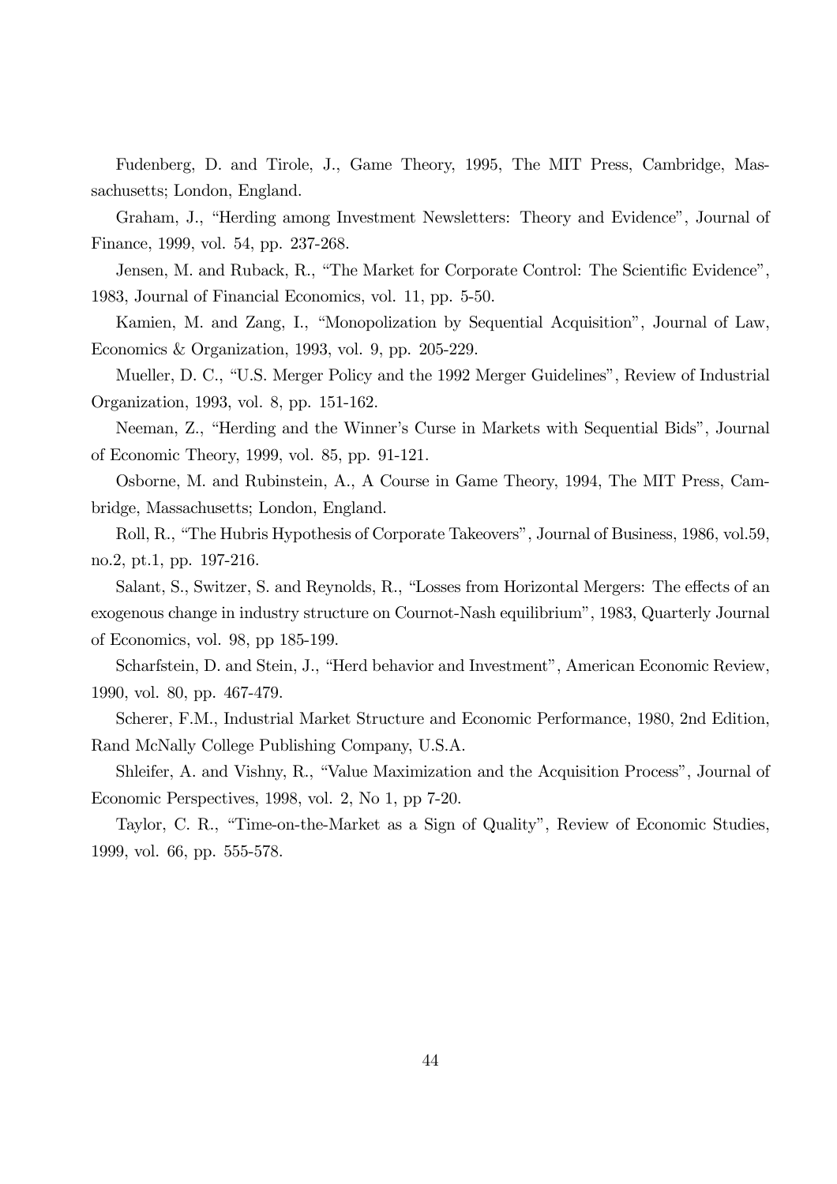Fudenberg, D. and Tirole, J., Game Theory, 1995, The MIT Press, Cambridge, Massachusetts; London, England.

Graham, J., "Herding among Investment Newsletters: Theory and Evidence", Journal of Finance, 1999, vol. 54, pp. 237-268.

Jensen, M. and Ruback, R., "The Market for Corporate Control: The Scientific Evidence", 1983, Journal of Financial Economics, vol. 11, pp. 5-50.

Kamien, M. and Zang, I., "Monopolization by Sequential Acquisition", Journal of Law, Economics & Organization, 1993, vol. 9, pp. 205-229.

Mueller, D. C., "U.S. Merger Policy and the 1992 Merger Guidelines", Review of Industrial Organization, 1993, vol. 8, pp. 151-162.

Neeman, Z., "Herding and the Winner's Curse in Markets with Sequential Bids", Journal of Economic Theory, 1999, vol. 85, pp. 91-121.

Osborne, M. and Rubinstein, A., A Course in Game Theory, 1994, The MIT Press, Cambridge, Massachusetts; London, England.

Roll, R., "The Hubris Hypothesis of Corporate Takeovers", Journal of Business, 1986, vol.59, no.2, pt.1, pp. 197-216.

Salant, S., Switzer, S. and Reynolds, R., "Losses from Horizontal Mergers: The effects of an exogenous change in industry structure on Cournot-Nash equilibrium", 1983, Quarterly Journal of Economics, vol. 98, pp 185-199.

Scharfstein, D. and Stein, J., "Herd behavior and Investment", American Economic Review, 1990, vol. 80, pp. 467-479.

Scherer, F.M., Industrial Market Structure and Economic Performance, 1980, 2nd Edition, Rand McNally College Publishing Company, U.S.A.

Shleifer, A. and Vishny, R., "Value Maximization and the Acquisition Process", Journal of Economic Perspectives, 1998, vol. 2, No 1, pp 7-20.

Taylor, C. R., "Time-on-the-Market as a Sign of Quality", Review of Economic Studies, 1999, vol. 66, pp. 555-578.